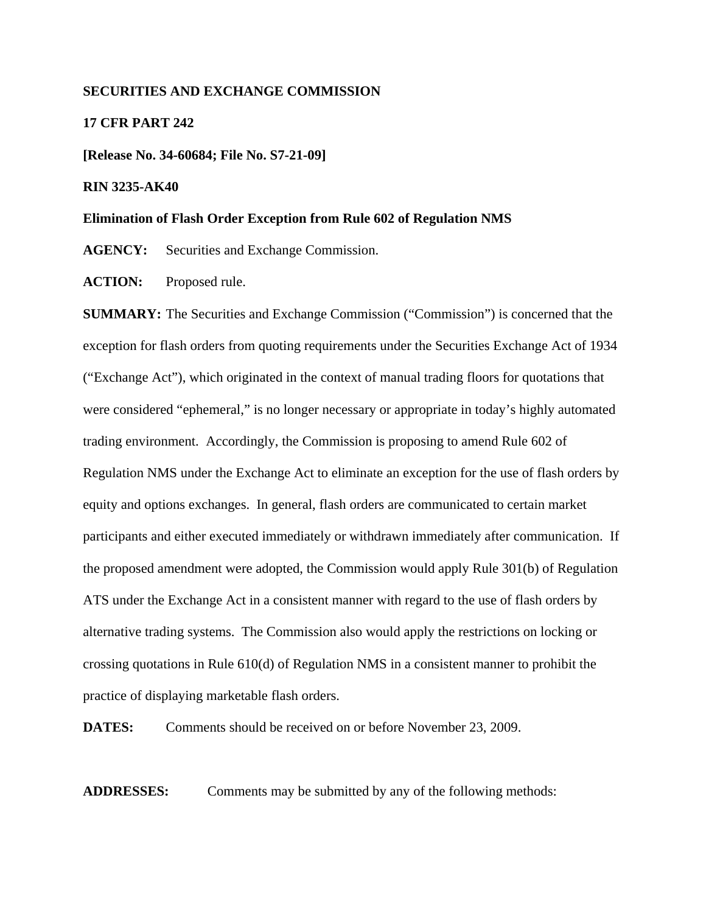**SECURITIES AND EXCHANGE COMMISSION**

**17 CFR PART 242**

**[Release No. 34-60684; File No. S7-21-09]**

**RIN 3235-AK40**

**Elimination of Flash Order Exception from Rule 602 of Regulation NMS**

**AGENCY:** Securities and Exchange Commission.

**ACTION:** Proposed rule.

**SUMMARY:** The Securities and Exchange Commission ("Commission") is concerned that the exception for flash orders from quoting requirements under the Securities Exchange Act of 1934 ("Exchange Act"), which originated in the context of manual trading floors for quotations that were considered "ephemeral," is no longer necessary or appropriate in today's highly automated trading environment. Accordingly, the Commission is proposing to amend Rule 602 of Regulation NMS under the Exchange Act to eliminate an exception for the use of flash orders by equity and options exchanges. In general, flash orders are communicated to certain market participants and either executed immediately or withdrawn immediately after communication. If the proposed amendment were adopted, the Commission would apply Rule 301(b) of Regulation ATS under the Exchange Act in a consistent manner with regard to the use of flash orders by alternative trading systems. The Commission also would apply the restrictions on locking or crossing quotations in Rule 610(d) of Regulation NMS in a consistent manner to prohibit the practice of displaying marketable flash orders.

**DATES:** Comments should be received on or before November 23, 2009.

**ADDRESSES:** Comments may be submitted by any of the following methods: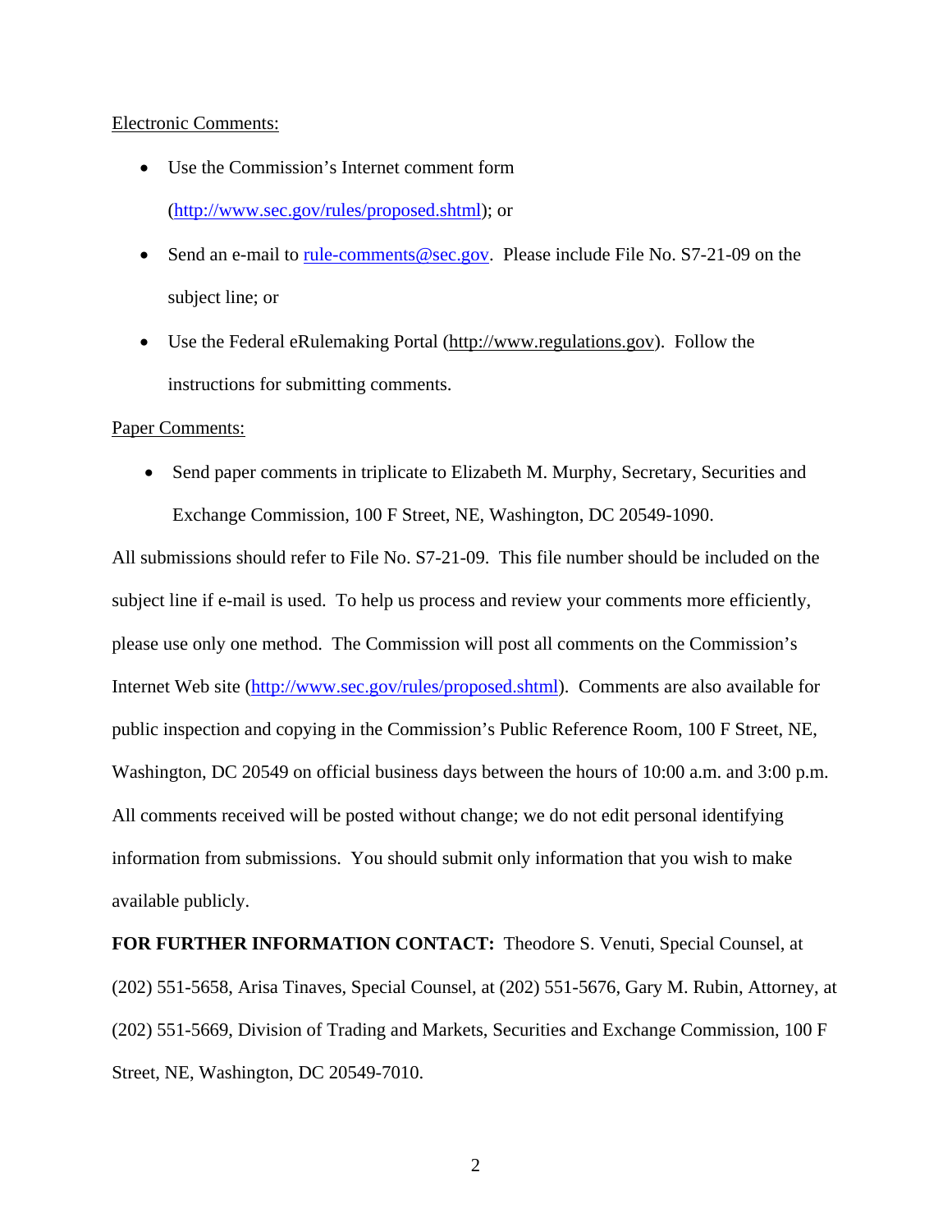Electronic Comments:

- Use the Commission's Internet comment form (http://www.sec.gov/rules/proposed.shtml); or
- Send an e-mail to rule-comments@sec.gov. Please include File No. S7-21-09 on the subject line; or
- Use the Federal eRulemaking Portal (http://www.regulations.gov). Follow the instructions for submitting comments.

Paper Comments:

- Send paper comments in triplicate to Elizabeth M. Murphy, Secretary, Securities and Exchange Commission, 100 F Street, NE, Washington, DC 20549-1090.

All submissions should refer to File No. S7-21-09. This file number should be included on the subject line if e-mail is used. To help us process and review your comments more efficiently, please use only one method. The Commission will post all comments on the Commission's Internet Web site (http://www.sec.gov/rules/proposed.shtml). Comments are also available for public inspection and copying in the Commission's Public Reference Room, 100 F Street, NE, Washington, DC 20549 on official business days between the hours of 10:00 a.m. and 3:00 p.m. All comments received will be posted without change; we do not edit personal identifying information from submissions. You should submit only information that you wish to make available publicly.

**FOR FURTHER INFORMATION CONTACT:** Theodore S. Venuti, Special Counsel, at (202) 551-5658, Arisa Tinaves, Special Counsel, at (202) 551-5676, Gary M. Rubin, Attorney, at (202) 551-5669, Division of Trading and Markets, Securities and Exchange Commission, 100 F Street, NE, Washington, DC 20549-7010.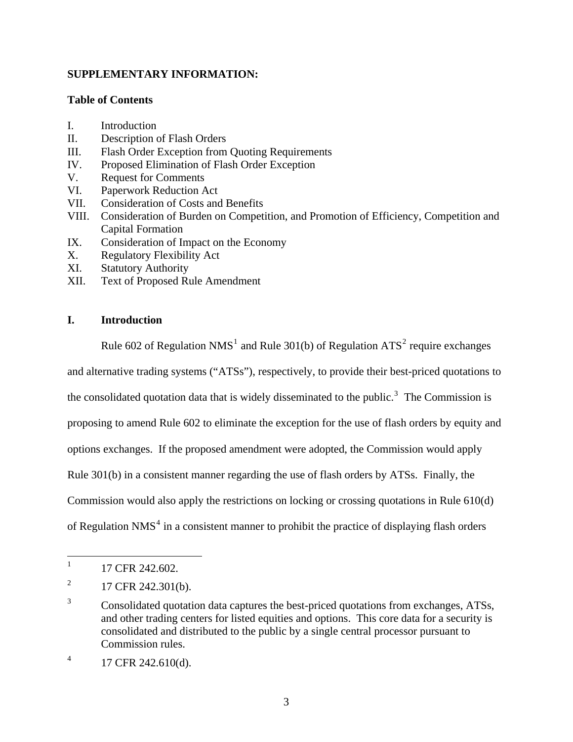**SUPPLEMENTARY INFORMATION:**

**Table of Contents**

I. Introduction
II. Description of Flash Orders
III. Flash Order Exception from Quoting Requirements
IV. Proposed Elimination of Flash Order Exception
V. Request for Comments
VI. Paperwork Reduction Act
VII. Consideration of Costs and Benefits
VIII. Consideration of Burden on Competition, and Promotion of Efficiency, Competition and Capital Formation
IX. Consideration of Impact on the Economy
X. Regulatory Flexibility Act
XI. Statutory Authority
XII. Text of Proposed Rule Amendment

## I. Introduction

Rule 602 of Regulation NMS[1] and Rule 301(b) of Regulation ATS[2] require exchanges and alternative trading systems ("ATSs"), respectively, to provide their best-priced quotations to the consolidated quotation data that is widely disseminated to the public.[3] The Commission is proposing to amend Rule 602 to eliminate the exception for the use of flash orders by equity and options exchanges. If the proposed amendment were adopted, the Commission would apply Rule 301(b) in a consistent manner regarding the use of flash orders by ATSs. Finally, the Commission would also apply the restrictions on locking or crossing quotations in Rule 610(d) of Regulation NMS[4] in a consistent manner to prohibit the practice of displaying flash orders

---

[1] 17 CFR 242.602.

[2] 17 CFR 242.301(b).

[3] Consolidated quotation data captures the best-priced quotations from exchanges, ATSs, and other trading centers for listed equities and options. This core data for a security is consolidated and distributed to the public by a single central processor pursuant to Commission rules.

[4] 17 CFR 242.610(d).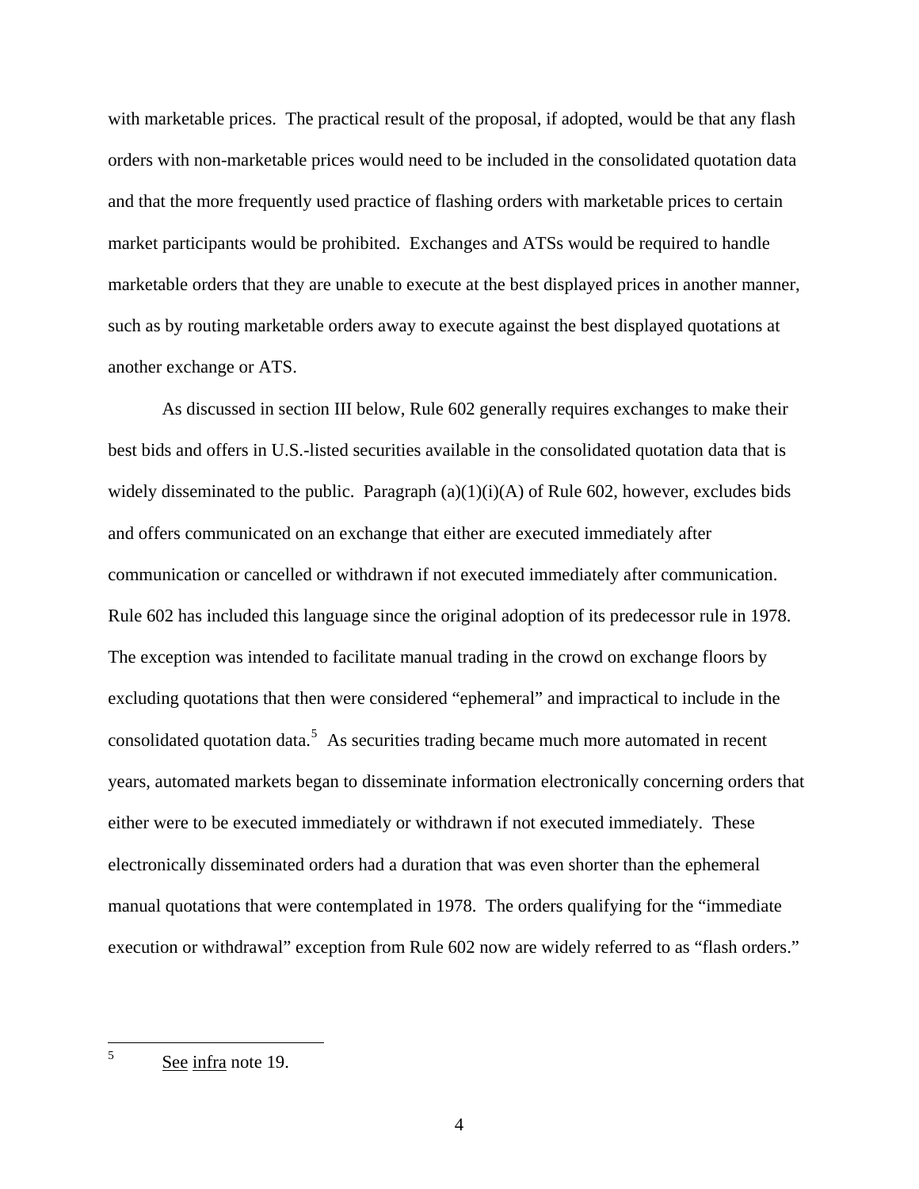with marketable prices. The practical result of the proposal, if adopted, would be that any flash orders with non-marketable prices would need to be included in the consolidated quotation data and that the more frequently used practice of flashing orders with marketable prices to certain market participants would be prohibited. Exchanges and ATSs would be required to handle marketable orders that they are unable to execute at the best displayed prices in another manner, such as by routing marketable orders away to execute against the best displayed quotations at another exchange or ATS.

As discussed in section III below, Rule 602 generally requires exchanges to make their best bids and offers in U.S.-listed securities available in the consolidated quotation data that is widely disseminated to the public. Paragraph (a)(1)(i)(A) of Rule 602, however, excludes bids and offers communicated on an exchange that either are executed immediately after communication or cancelled or withdrawn if not executed immediately after communication. Rule 602 has included this language since the original adoption of its predecessor rule in 1978. The exception was intended to facilitate manual trading in the crowd on exchange floors by excluding quotations that then were considered "ephemeral" and impractical to include in the consolidated quotation data.[5] As securities trading became much more automated in recent years, automated markets began to disseminate information electronically concerning orders that either were to be executed immediately or withdrawn if not executed immediately. These electronically disseminated orders had a duration that was even shorter than the ephemeral manual quotations that were contemplated in 1978. The orders qualifying for the "immediate execution or withdrawal" exception from Rule 602 now are widely referred to as "flash orders."

---

[5] See infra note 19.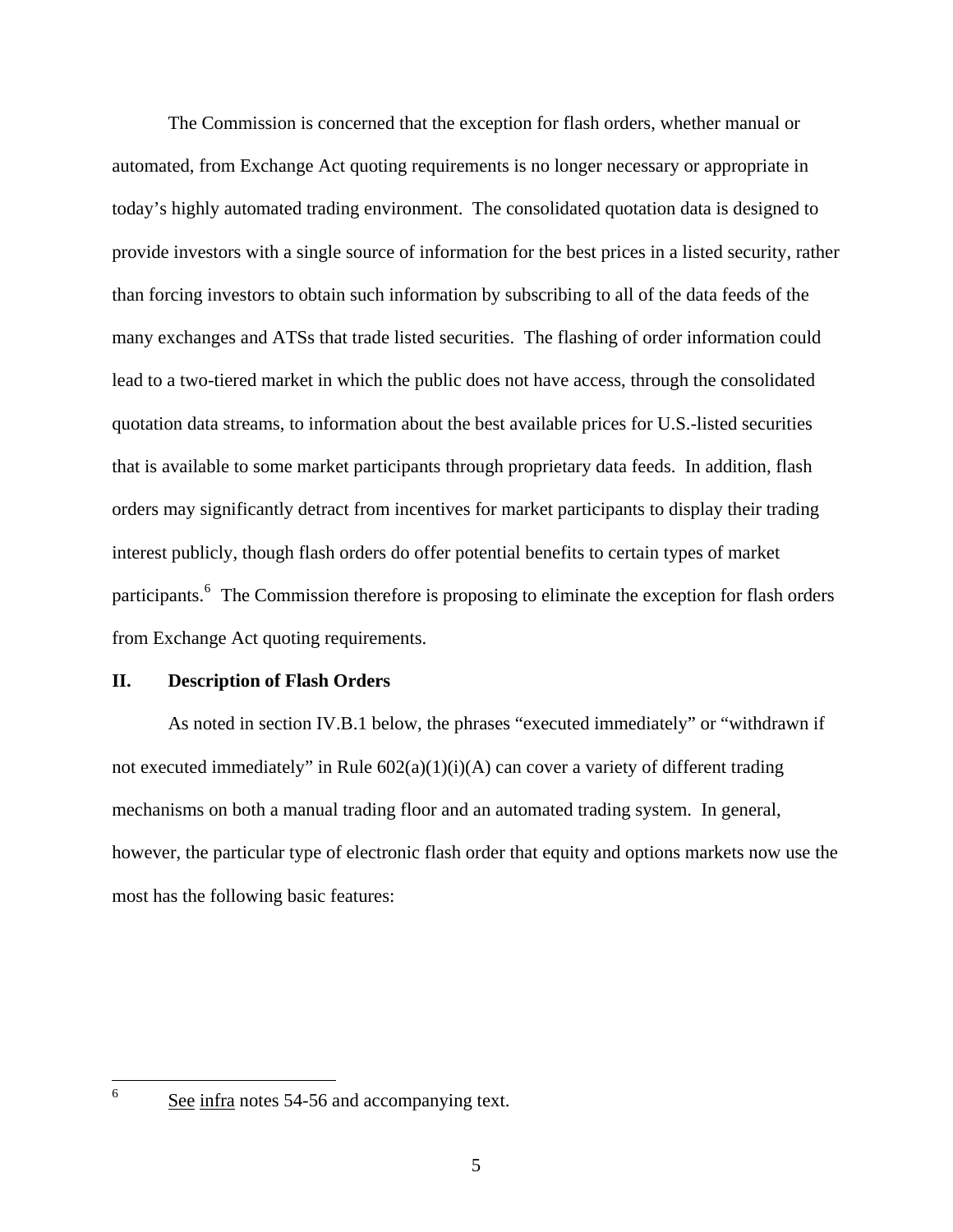The Commission is concerned that the exception for flash orders, whether manual or automated, from Exchange Act quoting requirements is no longer necessary or appropriate in today's highly automated trading environment. The consolidated quotation data is designed to provide investors with a single source of information for the best prices in a listed security, rather than forcing investors to obtain such information by subscribing to all of the data feeds of the many exchanges and ATSs that trade listed securities. The flashing of order information could lead to a two-tiered market in which the public does not have access, through the consolidated quotation data streams, to information about the best available prices for U.S.-listed securities that is available to some market participants through proprietary data feeds. In addition, flash orders may significantly detract from incentives for market participants to display their trading interest publicly, though flash orders do offer potential benefits to certain types of market participants.[6] The Commission therefore is proposing to eliminate the exception for flash orders from Exchange Act quoting requirements.

## II. Description of Flash Orders

As noted in section IV.B.1 below, the phrases "executed immediately" or "withdrawn if not executed immediately" in Rule 602(a)(1)(i)(A) can cover a variety of different trading mechanisms on both a manual trading floor and an automated trading system. In general, however, the particular type of electronic flash order that equity and options markets now use the most has the following basic features:

---

[6] See infra notes 54-56 and accompanying text.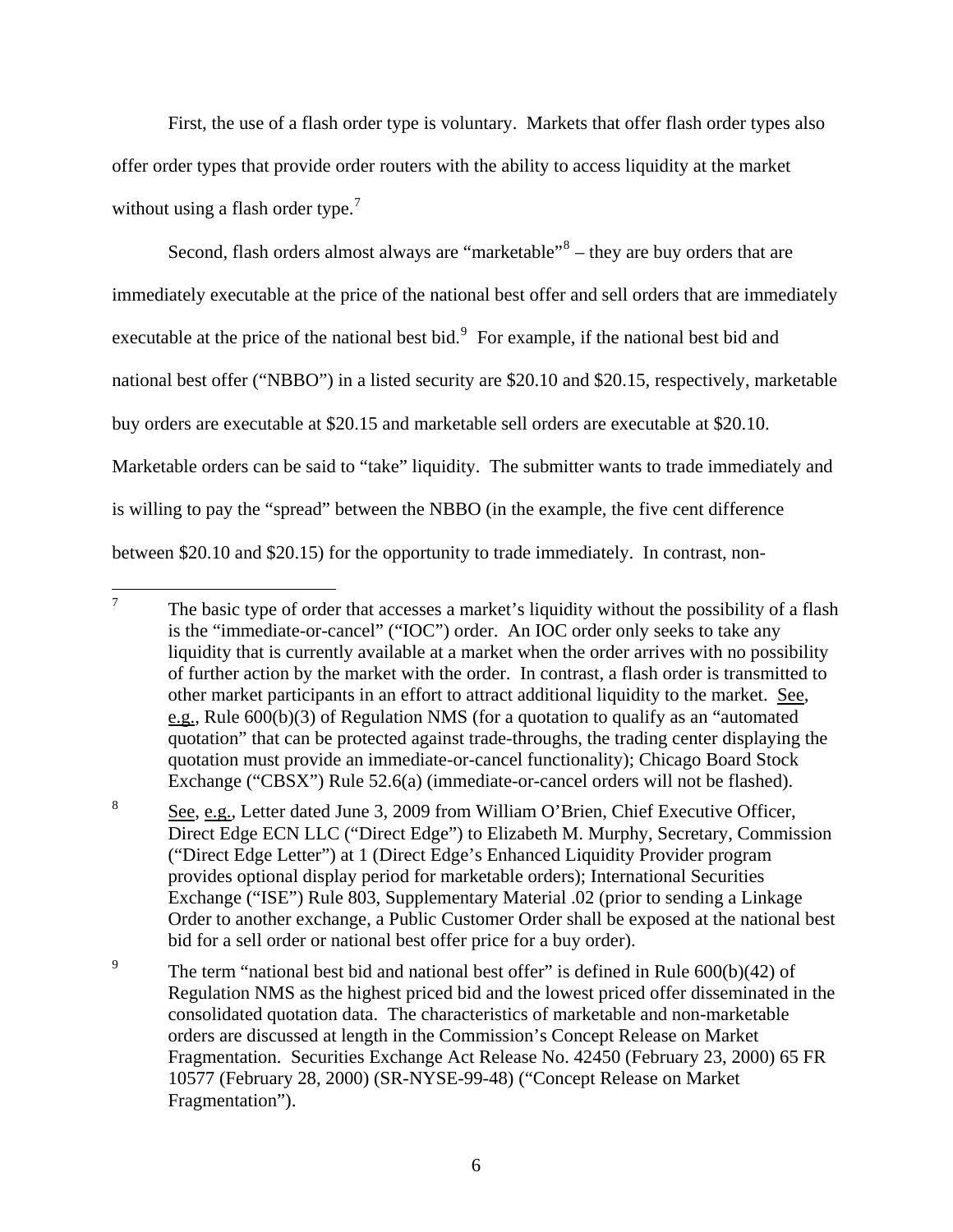First, the use of a flash order type is voluntary. Markets that offer flash order types also offer order types that provide order routers with the ability to access liquidity at the market without using a flash order type.[7]

Second, flash orders almost always are "marketable"[8] – they are buy orders that are immediately executable at the price of the national best offer and sell orders that are immediately executable at the price of the national best bid.[9] For example, if the national best bid and national best offer ("NBBO") in a listed security are \$20.10 and \$20.15, respectively, marketable buy orders are executable at \$20.15 and marketable sell orders are executable at \$20.10. Marketable orders can be said to "take" liquidity. The submitter wants to trade immediately and is willing to pay the "spread" between the NBBO (in the example, the five cent difference between \$20.10 and \$20.15) for the opportunity to trade immediately. In contrast, non-

---

[7] The basic type of order that accesses a market's liquidity without the possibility of a flash is the "immediate-or-cancel" ("IOC") order. An IOC order only seeks to take any liquidity that is currently available at a market when the order arrives with no possibility of further action by the market with the order. In contrast, a flash order is transmitted to other market participants in an effort to attract additional liquidity to the market. See, e.g., Rule 600(b)(3) of Regulation NMS (for a quotation to qualify as an "automated quotation" that can be protected against trade-throughs, the trading center displaying the quotation must provide an immediate-or-cancel functionality); Chicago Board Stock Exchange ("CBSX") Rule 52.6(a) (immediate-or-cancel orders will not be flashed).

[8] See, e.g., Letter dated June 3, 2009 from William O'Brien, Chief Executive Officer, Direct Edge ECN LLC ("Direct Edge") to Elizabeth M. Murphy, Secretary, Commission ("Direct Edge Letter") at 1 (Direct Edge's Enhanced Liquidity Provider program provides optional display period for marketable orders); International Securities Exchange ("ISE") Rule 803, Supplementary Material .02 (prior to sending a Linkage Order to another exchange, a Public Customer Order shall be exposed at the national best bid for a sell order or national best offer price for a buy order).

[9] The term "national best bid and national best offer" is defined in Rule 600(b)(42) of Regulation NMS as the highest priced bid and the lowest priced offer disseminated in the consolidated quotation data. The characteristics of marketable and non-marketable orders are discussed at length in the Commission's Concept Release on Market Fragmentation. Securities Exchange Act Release No. 42450 (February 23, 2000) 65 FR 10577 (February 28, 2000) (SR-NYSE-99-48) ("Concept Release on Market Fragmentation").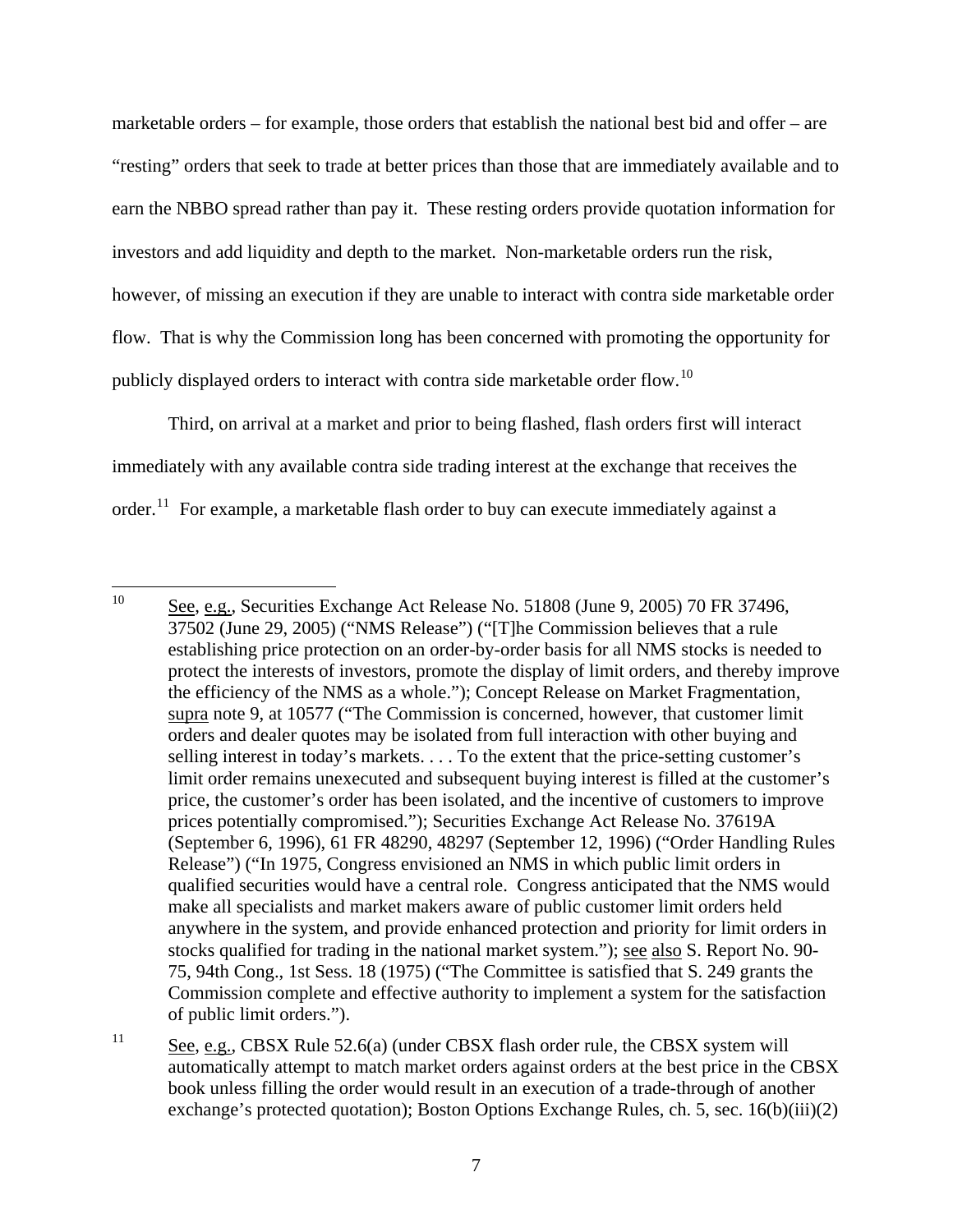marketable orders – for example, those orders that establish the national best bid and offer – are "resting" orders that seek to trade at better prices than those that are immediately available and to earn the NBBO spread rather than pay it. These resting orders provide quotation information for investors and add liquidity and depth to the market. Non-marketable orders run the risk, however, of missing an execution if they are unable to interact with contra side marketable order flow. That is why the Commission long has been concerned with promoting the opportunity for publicly displayed orders to interact with contra side marketable order flow.[10]

Third, on arrival at a market and prior to being flashed, flash orders first will interact immediately with any available contra side trading interest at the exchange that receives the order.[11] For example, a marketable flash order to buy can execute immediately against a

---

[10] See, e.g., Securities Exchange Act Release No. 51808 (June 9, 2005) 70 FR 37496, 37502 (June 29, 2005) ("NMS Release") ("[T]he Commission believes that a rule establishing price protection on an order-by-order basis for all NMS stocks is needed to protect the interests of investors, promote the display of limit orders, and thereby improve the efficiency of the NMS as a whole."); Concept Release on Market Fragmentation, supra note 9, at 10577 ("The Commission is concerned, however, that customer limit orders and dealer quotes may be isolated from full interaction with other buying and selling interest in today's markets. . . . To the extent that the price-setting customer's limit order remains unexecuted and subsequent buying interest is filled at the customer's price, the customer's order has been isolated, and the incentive of customers to improve prices potentially compromised."); Securities Exchange Act Release No. 37619A (September 6, 1996), 61 FR 48290, 48297 (September 12, 1996) ("Order Handling Rules Release") ("In 1975, Congress envisioned an NMS in which public limit orders in qualified securities would have a central role. Congress anticipated that the NMS would make all specialists and market makers aware of public customer limit orders held anywhere in the system, and provide enhanced protection and priority for limit orders in stocks qualified for trading in the national market system."); see also S. Report No. 90-75, 94th Cong., 1st Sess. 18 (1975) ("The Committee is satisfied that S. 249 grants the Commission complete and effective authority to implement a system for the satisfaction of public limit orders.").

[11] See, e.g., CBSX Rule 52.6(a) (under CBSX flash order rule, the CBSX system will automatically attempt to match market orders against orders at the best price in the CBSX book unless filling the order would result in an execution of a trade-through of another exchange's protected quotation); Boston Options Exchange Rules, ch. 5, sec. 16(b)(iii)(2)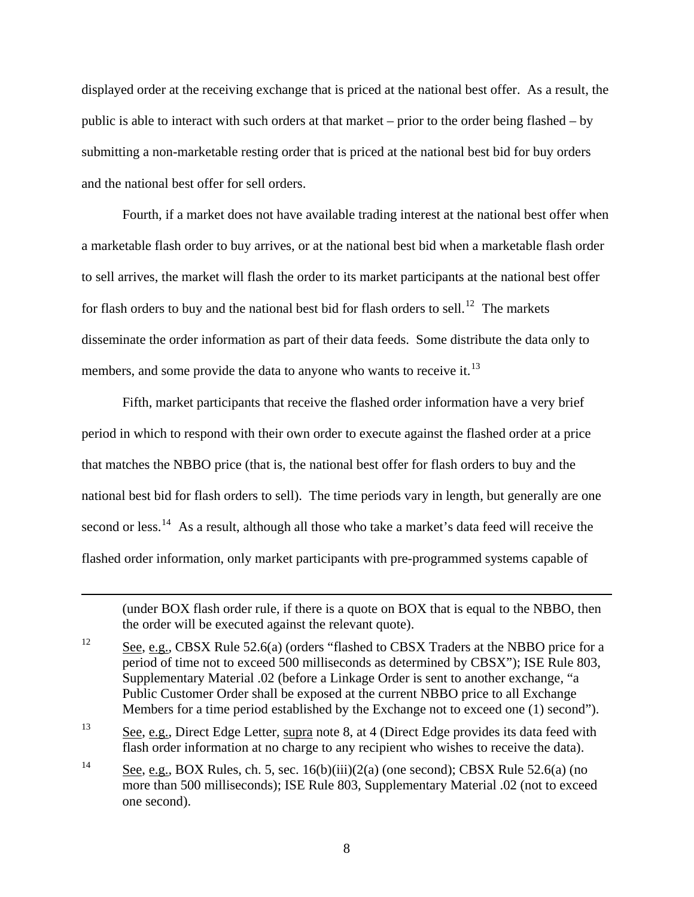displayed order at the receiving exchange that is priced at the national best offer. As a result, the public is able to interact with such orders at that market – prior to the order being flashed – by submitting a non-marketable resting order that is priced at the national best bid for buy orders and the national best offer for sell orders.

Fourth, if a market does not have available trading interest at the national best offer when a marketable flash order to buy arrives, or at the national best bid when a marketable flash order to sell arrives, the market will flash the order to its market participants at the national best offer for flash orders to buy and the national best bid for flash orders to sell.[12] The markets disseminate the order information as part of their data feeds. Some distribute the data only to members, and some provide the data to anyone who wants to receive it.[13]

Fifth, market participants that receive the flashed order information have a very brief period in which to respond with their own order to execute against the flashed order at a price that matches the NBBO price (that is, the national best offer for flash orders to buy and the national best bid for flash orders to sell). The time periods vary in length, but generally are one second or less.[14] As a result, although all those who take a market's data feed will receive the flashed order information, only market participants with pre-programmed systems capable of

---

(under BOX flash order rule, if there is a quote on BOX that is equal to the NBBO, then the order will be executed against the relevant quote).

[12] See, e.g., CBSX Rule 52.6(a) (orders "flashed to CBSX Traders at the NBBO price for a period of time not to exceed 500 milliseconds as determined by CBSX"); ISE Rule 803, Supplementary Material .02 (before a Linkage Order is sent to another exchange, "a Public Customer Order shall be exposed at the current NBBO price to all Exchange Members for a time period established by the Exchange not to exceed one (1) second").

[13] See, e.g., Direct Edge Letter, supra note 8, at 4 (Direct Edge provides its data feed with flash order information at no charge to any recipient who wishes to receive the data).

[14] See, e.g., BOX Rules, ch. 5, sec. 16(b)(iii)(2(a) (one second); CBSX Rule 52.6(a) (no more than 500 milliseconds); ISE Rule 803, Supplementary Material .02 (not to exceed one second).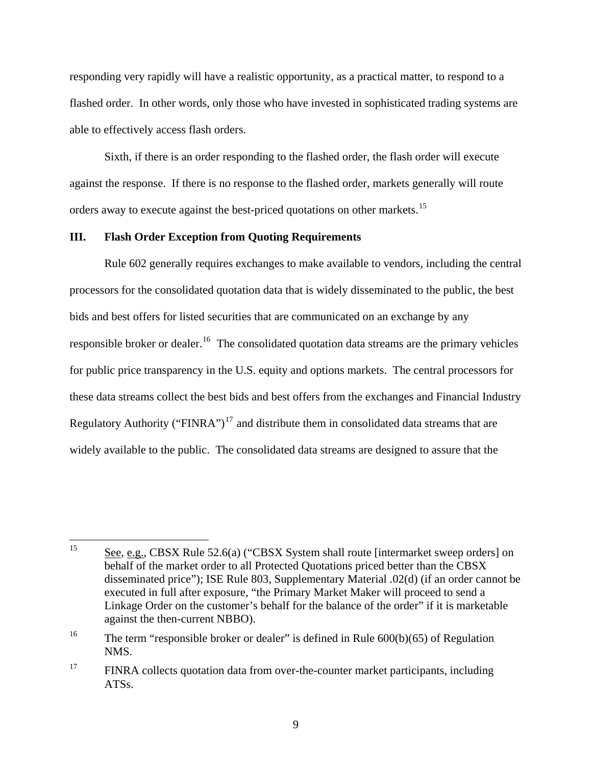responding very rapidly will have a realistic opportunity, as a practical matter, to respond to a flashed order. In other words, only those who have invested in sophisticated trading systems are able to effectively access flash orders.

Sixth, if there is an order responding to the flashed order, the flash order will execute against the response. If there is no response to the flashed order, markets generally will route orders away to execute against the best-priced quotations on other markets.[15]

## III. Flash Order Exception from Quoting Requirements

Rule 602 generally requires exchanges to make available to vendors, including the central processors for the consolidated quotation data that is widely disseminated to the public, the best bids and best offers for listed securities that are communicated on an exchange by any responsible broker or dealer.[16] The consolidated quotation data streams are the primary vehicles for public price transparency in the U.S. equity and options markets. The central processors for these data streams collect the best bids and best offers from the exchanges and Financial Industry Regulatory Authority ("FINRA")[17] and distribute them in consolidated data streams that are widely available to the public. The consolidated data streams are designed to assure that the

---

[15] See, e.g., CBSX Rule 52.6(a) ("CBSX System shall route [intermarket sweep orders] on behalf of the market order to all Protected Quotations priced better than the CBSX disseminated price"); ISE Rule 803, Supplementary Material .02(d) (if an order cannot be executed in full after exposure, "the Primary Market Maker will proceed to send a Linkage Order on the customer's behalf for the balance of the order" if it is marketable against the then-current NBBO).

[16] The term "responsible broker or dealer" is defined in Rule 600(b)(65) of Regulation NMS.

[17] FINRA collects quotation data from over-the-counter market participants, including ATSs.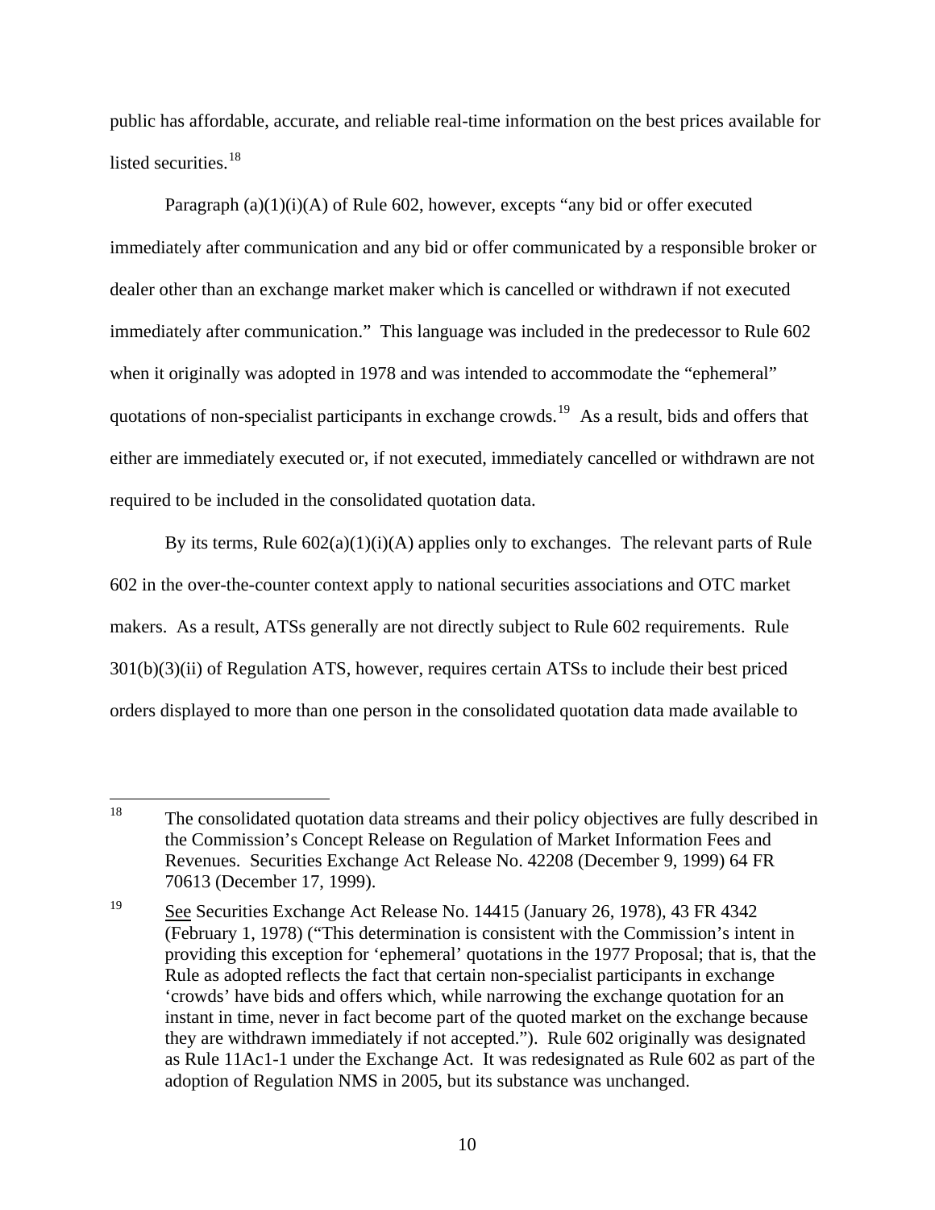public has affordable, accurate, and reliable real-time information on the best prices available for listed securities.[18]

Paragraph (a)(1)(i)(A) of Rule 602, however, excepts "any bid or offer executed immediately after communication and any bid or offer communicated by a responsible broker or dealer other than an exchange market maker which is cancelled or withdrawn if not executed immediately after communication." This language was included in the predecessor to Rule 602 when it originally was adopted in 1978 and was intended to accommodate the "ephemeral" quotations of non-specialist participants in exchange crowds.[19] As a result, bids and offers that either are immediately executed or, if not executed, immediately cancelled or withdrawn are not required to be included in the consolidated quotation data.

By its terms, Rule 602(a)(1)(i)(A) applies only to exchanges. The relevant parts of Rule 602 in the over-the-counter context apply to national securities associations and OTC market makers. As a result, ATSs generally are not directly subject to Rule 602 requirements. Rule 301(b)(3)(ii) of Regulation ATS, however, requires certain ATSs to include their best priced orders displayed to more than one person in the consolidated quotation data made available to

---

[18] The consolidated quotation data streams and their policy objectives are fully described in the Commission's Concept Release on Regulation of Market Information Fees and Revenues. Securities Exchange Act Release No. 42208 (December 9, 1999) 64 FR 70613 (December 17, 1999).

[19] See Securities Exchange Act Release No. 14415 (January 26, 1978), 43 FR 4342 (February 1, 1978) ("This determination is consistent with the Commission's intent in providing this exception for 'ephemeral' quotations in the 1977 Proposal; that is, that the Rule as adopted reflects the fact that certain non-specialist participants in exchange 'crowds' have bids and offers which, while narrowing the exchange quotation for an instant in time, never in fact become part of the quoted market on the exchange because they are withdrawn immediately if not accepted."). Rule 602 originally was designated as Rule 11Ac1-1 under the Exchange Act. It was redesignated as Rule 602 as part of the adoption of Regulation NMS in 2005, but its substance was unchanged.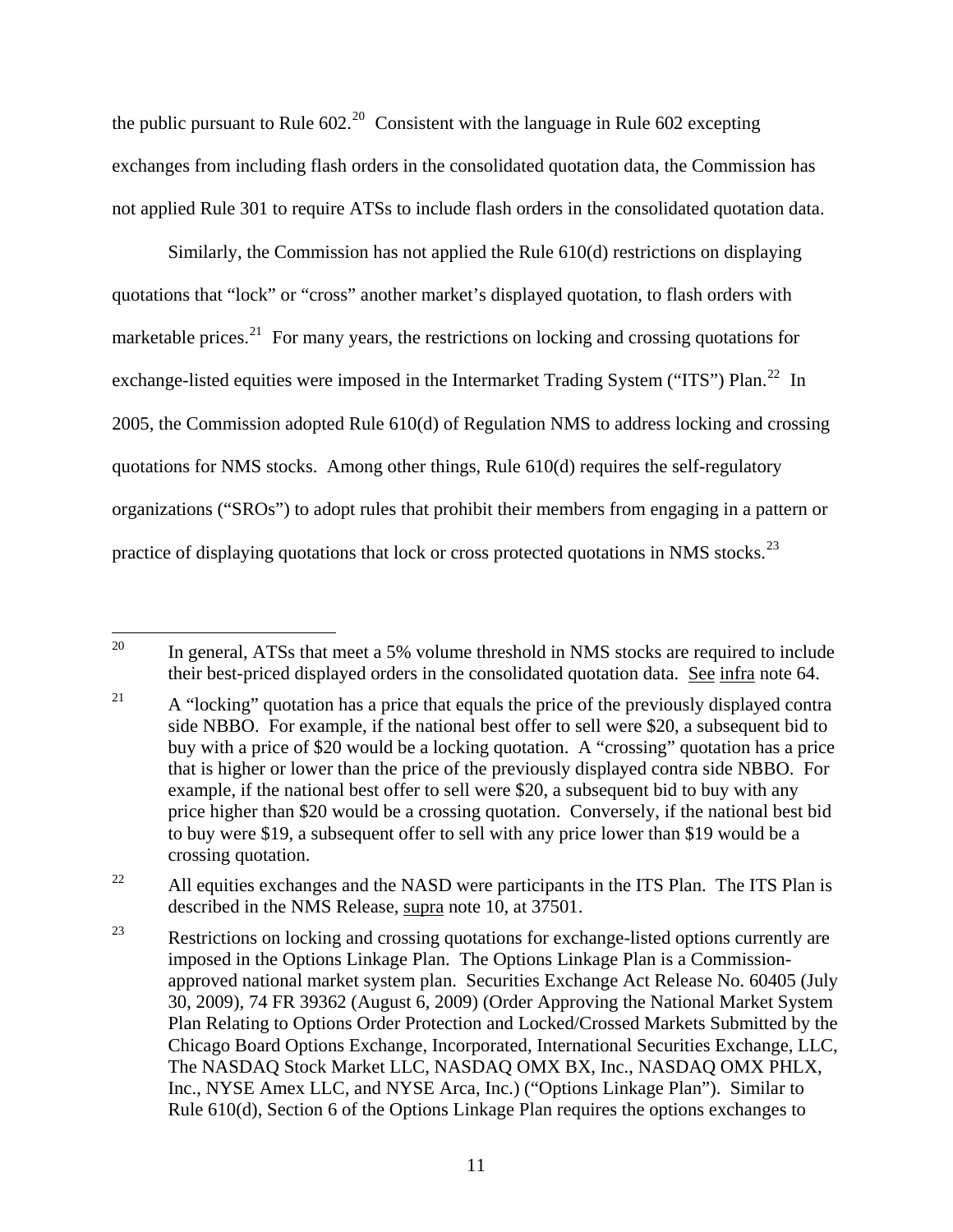the public pursuant to Rule 602.[20] Consistent with the language in Rule 602 excepting exchanges from including flash orders in the consolidated quotation data, the Commission has not applied Rule 301 to require ATSs to include flash orders in the consolidated quotation data.

Similarly, the Commission has not applied the Rule 610(d) restrictions on displaying quotations that "lock" or "cross" another market's displayed quotation, to flash orders with marketable prices.[21] For many years, the restrictions on locking and crossing quotations for exchange-listed equities were imposed in the Intermarket Trading System ("ITS") Plan.[22] In 2005, the Commission adopted Rule 610(d) of Regulation NMS to address locking and crossing quotations for NMS stocks. Among other things, Rule 610(d) requires the self-regulatory organizations ("SROs") to adopt rules that prohibit their members from engaging in a pattern or practice of displaying quotations that lock or cross protected quotations in NMS stocks.[23]

---

[20] In general, ATSs that meet a 5% volume threshold in NMS stocks are required to include their best-priced displayed orders in the consolidated quotation data. See infra note 64.

[21] A "locking" quotation has a price that equals the price of the previously displayed contra side NBBO. For example, if the national best offer to sell were $20, a subsequent bid to buy with a price of $20 would be a locking quotation. A "crossing" quotation has a price that is higher or lower than the price of the previously displayed contra side NBBO. For example, if the national best offer to sell were $20, a subsequent bid to buy with any price higher than $20 would be a crossing quotation. Conversely, if the national best bid to buy were $19, a subsequent offer to sell with any price lower than $19 would be a crossing quotation.

[22] All equities exchanges and the NASD were participants in the ITS Plan. The ITS Plan is described in the NMS Release, supra note 10, at 37501.

[23] Restrictions on locking and crossing quotations for exchange-listed options currently are imposed in the Options Linkage Plan. The Options Linkage Plan is a Commission-approved national market system plan. Securities Exchange Act Release No. 60405 (July 30, 2009), 74 FR 39362 (August 6, 2009) (Order Approving the National Market System Plan Relating to Options Order Protection and Locked/Crossed Markets Submitted by the Chicago Board Options Exchange, Incorporated, International Securities Exchange, LLC, The NASDAQ Stock Market LLC, NASDAQ OMX BX, Inc., NASDAQ OMX PHLX, Inc., NYSE Amex LLC, and NYSE Arca, Inc.) ("Options Linkage Plan"). Similar to Rule 610(d), Section 6 of the Options Linkage Plan requires the options exchanges to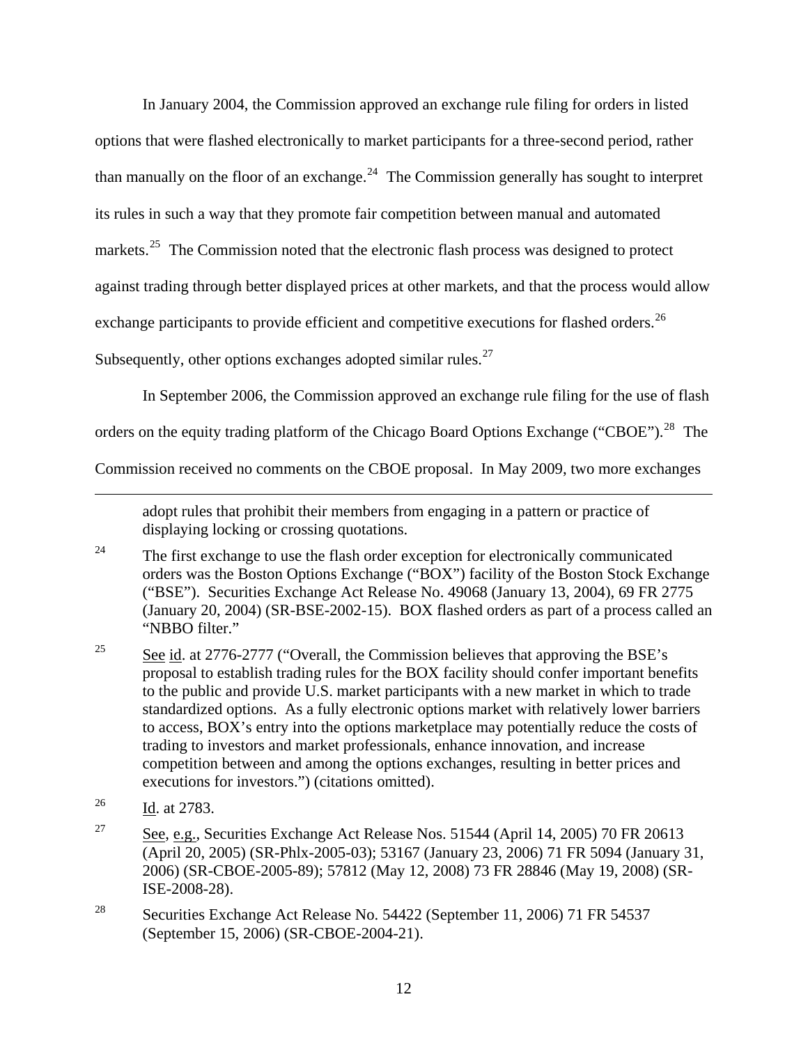In January 2004, the Commission approved an exchange rule filing for orders in listed options that were flashed electronically to market participants for a three-second period, rather than manually on the floor of an exchange.[24] The Commission generally has sought to interpret its rules in such a way that they promote fair competition between manual and automated markets.[25] The Commission noted that the electronic flash process was designed to protect against trading through better displayed prices at other markets, and that the process would allow exchange participants to provide efficient and competitive executions for flashed orders.[26] Subsequently, other options exchanges adopted similar rules.[27]

In September 2006, the Commission approved an exchange rule filing for the use of flash orders on the equity trading platform of the Chicago Board Options Exchange ("CBOE").[28] The Commission received no comments on the CBOE proposal. In May 2009, two more exchanges

---

adopt rules that prohibit their members from engaging in a pattern or practice of displaying locking or crossing quotations.

[24] The first exchange to use the flash order exception for electronically communicated orders was the Boston Options Exchange ("BOX") facility of the Boston Stock Exchange ("BSE"). Securities Exchange Act Release No. 49068 (January 13, 2004), 69 FR 2775 (January 20, 2004) (SR-BSE-2002-15). BOX flashed orders as part of a process called an "NBBO filter."

[25] See id. at 2776-2777 ("Overall, the Commission believes that approving the BSE's proposal to establish trading rules for the BOX facility should confer important benefits to the public and provide U.S. market participants with a new market in which to trade standardized options. As a fully electronic options market with relatively lower barriers to access, BOX's entry into the options marketplace may potentially reduce the costs of trading to investors and market professionals, enhance innovation, and increase competition between and among the options exchanges, resulting in better prices and executions for investors.") (citations omitted).

[26] Id. at 2783.

[27] See, e.g., Securities Exchange Act Release Nos. 51544 (April 14, 2005) 70 FR 20613 (April 20, 2005) (SR-Phlx-2005-03); 53167 (January 23, 2006) 71 FR 5094 (January 31, 2006) (SR-CBOE-2005-89); 57812 (May 12, 2008) 73 FR 28846 (May 19, 2008) (SR-ISE-2008-28).

[28] Securities Exchange Act Release No. 54422 (September 11, 2006) 71 FR 54537 (September 15, 2006) (SR-CBOE-2004-21).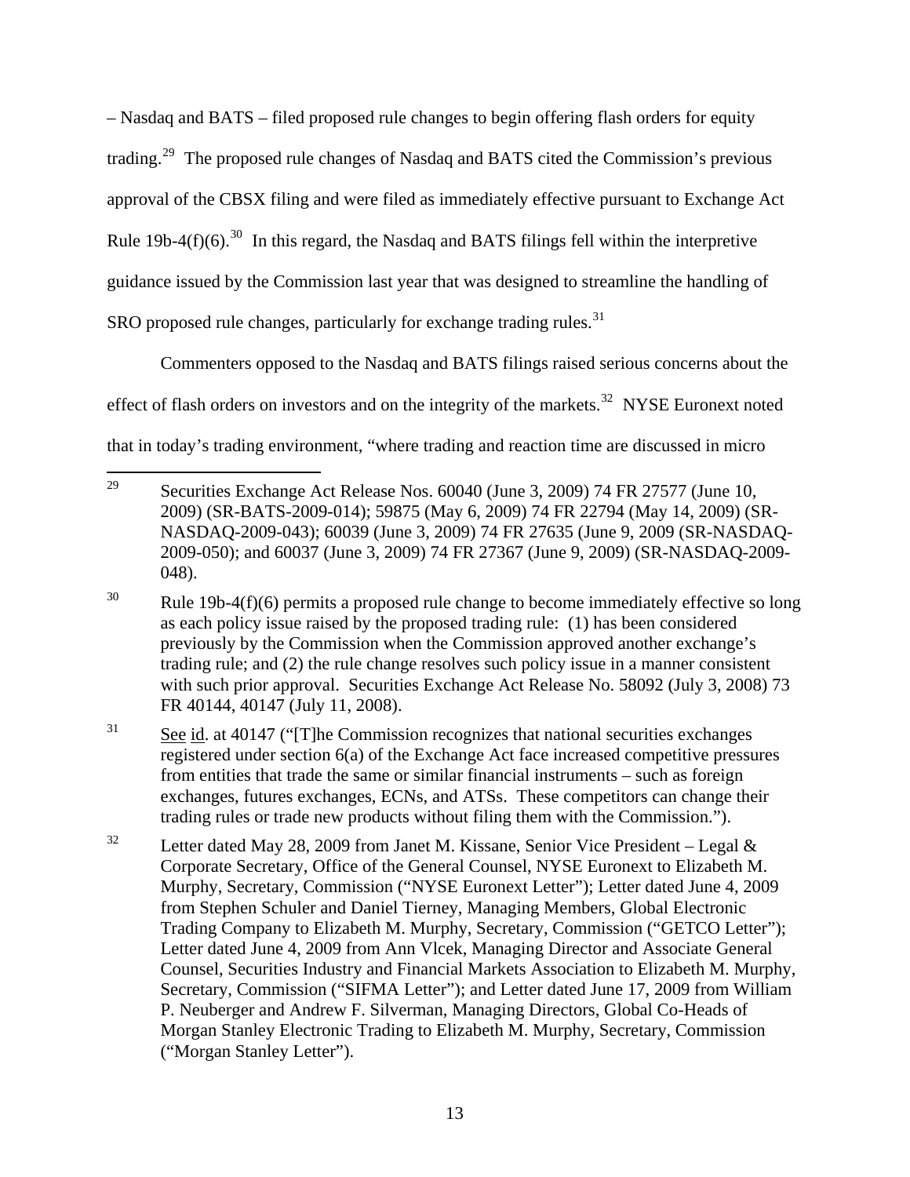– Nasdaq and BATS – filed proposed rule changes to begin offering flash orders for equity trading.[29] The proposed rule changes of Nasdaq and BATS cited the Commission's previous approval of the CBSX filing and were filed as immediately effective pursuant to Exchange Act Rule 19b-4(f)(6).[30] In this regard, the Nasdaq and BATS filings fell within the interpretive guidance issued by the Commission last year that was designed to streamline the handling of SRO proposed rule changes, particularly for exchange trading rules.[31]

Commenters opposed to the Nasdaq and BATS filings raised serious concerns about the effect of flash orders on investors and on the integrity of the markets.[32] NYSE Euronext noted that in today's trading environment, "where trading and reaction time are discussed in micro

---

[29] Securities Exchange Act Release Nos. 60040 (June 3, 2009) 74 FR 27577 (June 10, 2009) (SR-BATS-2009-014); 59875 (May 6, 2009) 74 FR 22794 (May 14, 2009) (SR-NASDAQ-2009-043); 60039 (June 3, 2009) 74 FR 27635 (June 9, 2009 (SR-NASDAQ-2009-050); and 60037 (June 3, 2009) 74 FR 27367 (June 9, 2009) (SR-NASDAQ-2009-048).

[30] Rule 19b-4(f)(6) permits a proposed rule change to become immediately effective so long as each policy issue raised by the proposed trading rule: (1) has been considered previously by the Commission when the Commission approved another exchange's trading rule; and (2) the rule change resolves such policy issue in a manner consistent with such prior approval. Securities Exchange Act Release No. 58092 (July 3, 2008) 73 FR 40144, 40147 (July 11, 2008).

[31] See id. at 40147 ("[T]he Commission recognizes that national securities exchanges registered under section 6(a) of the Exchange Act face increased competitive pressures from entities that trade the same or similar financial instruments – such as foreign exchanges, futures exchanges, ECNs, and ATSs. These competitors can change their trading rules or trade new products without filing them with the Commission.").

[32] Letter dated May 28, 2009 from Janet M. Kissane, Senior Vice President – Legal & Corporate Secretary, Office of the General Counsel, NYSE Euronext to Elizabeth M. Murphy, Secretary, Commission ("NYSE Euronext Letter"); Letter dated June 4, 2009 from Stephen Schuler and Daniel Tierney, Managing Members, Global Electronic Trading Company to Elizabeth M. Murphy, Secretary, Commission ("GETCO Letter"); Letter dated June 4, 2009 from Ann Vlcek, Managing Director and Associate General Counsel, Securities Industry and Financial Markets Association to Elizabeth M. Murphy, Secretary, Commission ("SIFMA Letter"); and Letter dated June 17, 2009 from William P. Neuberger and Andrew F. Silverman, Managing Directors, Global Co-Heads of Morgan Stanley Electronic Trading to Elizabeth M. Murphy, Secretary, Commission ("Morgan Stanley Letter").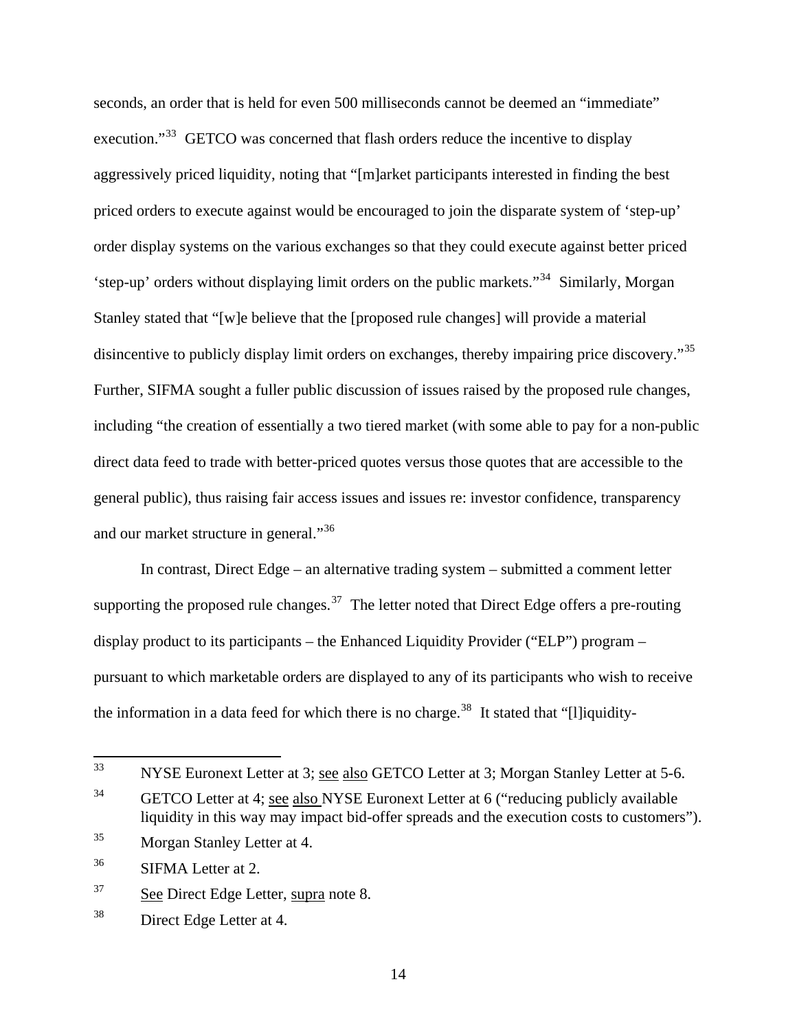seconds, an order that is held for even 500 milliseconds cannot be deemed an "immediate" execution."[33] GETCO was concerned that flash orders reduce the incentive to display aggressively priced liquidity, noting that "[m]arket participants interested in finding the best priced orders to execute against would be encouraged to join the disparate system of 'step-up' order display systems on the various exchanges so that they could execute against better priced 'step-up' orders without displaying limit orders on the public markets."[34] Similarly, Morgan Stanley stated that "[w]e believe that the [proposed rule changes] will provide a material disincentive to publicly display limit orders on exchanges, thereby impairing price discovery."[35] Further, SIFMA sought a fuller public discussion of issues raised by the proposed rule changes, including "the creation of essentially a two tiered market (with some able to pay for a non-public direct data feed to trade with better-priced quotes versus those quotes that are accessible to the general public), thus raising fair access issues and issues re: investor confidence, transparency and our market structure in general."[36]

In contrast, Direct Edge – an alternative trading system – submitted a comment letter supporting the proposed rule changes.[37] The letter noted that Direct Edge offers a pre-routing display product to its participants – the Enhanced Liquidity Provider ("ELP") program – pursuant to which marketable orders are displayed to any of its participants who wish to receive the information in a data feed for which there is no charge.[38] It stated that "[l]iquidity-

---

[33] NYSE Euronext Letter at 3; see also GETCO Letter at 3; Morgan Stanley Letter at 5-6.

[34] GETCO Letter at 4; see also NYSE Euronext Letter at 6 ("reducing publicly available liquidity in this way may impact bid-offer spreads and the execution costs to customers").

[35] Morgan Stanley Letter at 4.

[36] SIFMA Letter at 2.

[37] See Direct Edge Letter, supra note 8.

[38] Direct Edge Letter at 4.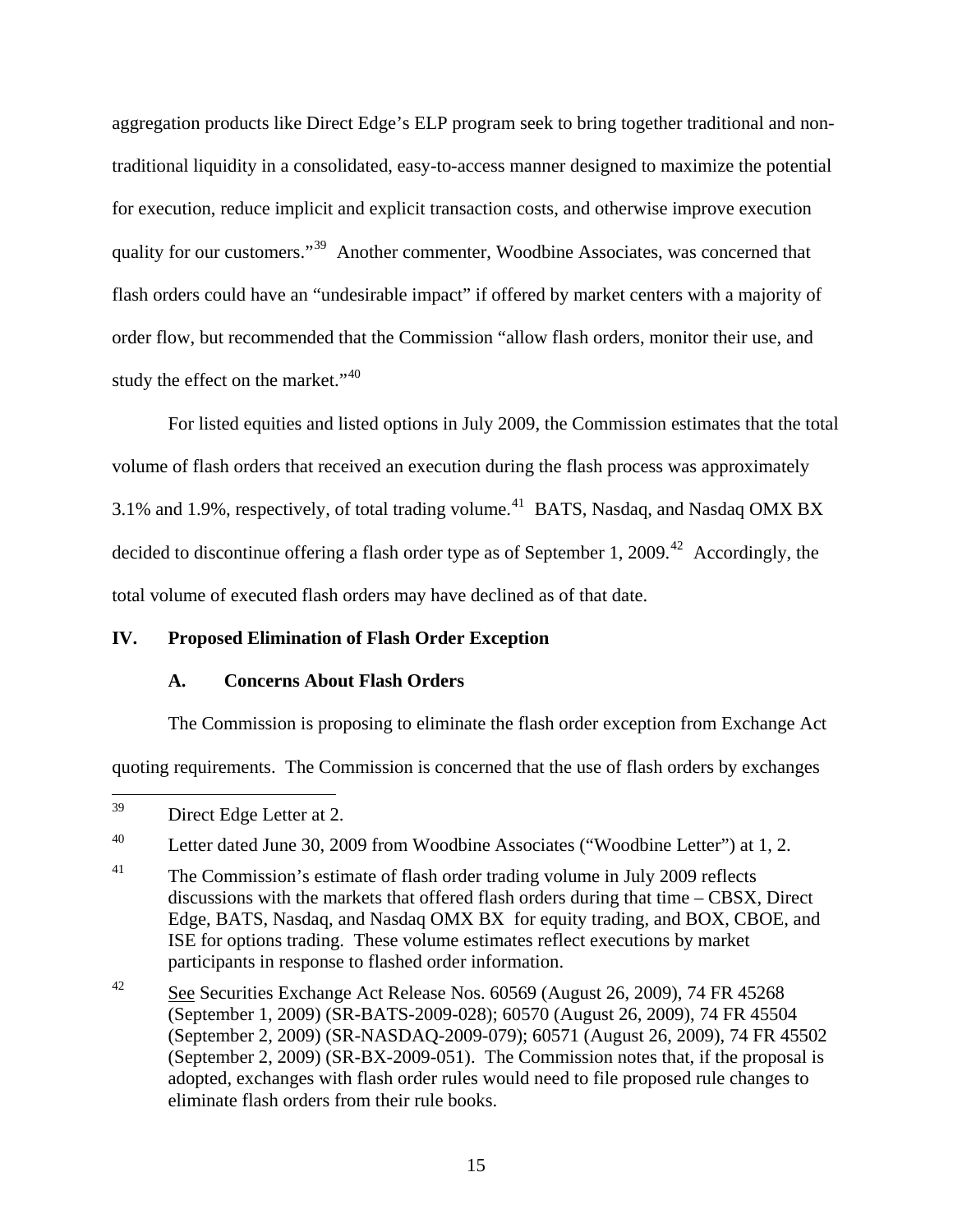aggregation products like Direct Edge's ELP program seek to bring together traditional and non-traditional liquidity in a consolidated, easy-to-access manner designed to maximize the potential for execution, reduce implicit and explicit transaction costs, and otherwise improve execution quality for our customers."[39] Another commenter, Woodbine Associates, was concerned that flash orders could have an "undesirable impact" if offered by market centers with a majority of order flow, but recommended that the Commission "allow flash orders, monitor their use, and study the effect on the market."[40]

For listed equities and listed options in July 2009, the Commission estimates that the total volume of flash orders that received an execution during the flash process was approximately 3.1% and 1.9%, respectively, of total trading volume.[41] BATS, Nasdaq, and Nasdaq OMX BX decided to discontinue offering a flash order type as of September 1, 2009.[42] Accordingly, the total volume of executed flash orders may have declined as of that date.

## IV. Proposed Elimination of Flash Order Exception

### A. Concerns About Flash Orders

The Commission is proposing to eliminate the flash order exception from Exchange Act quoting requirements. The Commission is concerned that the use of flash orders by exchanges

---

[39] Direct Edge Letter at 2.

[40] Letter dated June 30, 2009 from Woodbine Associates ("Woodbine Letter") at 1, 2.

[41] The Commission's estimate of flash order trading volume in July 2009 reflects discussions with the markets that offered flash orders during that time – CBSX, Direct Edge, BATS, Nasdaq, and Nasdaq OMX BX for equity trading, and BOX, CBOE, and ISE for options trading. These volume estimates reflect executions by market participants in response to flashed order information.

[42] See Securities Exchange Act Release Nos. 60569 (August 26, 2009), 74 FR 45268 (September 1, 2009) (SR-BATS-2009-028); 60570 (August 26, 2009), 74 FR 45504 (September 2, 2009) (SR-NASDAQ-2009-079); 60571 (August 26, 2009), 74 FR 45502 (September 2, 2009) (SR-BX-2009-051). The Commission notes that, if the proposal is adopted, exchanges with flash order rules would need to file proposed rule changes to eliminate flash orders from their rule books.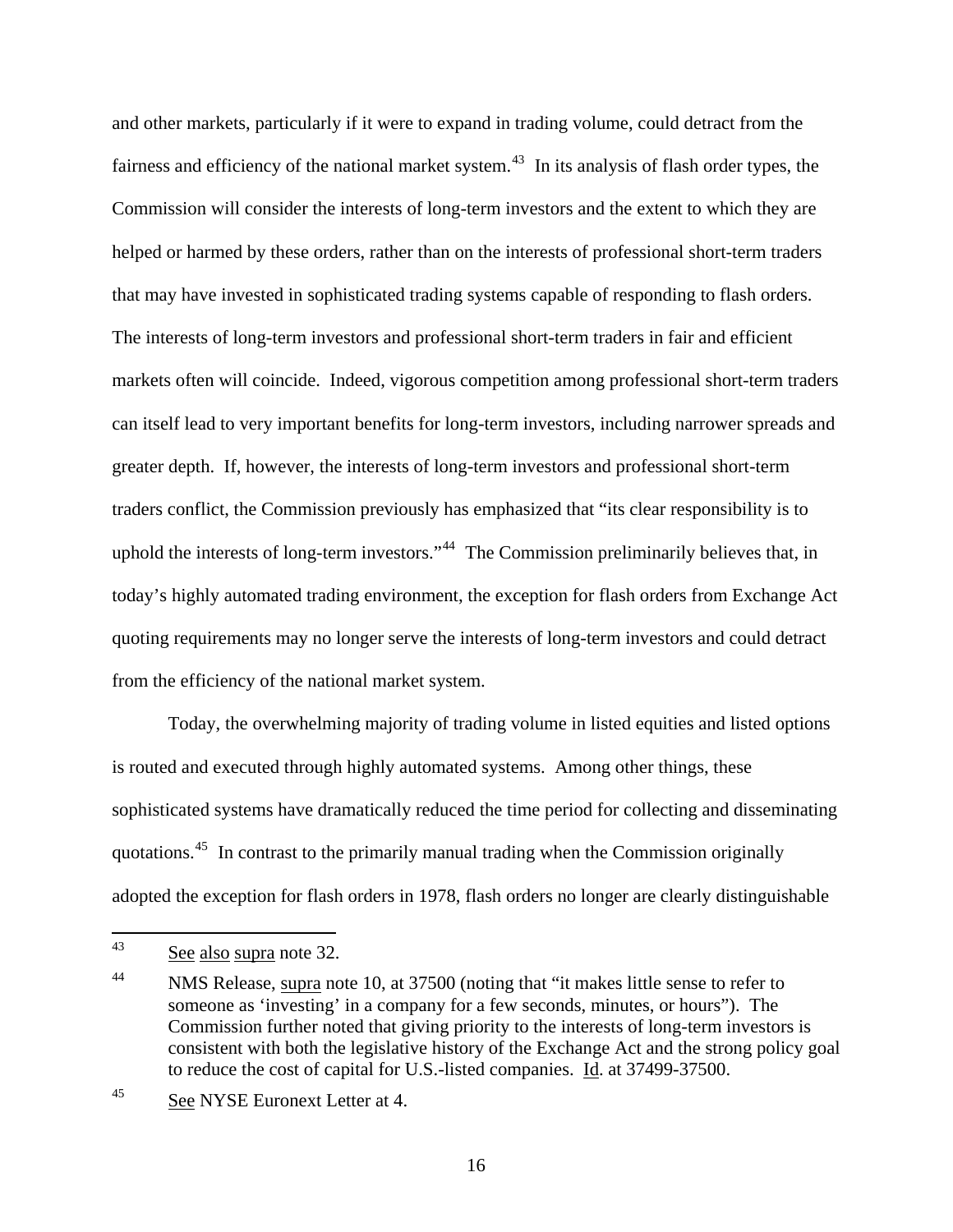and other markets, particularly if it were to expand in trading volume, could detract from the fairness and efficiency of the national market system.[43] In its analysis of flash order types, the Commission will consider the interests of long-term investors and the extent to which they are helped or harmed by these orders, rather than on the interests of professional short-term traders that may have invested in sophisticated trading systems capable of responding to flash orders. The interests of long-term investors and professional short-term traders in fair and efficient markets often will coincide. Indeed, vigorous competition among professional short-term traders can itself lead to very important benefits for long-term investors, including narrower spreads and greater depth. If, however, the interests of long-term investors and professional short-term traders conflict, the Commission previously has emphasized that "its clear responsibility is to uphold the interests of long-term investors."[44] The Commission preliminarily believes that, in today's highly automated trading environment, the exception for flash orders from Exchange Act quoting requirements may no longer serve the interests of long-term investors and could detract from the efficiency of the national market system.

Today, the overwhelming majority of trading volume in listed equities and listed options is routed and executed through highly automated systems. Among other things, these sophisticated systems have dramatically reduced the time period for collecting and disseminating quotations.[45] In contrast to the primarily manual trading when the Commission originally adopted the exception for flash orders in 1978, flash orders no longer are clearly distinguishable

---

[43] See also supra note 32.

[44] NMS Release, supra note 10, at 37500 (noting that "it makes little sense to refer to someone as 'investing' in a company for a few seconds, minutes, or hours"). The Commission further noted that giving priority to the interests of long-term investors is consistent with both the legislative history of the Exchange Act and the strong policy goal to reduce the cost of capital for U.S.-listed companies. Id. at 37499-37500.

[45] See NYSE Euronext Letter at 4.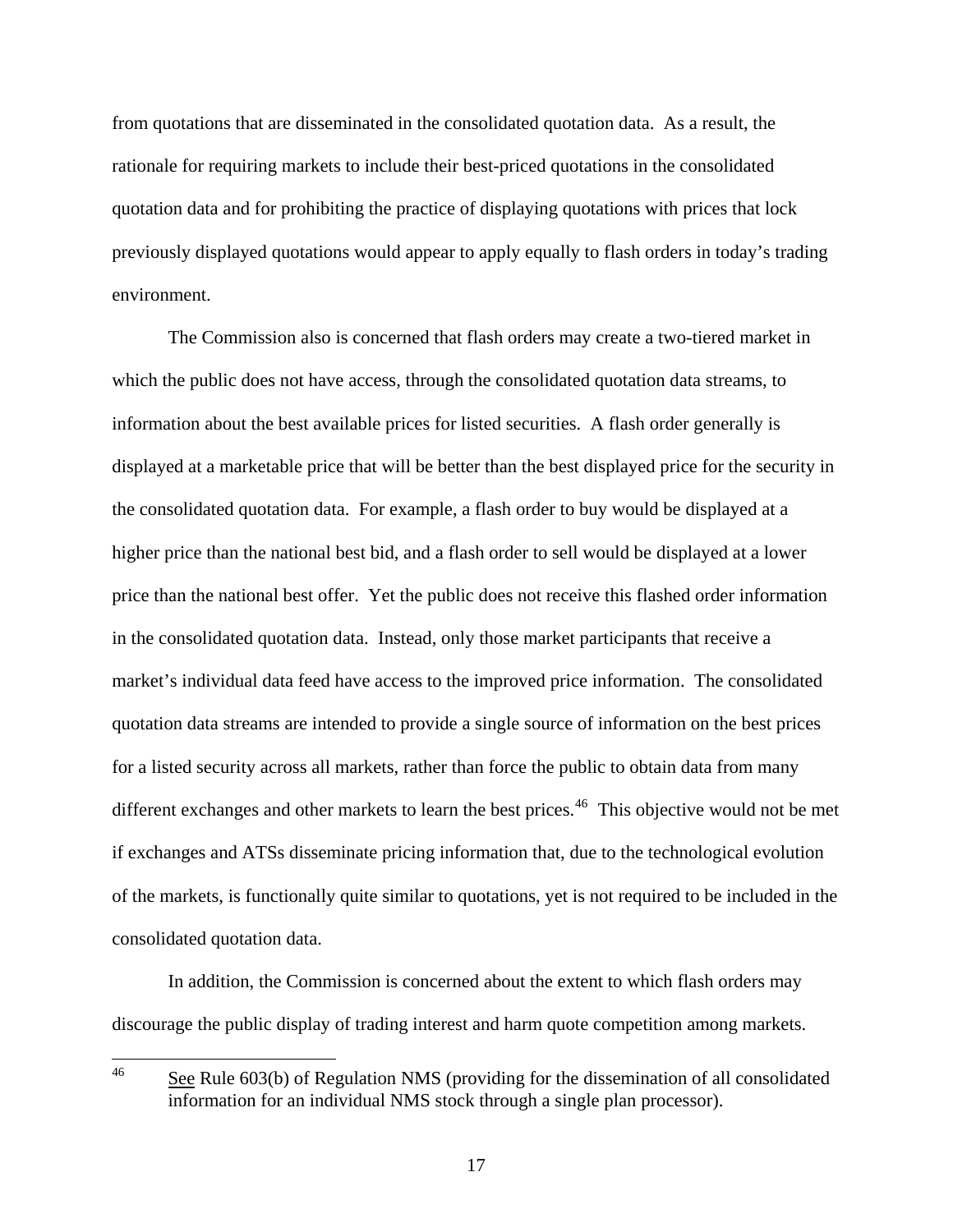from quotations that are disseminated in the consolidated quotation data. As a result, the rationale for requiring markets to include their best-priced quotations in the consolidated quotation data and for prohibiting the practice of displaying quotations with prices that lock previously displayed quotations would appear to apply equally to flash orders in today's trading environment.

The Commission also is concerned that flash orders may create a two-tiered market in which the public does not have access, through the consolidated quotation data streams, to information about the best available prices for listed securities. A flash order generally is displayed at a marketable price that will be better than the best displayed price for the security in the consolidated quotation data. For example, a flash order to buy would be displayed at a higher price than the national best bid, and a flash order to sell would be displayed at a lower price than the national best offer. Yet the public does not receive this flashed order information in the consolidated quotation data. Instead, only those market participants that receive a market's individual data feed have access to the improved price information. The consolidated quotation data streams are intended to provide a single source of information on the best prices for a listed security across all markets, rather than force the public to obtain data from many different exchanges and other markets to learn the best prices.[46] This objective would not be met if exchanges and ATSs disseminate pricing information that, due to the technological evolution of the markets, is functionally quite similar to quotations, yet is not required to be included in the consolidated quotation data.

In addition, the Commission is concerned about the extent to which flash orders may discourage the public display of trading interest and harm quote competition among markets.

---

[46] See Rule 603(b) of Regulation NMS (providing for the dissemination of all consolidated information for an individual NMS stock through a single plan processor).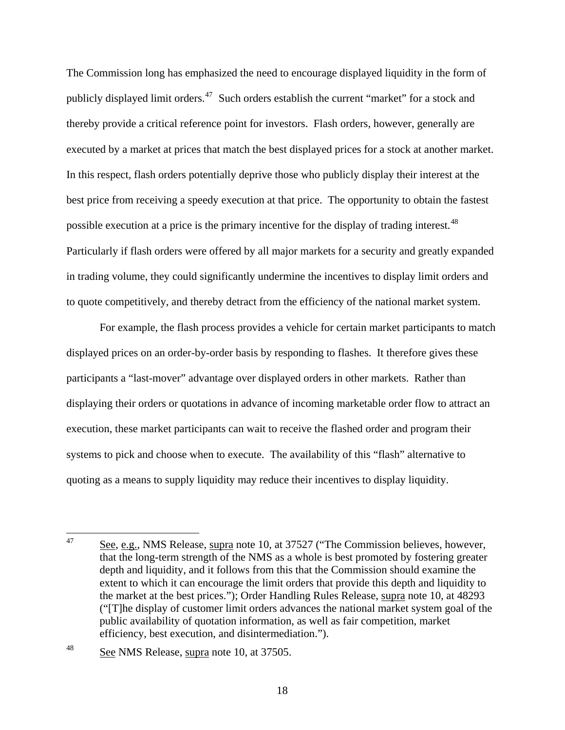The Commission long has emphasized the need to encourage displayed liquidity in the form of publicly displayed limit orders.[47] Such orders establish the current "market" for a stock and thereby provide a critical reference point for investors. Flash orders, however, generally are executed by a market at prices that match the best displayed prices for a stock at another market. In this respect, flash orders potentially deprive those who publicly display their interest at the best price from receiving a speedy execution at that price. The opportunity to obtain the fastest possible execution at a price is the primary incentive for the display of trading interest.[48] Particularly if flash orders were offered by all major markets for a security and greatly expanded in trading volume, they could significantly undermine the incentives to display limit orders and to quote competitively, and thereby detract from the efficiency of the national market system.

For example, the flash process provides a vehicle for certain market participants to match displayed prices on an order-by-order basis by responding to flashes. It therefore gives these participants a "last-mover" advantage over displayed orders in other markets. Rather than displaying their orders or quotations in advance of incoming marketable order flow to attract an execution, these market participants can wait to receive the flashed order and program their systems to pick and choose when to execute. The availability of this "flash" alternative to quoting as a means to supply liquidity may reduce their incentives to display liquidity.

---

[47] See, e.g., NMS Release, supra note 10, at 37527 ("The Commission believes, however, that the long-term strength of the NMS as a whole is best promoted by fostering greater depth and liquidity, and it follows from this that the Commission should examine the extent to which it can encourage the limit orders that provide this depth and liquidity to the market at the best prices."); Order Handling Rules Release, supra note 10, at 48293 ("[T]he display of customer limit orders advances the national market system goal of the public availability of quotation information, as well as fair competition, market efficiency, best execution, and disintermediation.").

[48] See NMS Release, supra note 10, at 37505.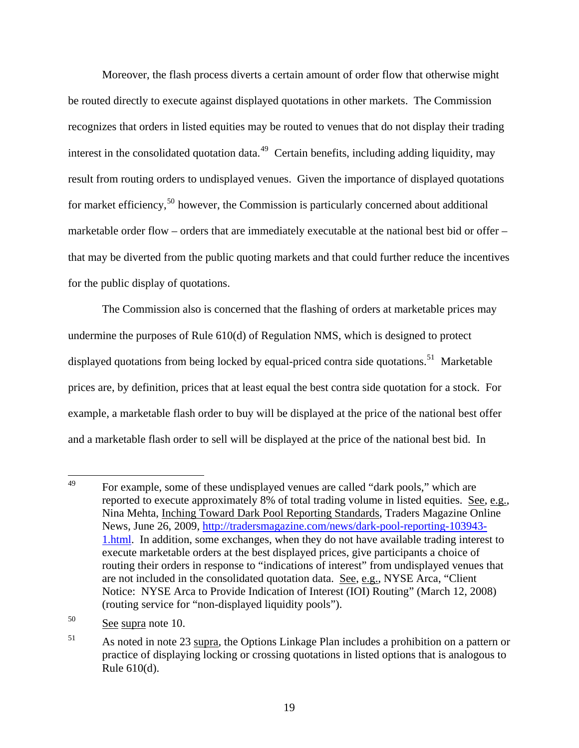Moreover, the flash process diverts a certain amount of order flow that otherwise might be routed directly to execute against displayed quotations in other markets. The Commission recognizes that orders in listed equities may be routed to venues that do not display their trading interest in the consolidated quotation data.[49] Certain benefits, including adding liquidity, may result from routing orders to undisplayed venues. Given the importance of displayed quotations for market efficiency,[50] however, the Commission is particularly concerned about additional marketable order flow – orders that are immediately executable at the national best bid or offer – that may be diverted from the public quoting markets and that could further reduce the incentives for the public display of quotations.

The Commission also is concerned that the flashing of orders at marketable prices may undermine the purposes of Rule 610(d) of Regulation NMS, which is designed to protect displayed quotations from being locked by equal-priced contra side quotations.[51] Marketable prices are, by definition, prices that at least equal the best contra side quotation for a stock. For example, a marketable flash order to buy will be displayed at the price of the national best offer and a marketable flash order to sell will be displayed at the price of the national best bid. In

---

[49] For example, some of these undisplayed venues are called "dark pools," which are reported to execute approximately 8% of total trading volume in listed equities. See, e.g., Nina Mehta, Inching Toward Dark Pool Reporting Standards, Traders Magazine Online News, June 26, 2009, http://tradersmagazine.com/news/dark-pool-reporting-103943-1.html. In addition, some exchanges, when they do not have available trading interest to execute marketable orders at the best displayed prices, give participants a choice of routing their orders in response to "indications of interest" from undisplayed venues that are not included in the consolidated quotation data. See, e.g., NYSE Arca, "Client Notice: NYSE Arca to Provide Indication of Interest (IOI) Routing" (March 12, 2008) (routing service for "non-displayed liquidity pools").

[50] See supra note 10.

[51] As noted in note 23 supra, the Options Linkage Plan includes a prohibition on a pattern or practice of displaying locking or crossing quotations in listed options that is analogous to Rule 610(d).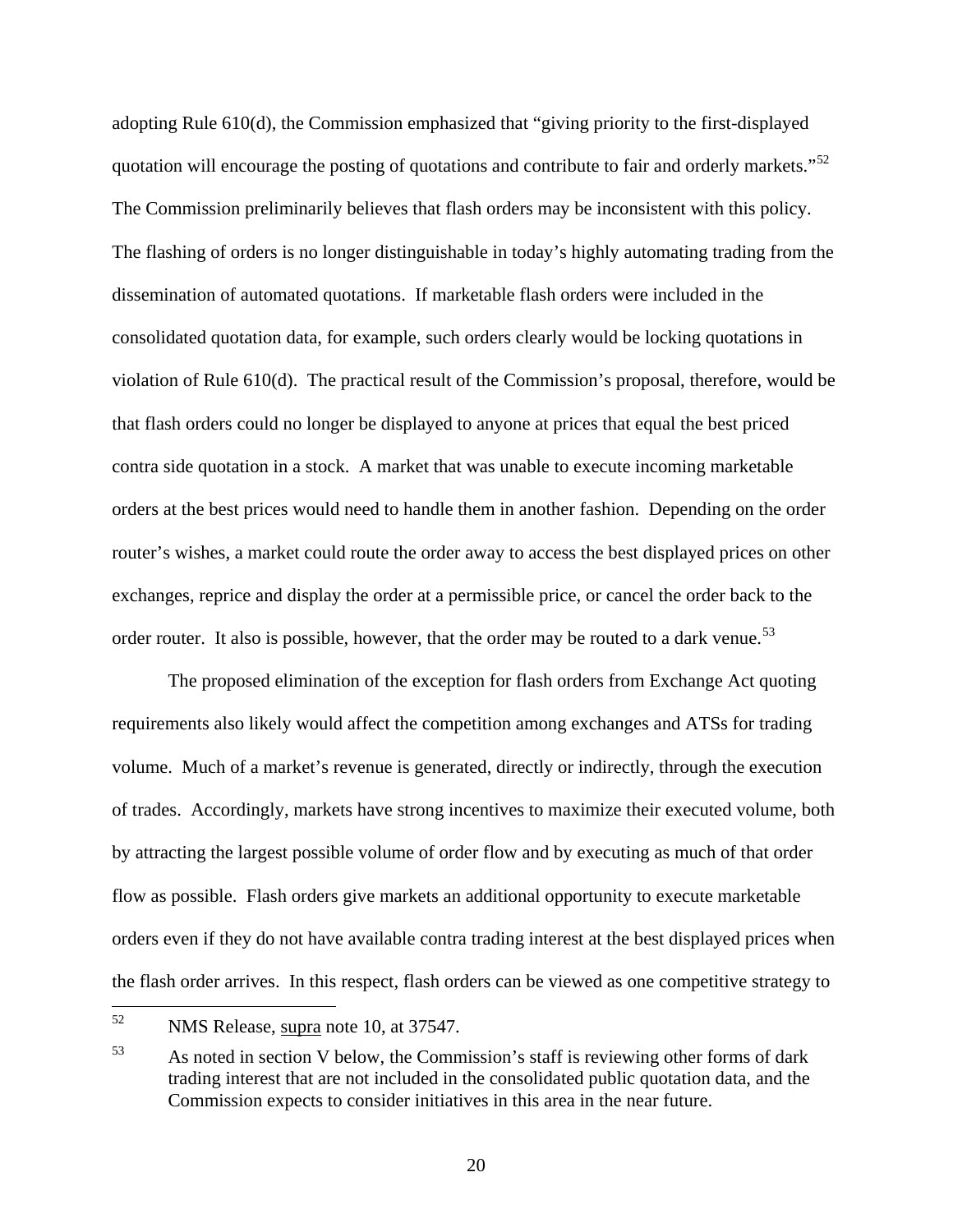adopting Rule 610(d), the Commission emphasized that "giving priority to the first-displayed quotation will encourage the posting of quotations and contribute to fair and orderly markets."[52] The Commission preliminarily believes that flash orders may be inconsistent with this policy. The flashing of orders is no longer distinguishable in today's highly automating trading from the dissemination of automated quotations. If marketable flash orders were included in the consolidated quotation data, for example, such orders clearly would be locking quotations in violation of Rule 610(d). The practical result of the Commission's proposal, therefore, would be that flash orders could no longer be displayed to anyone at prices that equal the best priced contra side quotation in a stock. A market that was unable to execute incoming marketable orders at the best prices would need to handle them in another fashion. Depending on the order router's wishes, a market could route the order away to access the best displayed prices on other exchanges, reprice and display the order at a permissible price, or cancel the order back to the order router. It also is possible, however, that the order may be routed to a dark venue.[53]

The proposed elimination of the exception for flash orders from Exchange Act quoting requirements also likely would affect the competition among exchanges and ATSs for trading volume. Much of a market's revenue is generated, directly or indirectly, through the execution of trades. Accordingly, markets have strong incentives to maximize their executed volume, both by attracting the largest possible volume of order flow and by executing as much of that order flow as possible. Flash orders give markets an additional opportunity to execute marketable orders even if they do not have available contra trading interest at the best displayed prices when the flash order arrives. In this respect, flash orders can be viewed as one competitive strategy to

---

[52] NMS Release, supra note 10, at 37547.

[53] As noted in section V below, the Commission's staff is reviewing other forms of dark trading interest that are not included in the consolidated public quotation data, and the Commission expects to consider initiatives in this area in the near future.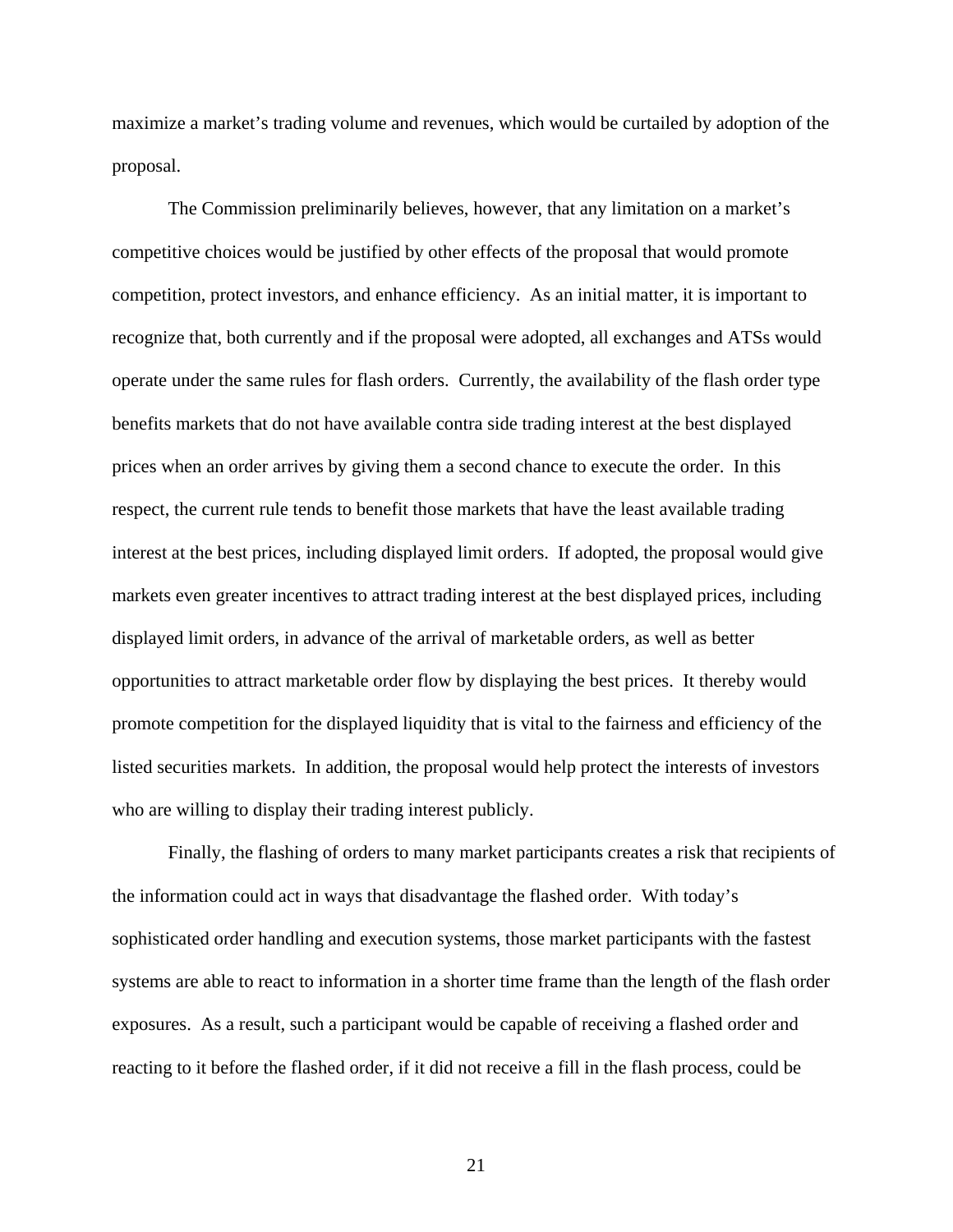maximize a market's trading volume and revenues, which would be curtailed by adoption of the proposal.

The Commission preliminarily believes, however, that any limitation on a market's competitive choices would be justified by other effects of the proposal that would promote competition, protect investors, and enhance efficiency. As an initial matter, it is important to recognize that, both currently and if the proposal were adopted, all exchanges and ATSs would operate under the same rules for flash orders. Currently, the availability of the flash order type benefits markets that do not have available contra side trading interest at the best displayed prices when an order arrives by giving them a second chance to execute the order. In this respect, the current rule tends to benefit those markets that have the least available trading interest at the best prices, including displayed limit orders. If adopted, the proposal would give markets even greater incentives to attract trading interest at the best displayed prices, including displayed limit orders, in advance of the arrival of marketable orders, as well as better opportunities to attract marketable order flow by displaying the best prices. It thereby would promote competition for the displayed liquidity that is vital to the fairness and efficiency of the listed securities markets. In addition, the proposal would help protect the interests of investors who are willing to display their trading interest publicly.

Finally, the flashing of orders to many market participants creates a risk that recipients of the information could act in ways that disadvantage the flashed order. With today's sophisticated order handling and execution systems, those market participants with the fastest systems are able to react to information in a shorter time frame than the length of the flash order exposures. As a result, such a participant would be capable of receiving a flashed order and reacting to it before the flashed order, if it did not receive a fill in the flash process, could be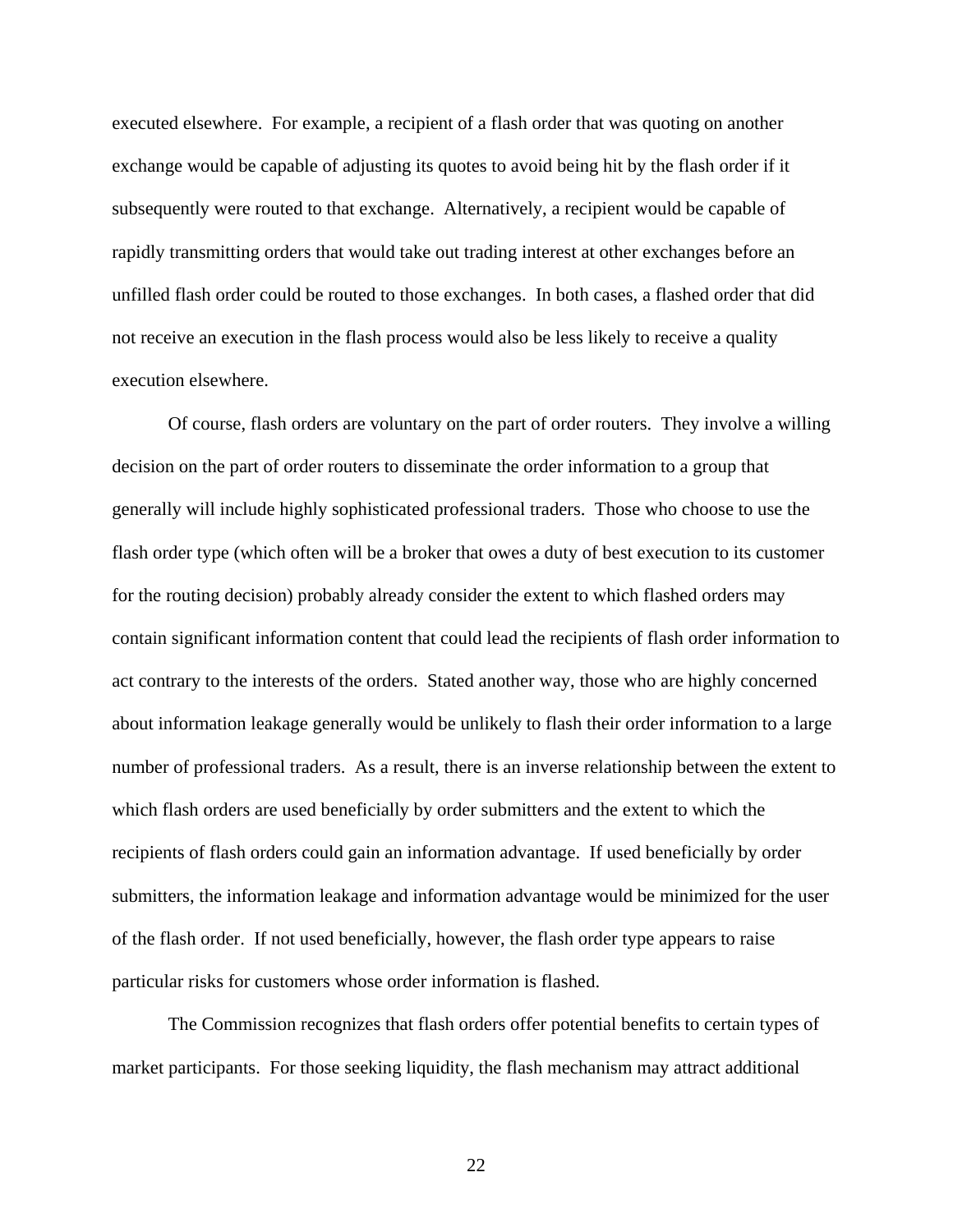executed elsewhere. For example, a recipient of a flash order that was quoting on another exchange would be capable of adjusting its quotes to avoid being hit by the flash order if it subsequently were routed to that exchange. Alternatively, a recipient would be capable of rapidly transmitting orders that would take out trading interest at other exchanges before an unfilled flash order could be routed to those exchanges. In both cases, a flashed order that did not receive an execution in the flash process would also be less likely to receive a quality execution elsewhere.

Of course, flash orders are voluntary on the part of order routers. They involve a willing decision on the part of order routers to disseminate the order information to a group that generally will include highly sophisticated professional traders. Those who choose to use the flash order type (which often will be a broker that owes a duty of best execution to its customer for the routing decision) probably already consider the extent to which flashed orders may contain significant information content that could lead the recipients of flash order information to act contrary to the interests of the orders. Stated another way, those who are highly concerned about information leakage generally would be unlikely to flash their order information to a large number of professional traders. As a result, there is an inverse relationship between the extent to which flash orders are used beneficially by order submitters and the extent to which the recipients of flash orders could gain an information advantage. If used beneficially by order submitters, the information leakage and information advantage would be minimized for the user of the flash order. If not used beneficially, however, the flash order type appears to raise particular risks for customers whose order information is flashed.

The Commission recognizes that flash orders offer potential benefits to certain types of market participants. For those seeking liquidity, the flash mechanism may attract additional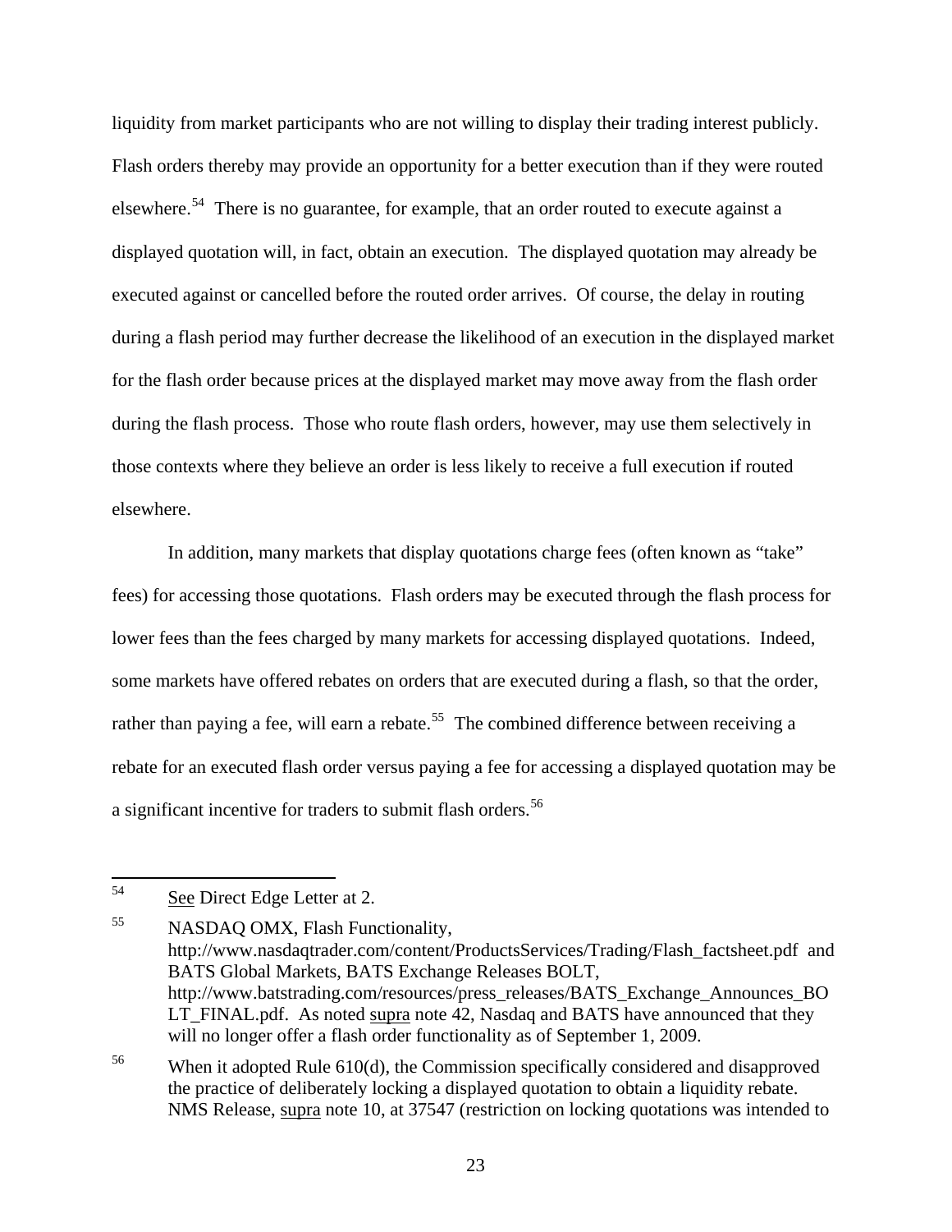liquidity from market participants who are not willing to display their trading interest publicly. Flash orders thereby may provide an opportunity for a better execution than if they were routed elsewhere.[54] There is no guarantee, for example, that an order routed to execute against a displayed quotation will, in fact, obtain an execution. The displayed quotation may already be executed against or cancelled before the routed order arrives. Of course, the delay in routing during a flash period may further decrease the likelihood of an execution in the displayed market for the flash order because prices at the displayed market may move away from the flash order during the flash process. Those who route flash orders, however, may use them selectively in those contexts where they believe an order is less likely to receive a full execution if routed elsewhere.

In addition, many markets that display quotations charge fees (often known as "take" fees) for accessing those quotations. Flash orders may be executed through the flash process for lower fees than the fees charged by many markets for accessing displayed quotations. Indeed, some markets have offered rebates on orders that are executed during a flash, so that the order, rather than paying a fee, will earn a rebate.[55] The combined difference between receiving a rebate for an executed flash order versus paying a fee for accessing a displayed quotation may be a significant incentive for traders to submit flash orders.[56]

---

[54] See Direct Edge Letter at 2.

[55] NASDAQ OMX, Flash Functionality, http://www.nasdaqtrader.com/content/ProductsServices/Trading/Flash_factsheet.pdf and BATS Global Markets, BATS Exchange Releases BOLT, http://www.batstrading.com/resources/press_releases/BATS_Exchange_Announces_BOLT_FINAL.pdf. As noted supra note 42, Nasdaq and BATS have announced that they will no longer offer a flash order functionality as of September 1, 2009.

[56] When it adopted Rule 610(d), the Commission specifically considered and disapproved the practice of deliberately locking a displayed quotation to obtain a liquidity rebate. NMS Release, supra note 10, at 37547 (restriction on locking quotations was intended to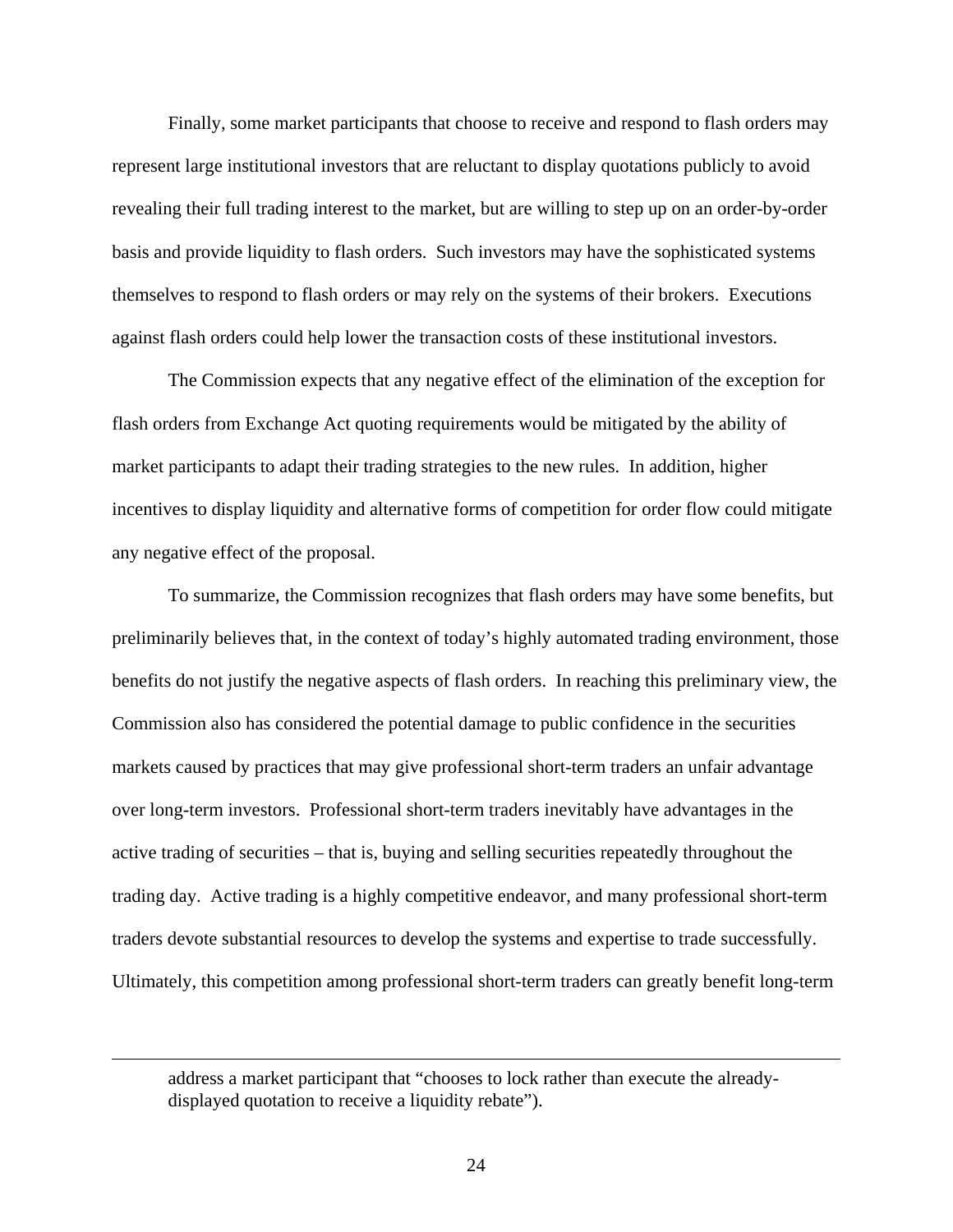Finally, some market participants that choose to receive and respond to flash orders may represent large institutional investors that are reluctant to display quotations publicly to avoid revealing their full trading interest to the market, but are willing to step up on an order-by-order basis and provide liquidity to flash orders. Such investors may have the sophisticated systems themselves to respond to flash orders or may rely on the systems of their brokers. Executions against flash orders could help lower the transaction costs of these institutional investors.

The Commission expects that any negative effect of the elimination of the exception for flash orders from Exchange Act quoting requirements would be mitigated by the ability of market participants to adapt their trading strategies to the new rules. In addition, higher incentives to display liquidity and alternative forms of competition for order flow could mitigate any negative effect of the proposal.

To summarize, the Commission recognizes that flash orders may have some benefits, but preliminarily believes that, in the context of today's highly automated trading environment, those benefits do not justify the negative aspects of flash orders. In reaching this preliminary view, the Commission also has considered the potential damage to public confidence in the securities markets caused by practices that may give professional short-term traders an unfair advantage over long-term investors. Professional short-term traders inevitably have advantages in the active trading of securities – that is, buying and selling securities repeatedly throughout the trading day. Active trading is a highly competitive endeavor, and many professional short-term traders devote substantial resources to develop the systems and expertise to trade successfully. Ultimately, this competition among professional short-term traders can greatly benefit long-term

---

address a market participant that "chooses to lock rather than execute the already-displayed quotation to receive a liquidity rebate").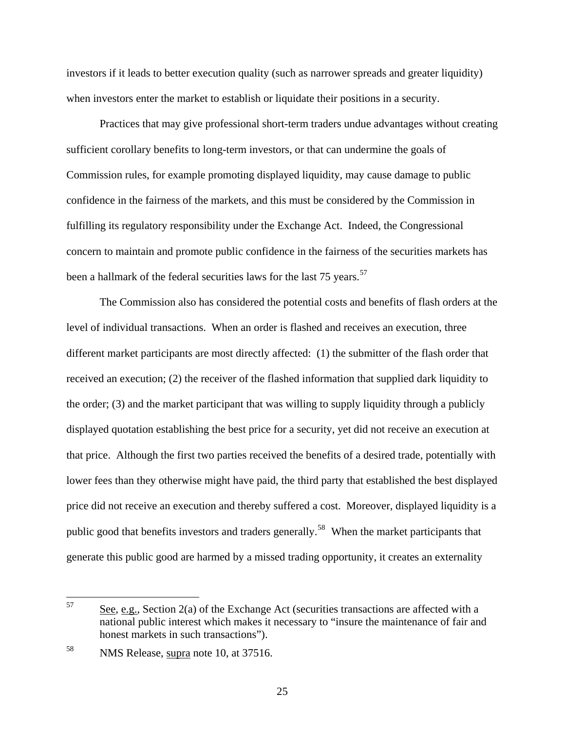investors if it leads to better execution quality (such as narrower spreads and greater liquidity) when investors enter the market to establish or liquidate their positions in a security.

Practices that may give professional short-term traders undue advantages without creating sufficient corollary benefits to long-term investors, or that can undermine the goals of Commission rules, for example promoting displayed liquidity, may cause damage to public confidence in the fairness of the markets, and this must be considered by the Commission in fulfilling its regulatory responsibility under the Exchange Act. Indeed, the Congressional concern to maintain and promote public confidence in the fairness of the securities markets has been a hallmark of the federal securities laws for the last 75 years.[57]

The Commission also has considered the potential costs and benefits of flash orders at the level of individual transactions. When an order is flashed and receives an execution, three different market participants are most directly affected: (1) the submitter of the flash order that received an execution; (2) the receiver of the flashed information that supplied dark liquidity to the order; (3) and the market participant that was willing to supply liquidity through a publicly displayed quotation establishing the best price for a security, yet did not receive an execution at that price. Although the first two parties received the benefits of a desired trade, potentially with lower fees than they otherwise might have paid, the third party that established the best displayed price did not receive an execution and thereby suffered a cost. Moreover, displayed liquidity is a public good that benefits investors and traders generally.[58] When the market participants that generate this public good are harmed by a missed trading opportunity, it creates an externality

---

[57] See, e.g., Section 2(a) of the Exchange Act (securities transactions are affected with a national public interest which makes it necessary to "insure the maintenance of fair and honest markets in such transactions").

[58] NMS Release, supra note 10, at 37516.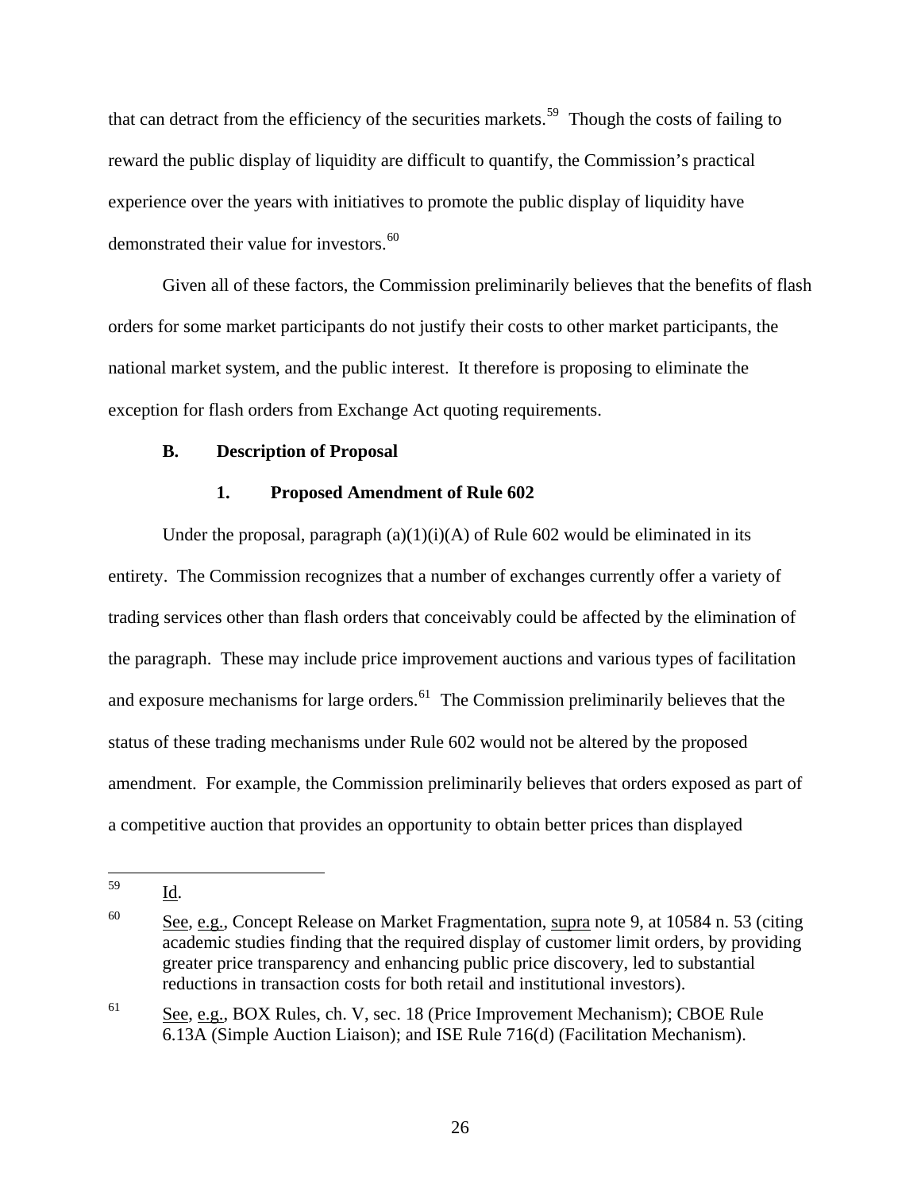that can detract from the efficiency of the securities markets.[59] Though the costs of failing to reward the public display of liquidity are difficult to quantify, the Commission's practical experience over the years with initiatives to promote the public display of liquidity have demonstrated their value for investors.[60]

Given all of these factors, the Commission preliminarily believes that the benefits of flash orders for some market participants do not justify their costs to other market participants, the national market system, and the public interest. It therefore is proposing to eliminate the exception for flash orders from Exchange Act quoting requirements.

### B. Description of Proposal

#### 1. Proposed Amendment of Rule 602

Under the proposal, paragraph (a)(1)(i)(A) of Rule 602 would be eliminated in its entirety. The Commission recognizes that a number of exchanges currently offer a variety of trading services other than flash orders that conceivably could be affected by the elimination of the paragraph. These may include price improvement auctions and various types of facilitation and exposure mechanisms for large orders.[61] The Commission preliminarily believes that the status of these trading mechanisms under Rule 602 would not be altered by the proposed amendment. For example, the Commission preliminarily believes that orders exposed as part of a competitive auction that provides an opportunity to obtain better prices than displayed

---

[59] Id.

[60] See, e.g., Concept Release on Market Fragmentation, supra note 9, at 10584 n. 53 (citing academic studies finding that the required display of customer limit orders, by providing greater price transparency and enhancing public price discovery, led to substantial reductions in transaction costs for both retail and institutional investors).

[61] See, e.g., BOX Rules, ch. V, sec. 18 (Price Improvement Mechanism); CBOE Rule 6.13A (Simple Auction Liaison); and ISE Rule 716(d) (Facilitation Mechanism).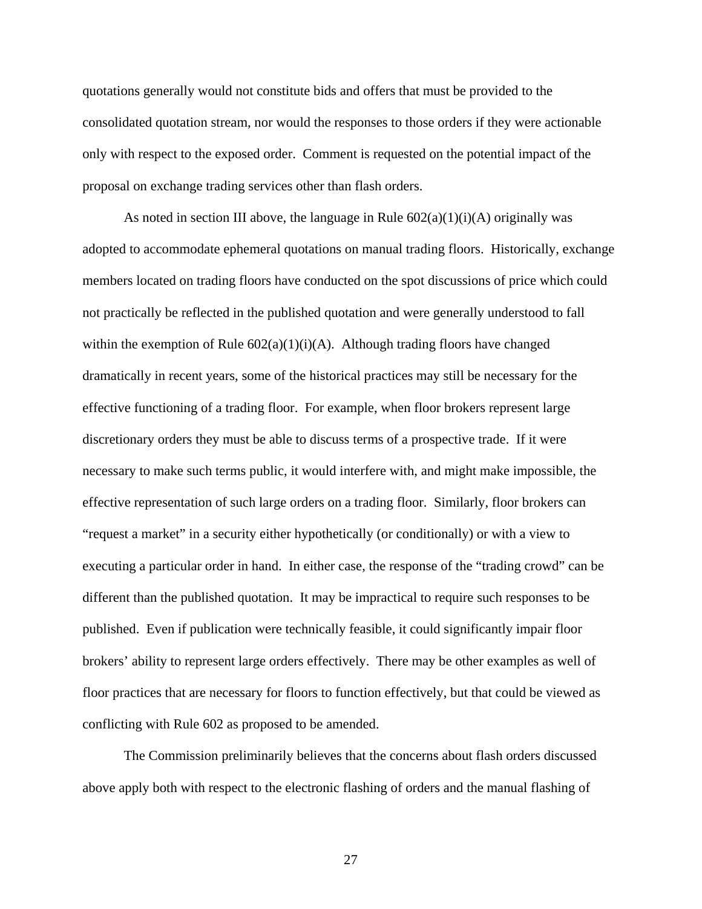quotations generally would not constitute bids and offers that must be provided to the consolidated quotation stream, nor would the responses to those orders if they were actionable only with respect to the exposed order. Comment is requested on the potential impact of the proposal on exchange trading services other than flash orders.

As noted in section III above, the language in Rule 602(a)(1)(i)(A) originally was adopted to accommodate ephemeral quotations on manual trading floors. Historically, exchange members located on trading floors have conducted on the spot discussions of price which could not practically be reflected in the published quotation and were generally understood to fall within the exemption of Rule 602(a)(1)(i)(A). Although trading floors have changed dramatically in recent years, some of the historical practices may still be necessary for the effective functioning of a trading floor. For example, when floor brokers represent large discretionary orders they must be able to discuss terms of a prospective trade. If it were necessary to make such terms public, it would interfere with, and might make impossible, the effective representation of such large orders on a trading floor. Similarly, floor brokers can "request a market" in a security either hypothetically (or conditionally) or with a view to executing a particular order in hand. In either case, the response of the "trading crowd" can be different than the published quotation. It may be impractical to require such responses to be published. Even if publication were technically feasible, it could significantly impair floor brokers' ability to represent large orders effectively. There may be other examples as well of floor practices that are necessary for floors to function effectively, but that could be viewed as conflicting with Rule 602 as proposed to be amended.

The Commission preliminarily believes that the concerns about flash orders discussed above apply both with respect to the electronic flashing of orders and the manual flashing of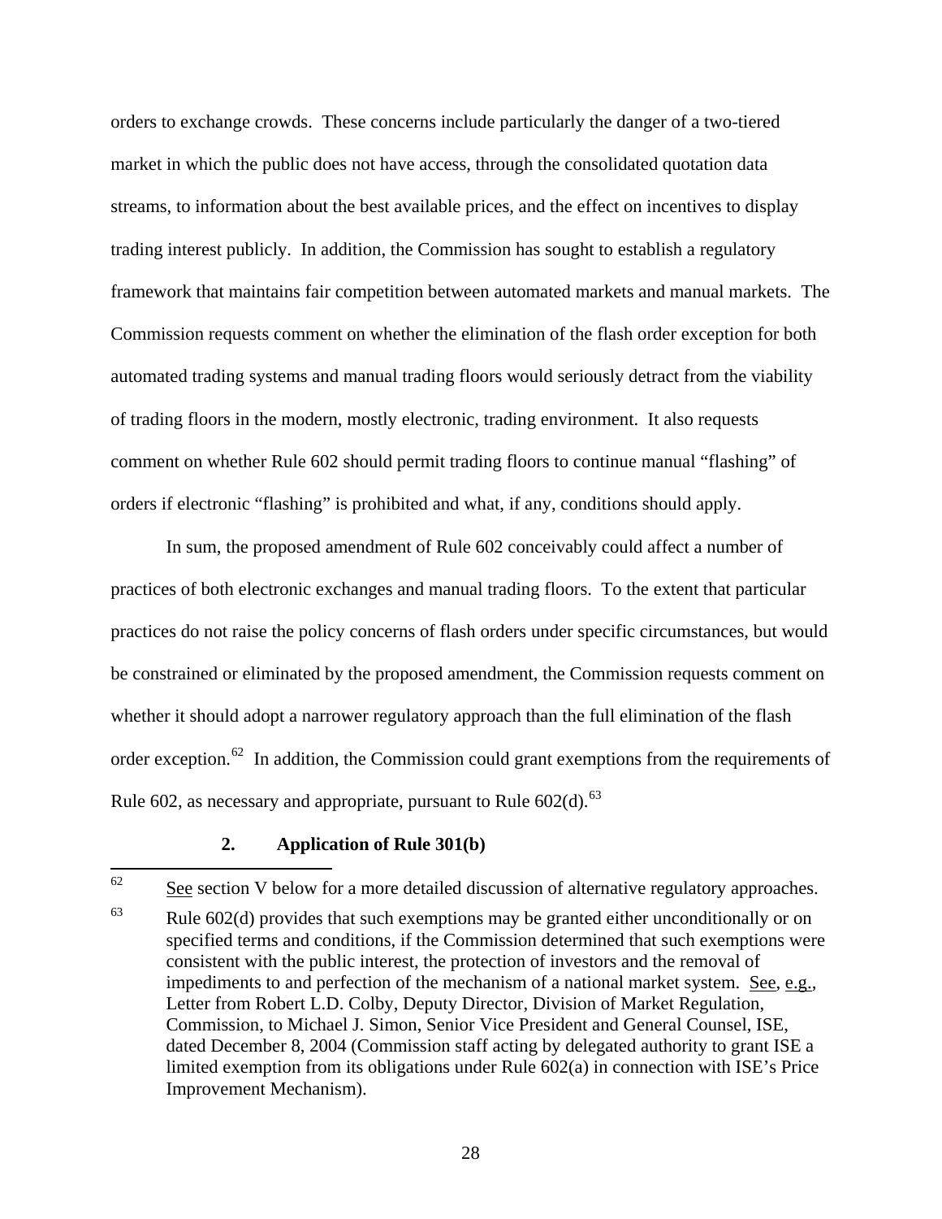orders to exchange crowds. These concerns include particularly the danger of a two-tiered market in which the public does not have access, through the consolidated quotation data streams, to information about the best available prices, and the effect on incentives to display trading interest publicly. In addition, the Commission has sought to establish a regulatory framework that maintains fair competition between automated markets and manual markets. The Commission requests comment on whether the elimination of the flash order exception for both automated trading systems and manual trading floors would seriously detract from the viability of trading floors in the modern, mostly electronic, trading environment. It also requests comment on whether Rule 602 should permit trading floors to continue manual "flashing" of orders if electronic "flashing" is prohibited and what, if any, conditions should apply.

In sum, the proposed amendment of Rule 602 conceivably could affect a number of practices of both electronic exchanges and manual trading floors. To the extent that particular practices do not raise the policy concerns of flash orders under specific circumstances, but would be constrained or eliminated by the proposed amendment, the Commission requests comment on whether it should adopt a narrower regulatory approach than the full elimination of the flash order exception.[62] In addition, the Commission could grant exemptions from the requirements of Rule 602, as necessary and appropriate, pursuant to Rule 602(d).[63]

### 2. Application of Rule 301(b)

---

[62] See section V below for a more detailed discussion of alternative regulatory approaches.

[63] Rule 602(d) provides that such exemptions may be granted either unconditionally or on specified terms and conditions, if the Commission determined that such exemptions were consistent with the public interest, the protection of investors and the removal of impediments to and perfection of the mechanism of a national market system. See, e.g., Letter from Robert L.D. Colby, Deputy Director, Division of Market Regulation, Commission, to Michael J. Simon, Senior Vice President and General Counsel, ISE, dated December 8, 2004 (Commission staff acting by delegated authority to grant ISE a limited exemption from its obligations under Rule 602(a) in connection with ISE's Price Improvement Mechanism).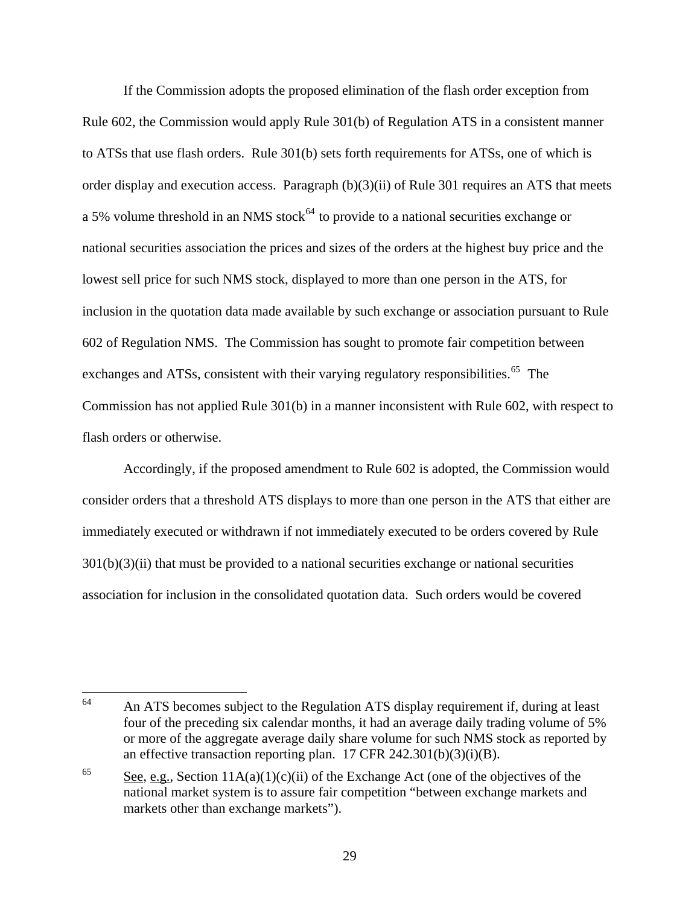If the Commission adopts the proposed elimination of the flash order exception from Rule 602, the Commission would apply Rule 301(b) of Regulation ATS in a consistent manner to ATSs that use flash orders. Rule 301(b) sets forth requirements for ATSs, one of which is order display and execution access. Paragraph (b)(3)(ii) of Rule 301 requires an ATS that meets a 5% volume threshold in an NMS stock[64] to provide to a national securities exchange or national securities association the prices and sizes of the orders at the highest buy price and the lowest sell price for such NMS stock, displayed to more than one person in the ATS, for inclusion in the quotation data made available by such exchange or association pursuant to Rule 602 of Regulation NMS. The Commission has sought to promote fair competition between exchanges and ATSs, consistent with their varying regulatory responsibilities.[65] The Commission has not applied Rule 301(b) in a manner inconsistent with Rule 602, with respect to flash orders or otherwise.

Accordingly, if the proposed amendment to Rule 602 is adopted, the Commission would consider orders that a threshold ATS displays to more than one person in the ATS that either are immediately executed or withdrawn if not immediately executed to be orders covered by Rule 301(b)(3)(ii) that must be provided to a national securities exchange or national securities association for inclusion in the consolidated quotation data. Such orders would be covered

---

[64] An ATS becomes subject to the Regulation ATS display requirement if, during at least four of the preceding six calendar months, it had an average daily trading volume of 5% or more of the aggregate average daily share volume for such NMS stock as reported by an effective transaction reporting plan. 17 CFR 242.301(b)(3)(i)(B).

[65] See, e.g., Section 11A(a)(1)(c)(ii) of the Exchange Act (one of the objectives of the national market system is to assure fair competition "between exchange markets and markets other than exchange markets").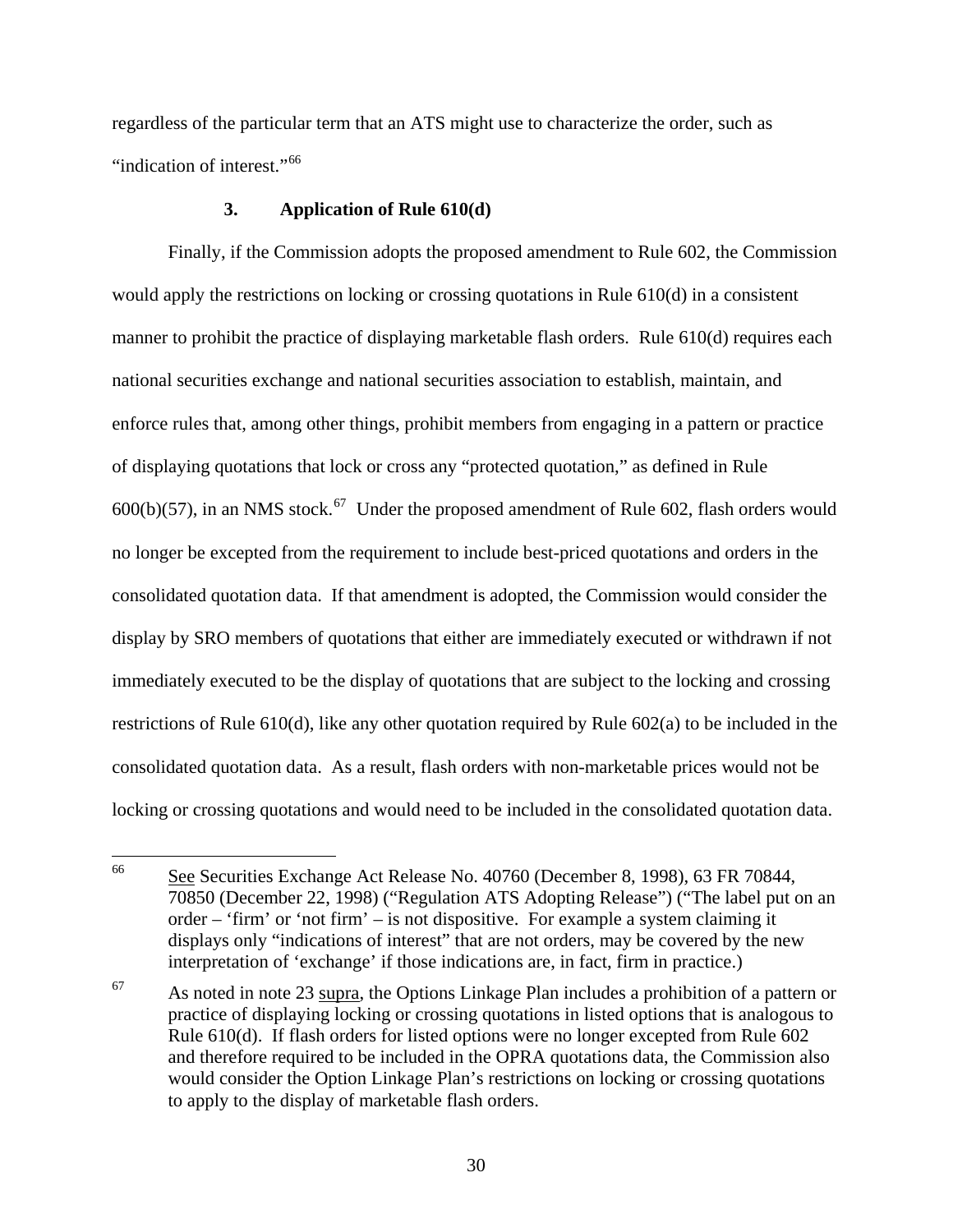regardless of the particular term that an ATS might use to characterize the order, such as "indication of interest."[66]

### 3. Application of Rule 610(d)

Finally, if the Commission adopts the proposed amendment to Rule 602, the Commission would apply the restrictions on locking or crossing quotations in Rule 610(d) in a consistent manner to prohibit the practice of displaying marketable flash orders. Rule 610(d) requires each national securities exchange and national securities association to establish, maintain, and enforce rules that, among other things, prohibit members from engaging in a pattern or practice of displaying quotations that lock or cross any "protected quotation," as defined in Rule 600(b)(57), in an NMS stock.[67] Under the proposed amendment of Rule 602, flash orders would no longer be excepted from the requirement to include best-priced quotations and orders in the consolidated quotation data. If that amendment is adopted, the Commission would consider the display by SRO members of quotations that either are immediately executed or withdrawn if not immediately executed to be the display of quotations that are subject to the locking and crossing restrictions of Rule 610(d), like any other quotation required by Rule 602(a) to be included in the consolidated quotation data. As a result, flash orders with non-marketable prices would not be locking or crossing quotations and would need to be included in the consolidated quotation data.

---

[66] See Securities Exchange Act Release No. 40760 (December 8, 1998), 63 FR 70844, 70850 (December 22, 1998) ("Regulation ATS Adopting Release") ("The label put on an order – 'firm' or 'not firm' – is not dispositive. For example a system claiming it displays only "indications of interest" that are not orders, may be covered by the new interpretation of 'exchange' if those indications are, in fact, firm in practice.)

[67] As noted in note 23 supra, the Options Linkage Plan includes a prohibition of a pattern or practice of displaying locking or crossing quotations in listed options that is analogous to Rule 610(d). If flash orders for listed options were no longer excepted from Rule 602 and therefore required to be included in the OPRA quotations data, the Commission also would consider the Option Linkage Plan's restrictions on locking or crossing quotations to apply to the display of marketable flash orders.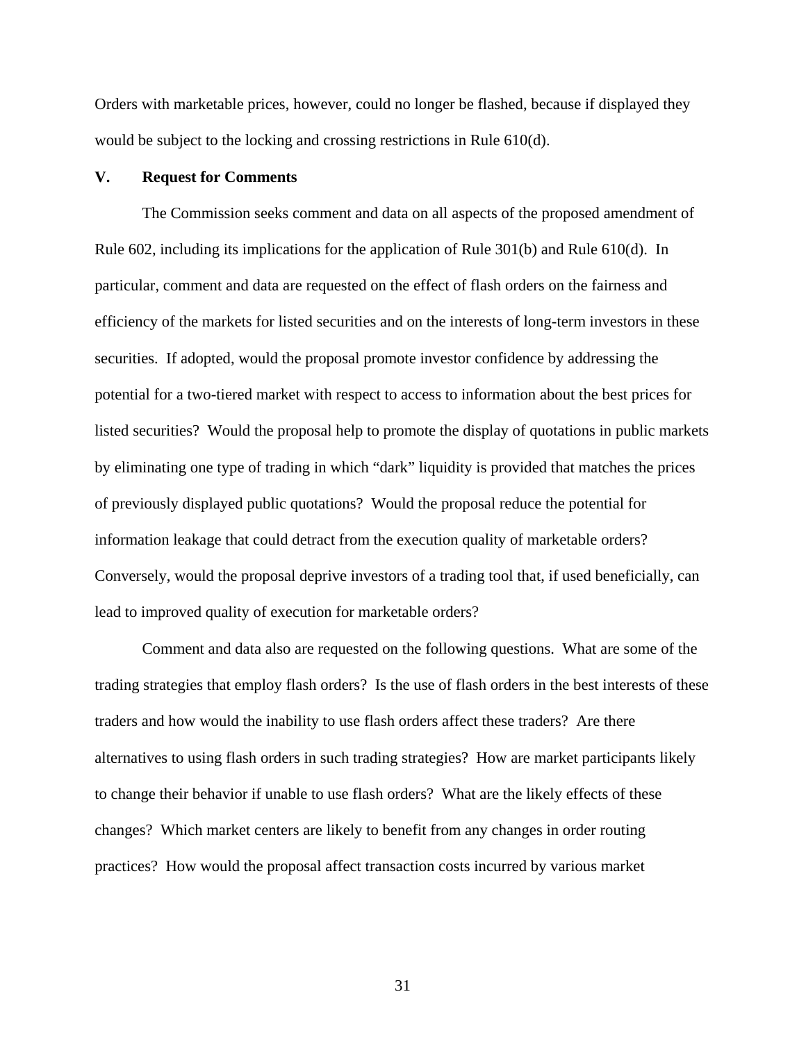Orders with marketable prices, however, could no longer be flashed, because if displayed they would be subject to the locking and crossing restrictions in Rule 610(d).

## V. Request for Comments

The Commission seeks comment and data on all aspects of the proposed amendment of Rule 602, including its implications for the application of Rule 301(b) and Rule 610(d). In particular, comment and data are requested on the effect of flash orders on the fairness and efficiency of the markets for listed securities and on the interests of long-term investors in these securities. If adopted, would the proposal promote investor confidence by addressing the potential for a two-tiered market with respect to access to information about the best prices for listed securities? Would the proposal help to promote the display of quotations in public markets by eliminating one type of trading in which "dark" liquidity is provided that matches the prices of previously displayed public quotations? Would the proposal reduce the potential for information leakage that could detract from the execution quality of marketable orders? Conversely, would the proposal deprive investors of a trading tool that, if used beneficially, can lead to improved quality of execution for marketable orders?

Comment and data also are requested on the following questions. What are some of the trading strategies that employ flash orders? Is the use of flash orders in the best interests of these traders and how would the inability to use flash orders affect these traders? Are there alternatives to using flash orders in such trading strategies? How are market participants likely to change their behavior if unable to use flash orders? What are the likely effects of these changes? Which market centers are likely to benefit from any changes in order routing practices? How would the proposal affect transaction costs incurred by various market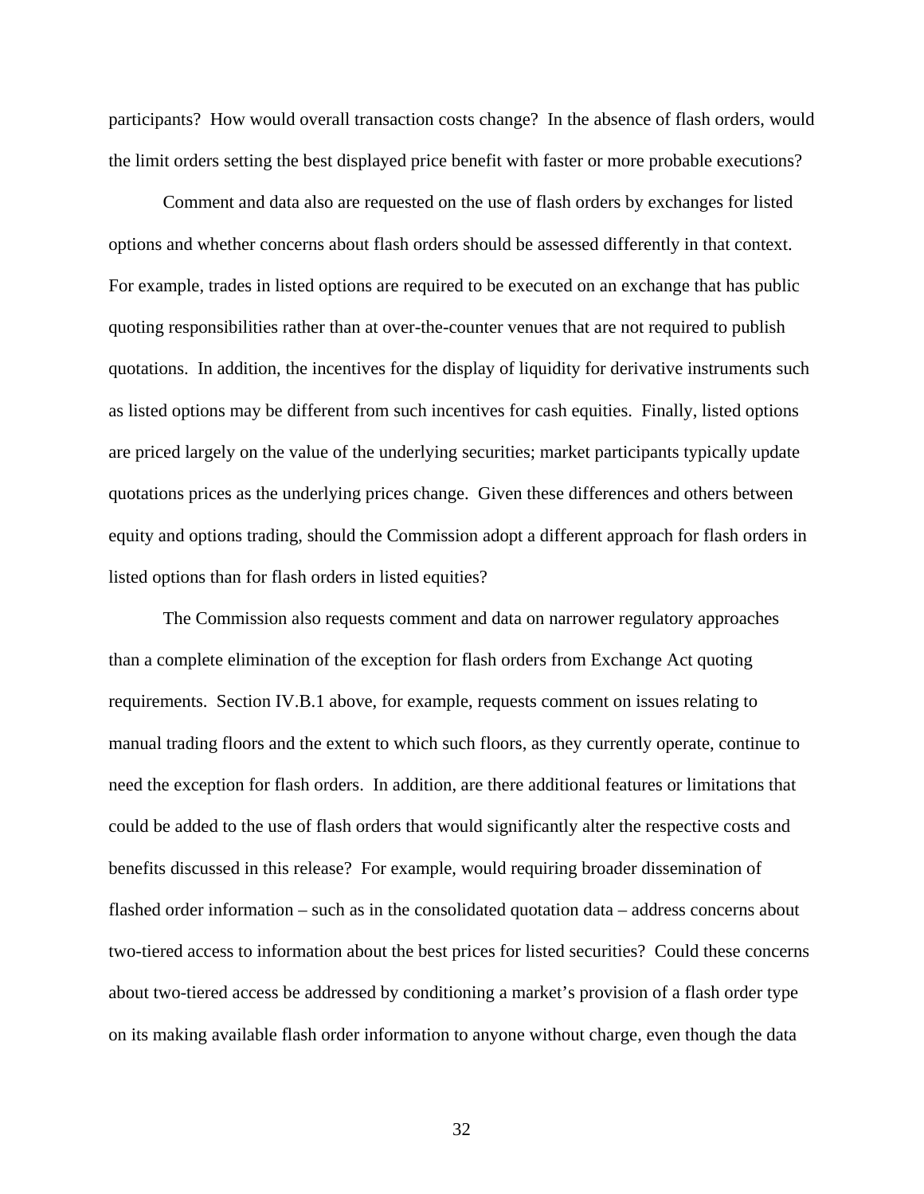participants? How would overall transaction costs change? In the absence of flash orders, would the limit orders setting the best displayed price benefit with faster or more probable executions?

Comment and data also are requested on the use of flash orders by exchanges for listed options and whether concerns about flash orders should be assessed differently in that context. For example, trades in listed options are required to be executed on an exchange that has public quoting responsibilities rather than at over-the-counter venues that are not required to publish quotations. In addition, the incentives for the display of liquidity for derivative instruments such as listed options may be different from such incentives for cash equities. Finally, listed options are priced largely on the value of the underlying securities; market participants typically update quotations prices as the underlying prices change. Given these differences and others between equity and options trading, should the Commission adopt a different approach for flash orders in listed options than for flash orders in listed equities?

The Commission also requests comment and data on narrower regulatory approaches than a complete elimination of the exception for flash orders from Exchange Act quoting requirements. Section IV.B.1 above, for example, requests comment on issues relating to manual trading floors and the extent to which such floors, as they currently operate, continue to need the exception for flash orders. In addition, are there additional features or limitations that could be added to the use of flash orders that would significantly alter the respective costs and benefits discussed in this release? For example, would requiring broader dissemination of flashed order information – such as in the consolidated quotation data – address concerns about two-tiered access to information about the best prices for listed securities? Could these concerns about two-tiered access be addressed by conditioning a market's provision of a flash order type on its making available flash order information to anyone without charge, even though the data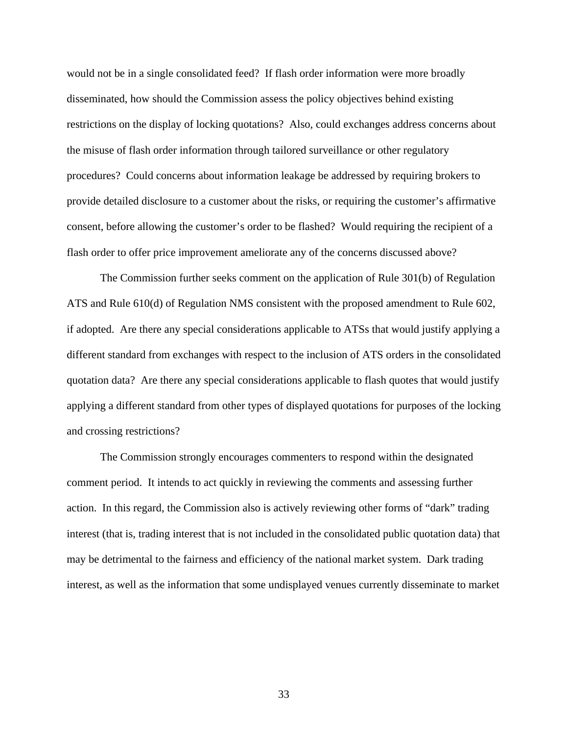would not be in a single consolidated feed? If flash order information were more broadly disseminated, how should the Commission assess the policy objectives behind existing restrictions on the display of locking quotations? Also, could exchanges address concerns about the misuse of flash order information through tailored surveillance or other regulatory procedures? Could concerns about information leakage be addressed by requiring brokers to provide detailed disclosure to a customer about the risks, or requiring the customer's affirmative consent, before allowing the customer's order to be flashed? Would requiring the recipient of a flash order to offer price improvement ameliorate any of the concerns discussed above?

The Commission further seeks comment on the application of Rule 301(b) of Regulation ATS and Rule 610(d) of Regulation NMS consistent with the proposed amendment to Rule 602, if adopted. Are there any special considerations applicable to ATSs that would justify applying a different standard from exchanges with respect to the inclusion of ATS orders in the consolidated quotation data? Are there any special considerations applicable to flash quotes that would justify applying a different standard from other types of displayed quotations for purposes of the locking and crossing restrictions?

The Commission strongly encourages commenters to respond within the designated comment period. It intends to act quickly in reviewing the comments and assessing further action. In this regard, the Commission also is actively reviewing other forms of "dark" trading interest (that is, trading interest that is not included in the consolidated public quotation data) that may be detrimental to the fairness and efficiency of the national market system. Dark trading interest, as well as the information that some undisplayed venues currently disseminate to market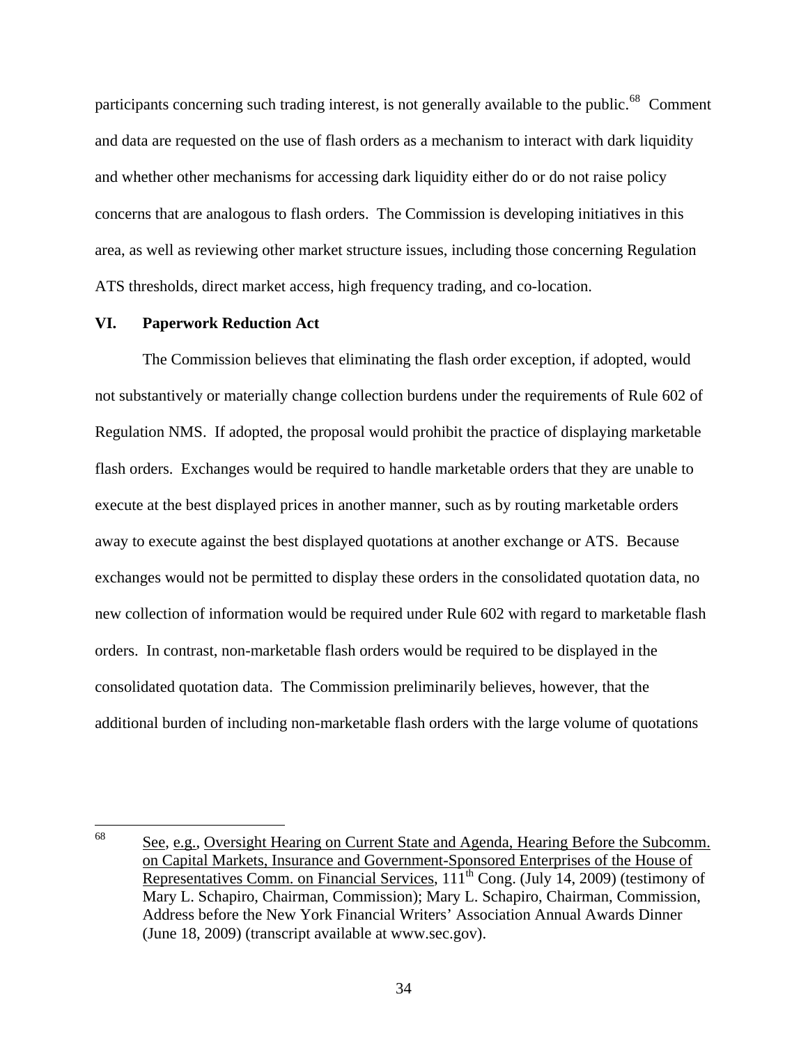participants concerning such trading interest, is not generally available to the public.[68] Comment and data are requested on the use of flash orders as a mechanism to interact with dark liquidity and whether other mechanisms for accessing dark liquidity either do or do not raise policy concerns that are analogous to flash orders. The Commission is developing initiatives in this area, as well as reviewing other market structure issues, including those concerning Regulation ATS thresholds, direct market access, high frequency trading, and co-location.

## VI. Paperwork Reduction Act

The Commission believes that eliminating the flash order exception, if adopted, would not substantively or materially change collection burdens under the requirements of Rule 602 of Regulation NMS. If adopted, the proposal would prohibit the practice of displaying marketable flash orders. Exchanges would be required to handle marketable orders that they are unable to execute at the best displayed prices in another manner, such as by routing marketable orders away to execute against the best displayed quotations at another exchange or ATS. Because exchanges would not be permitted to display these orders in the consolidated quotation data, no new collection of information would be required under Rule 602 with regard to marketable flash orders. In contrast, non-marketable flash orders would be required to be displayed in the consolidated quotation data. The Commission preliminarily believes, however, that the additional burden of including non-marketable flash orders with the large volume of quotations

---

[68] See, e.g., Oversight Hearing on Current State and Agenda, Hearing Before the Subcomm. on Capital Markets, Insurance and Government-Sponsored Enterprises of the House of Representatives Comm. on Financial Services, 111th Cong. (July 14, 2009) (testimony of Mary L. Schapiro, Chairman, Commission); Mary L. Schapiro, Chairman, Commission, Address before the New York Financial Writers' Association Annual Awards Dinner (June 18, 2009) (transcript available at www.sec.gov).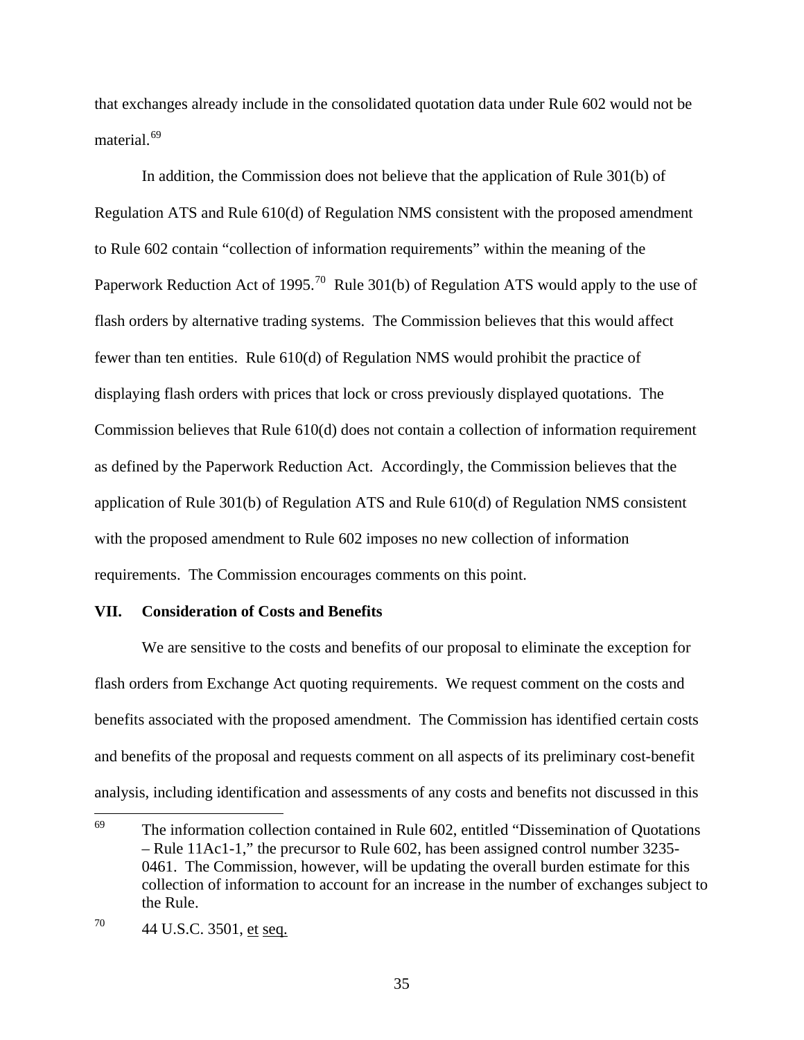that exchanges already include in the consolidated quotation data under Rule 602 would not be material.[69]

In addition, the Commission does not believe that the application of Rule 301(b) of Regulation ATS and Rule 610(d) of Regulation NMS consistent with the proposed amendment to Rule 602 contain "collection of information requirements" within the meaning of the Paperwork Reduction Act of 1995.[70] Rule 301(b) of Regulation ATS would apply to the use of flash orders by alternative trading systems. The Commission believes that this would affect fewer than ten entities. Rule 610(d) of Regulation NMS would prohibit the practice of displaying flash orders with prices that lock or cross previously displayed quotations. The Commission believes that Rule 610(d) does not contain a collection of information requirement as defined by the Paperwork Reduction Act. Accordingly, the Commission believes that the application of Rule 301(b) of Regulation ATS and Rule 610(d) of Regulation NMS consistent with the proposed amendment to Rule 602 imposes no new collection of information requirements. The Commission encourages comments on this point.

## VII. Consideration of Costs and Benefits

We are sensitive to the costs and benefits of our proposal to eliminate the exception for flash orders from Exchange Act quoting requirements. We request comment on the costs and benefits associated with the proposed amendment. The Commission has identified certain costs and benefits of the proposal and requests comment on all aspects of its preliminary cost-benefit analysis, including identification and assessments of any costs and benefits not discussed in this

---

[69] The information collection contained in Rule 602, entitled "Dissemination of Quotations – Rule 11Ac1-1," the precursor to Rule 602, has been assigned control number 3235-0461. The Commission, however, will be updating the overall burden estimate for this collection of information to account for an increase in the number of exchanges subject to the Rule.

[70] 44 U.S.C. 3501, et seq.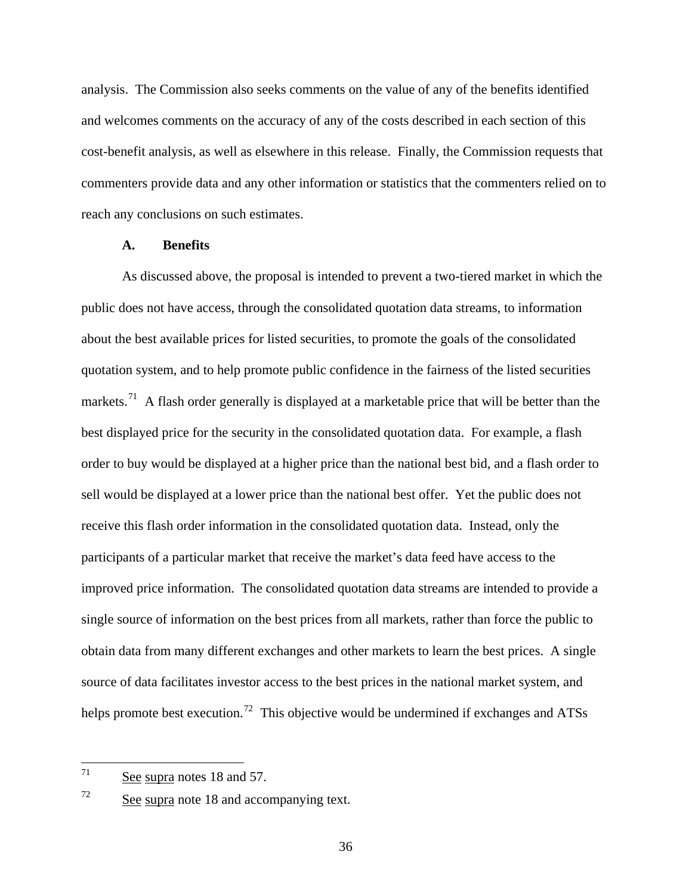analysis. The Commission also seeks comments on the value of any of the benefits identified and welcomes comments on the accuracy of any of the costs described in each section of this cost-benefit analysis, as well as elsewhere in this release. Finally, the Commission requests that commenters provide data and any other information or statistics that the commenters relied on to reach any conclusions on such estimates.

### A. Benefits

As discussed above, the proposal is intended to prevent a two-tiered market in which the public does not have access, through the consolidated quotation data streams, to information about the best available prices for listed securities, to promote the goals of the consolidated quotation system, and to help promote public confidence in the fairness of the listed securities markets.[71] A flash order generally is displayed at a marketable price that will be better than the best displayed price for the security in the consolidated quotation data. For example, a flash order to buy would be displayed at a higher price than the national best bid, and a flash order to sell would be displayed at a lower price than the national best offer. Yet the public does not receive this flash order information in the consolidated quotation data. Instead, only the participants of a particular market that receive the market's data feed have access to the improved price information. The consolidated quotation data streams are intended to provide a single source of information on the best prices from all markets, rather than force the public to obtain data from many different exchanges and other markets to learn the best prices. A single source of data facilitates investor access to the best prices in the national market system, and helps promote best execution.[72] This objective would be undermined if exchanges and ATSs

---

[71] See supra notes 18 and 57.

[72] See supra note 18 and accompanying text.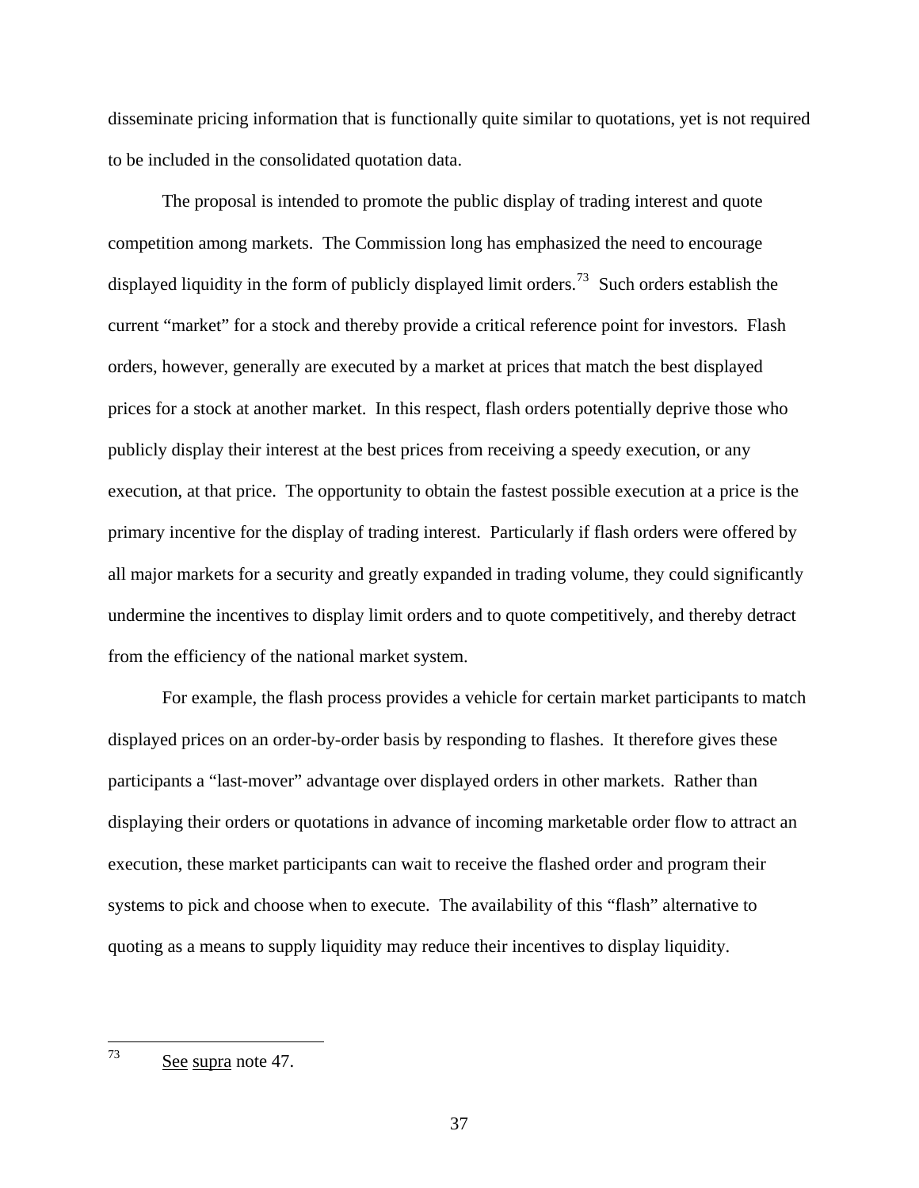disseminate pricing information that is functionally quite similar to quotations, yet is not required to be included in the consolidated quotation data.

The proposal is intended to promote the public display of trading interest and quote competition among markets. The Commission long has emphasized the need to encourage displayed liquidity in the form of publicly displayed limit orders.[73] Such orders establish the current "market" for a stock and thereby provide a critical reference point for investors. Flash orders, however, generally are executed by a market at prices that match the best displayed prices for a stock at another market. In this respect, flash orders potentially deprive those who publicly display their interest at the best prices from receiving a speedy execution, or any execution, at that price. The opportunity to obtain the fastest possible execution at a price is the primary incentive for the display of trading interest. Particularly if flash orders were offered by all major markets for a security and greatly expanded in trading volume, they could significantly undermine the incentives to display limit orders and to quote competitively, and thereby detract from the efficiency of the national market system.

For example, the flash process provides a vehicle for certain market participants to match displayed prices on an order-by-order basis by responding to flashes. It therefore gives these participants a "last-mover" advantage over displayed orders in other markets. Rather than displaying their orders or quotations in advance of incoming marketable order flow to attract an execution, these market participants can wait to receive the flashed order and program their systems to pick and choose when to execute. The availability of this "flash" alternative to quoting as a means to supply liquidity may reduce their incentives to display liquidity.

---

[73] See supra note 47.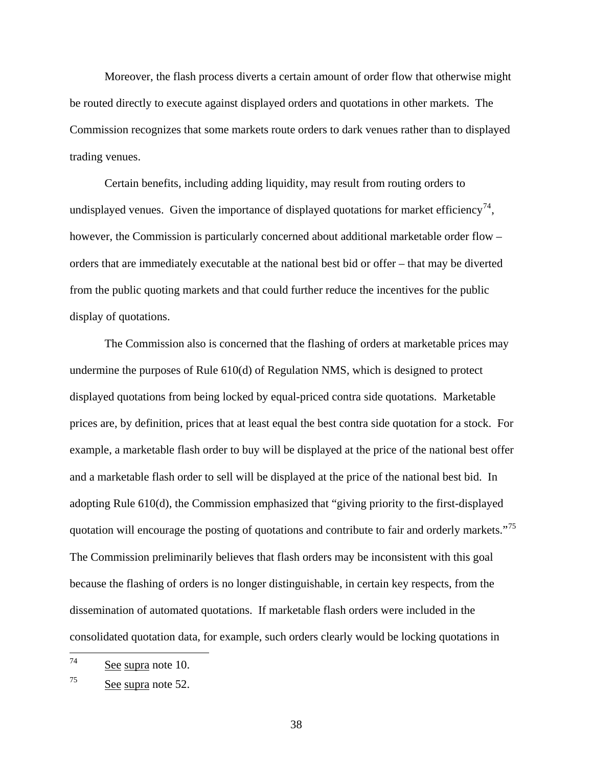Moreover, the flash process diverts a certain amount of order flow that otherwise might be routed directly to execute against displayed orders and quotations in other markets. The Commission recognizes that some markets route orders to dark venues rather than to displayed trading venues.

Certain benefits, including adding liquidity, may result from routing orders to undisplayed venues. Given the importance of displayed quotations for market efficiency[74], however, the Commission is particularly concerned about additional marketable order flow – orders that are immediately executable at the national best bid or offer – that may be diverted from the public quoting markets and that could further reduce the incentives for the public display of quotations.

The Commission also is concerned that the flashing of orders at marketable prices may undermine the purposes of Rule 610(d) of Regulation NMS, which is designed to protect displayed quotations from being locked by equal-priced contra side quotations. Marketable prices are, by definition, prices that at least equal the best contra side quotation for a stock. For example, a marketable flash order to buy will be displayed at the price of the national best offer and a marketable flash order to sell will be displayed at the price of the national best bid. In adopting Rule 610(d), the Commission emphasized that "giving priority to the first-displayed quotation will encourage the posting of quotations and contribute to fair and orderly markets."[75] The Commission preliminarily believes that flash orders may be inconsistent with this goal because the flashing of orders is no longer distinguishable, in certain key respects, from the dissemination of automated quotations. If marketable flash orders were included in the consolidated quotation data, for example, such orders clearly would be locking quotations in

---

[74] See supra note 10.

[75] See supra note 52.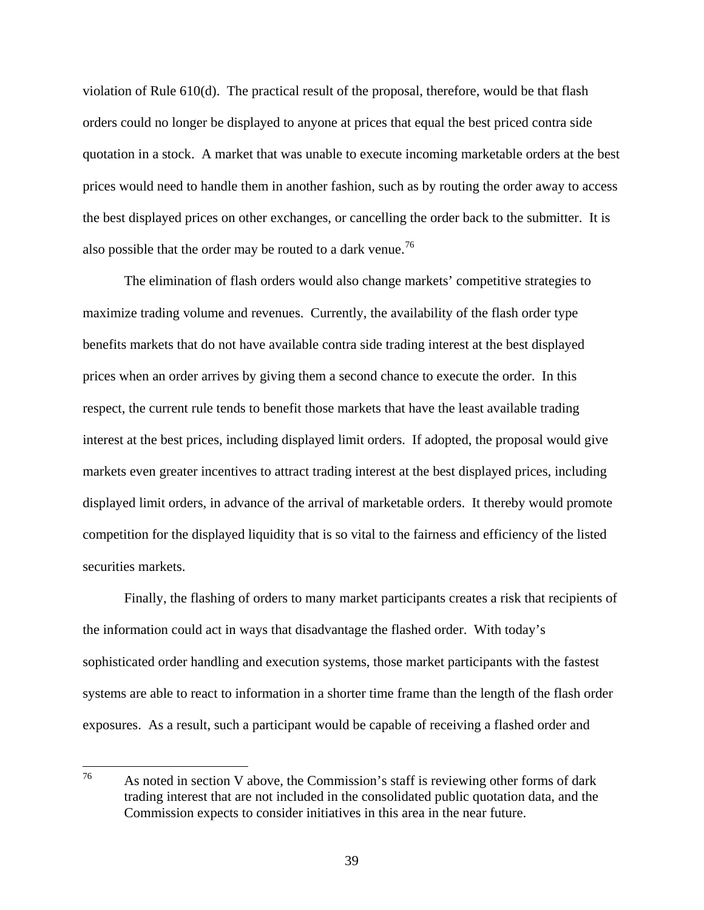violation of Rule 610(d). The practical result of the proposal, therefore, would be that flash orders could no longer be displayed to anyone at prices that equal the best priced contra side quotation in a stock. A market that was unable to execute incoming marketable orders at the best prices would need to handle them in another fashion, such as by routing the order away to access the best displayed prices on other exchanges, or cancelling the order back to the submitter. It is also possible that the order may be routed to a dark venue.[76]

The elimination of flash orders would also change markets' competitive strategies to maximize trading volume and revenues. Currently, the availability of the flash order type benefits markets that do not have available contra side trading interest at the best displayed prices when an order arrives by giving them a second chance to execute the order. In this respect, the current rule tends to benefit those markets that have the least available trading interest at the best prices, including displayed limit orders. If adopted, the proposal would give markets even greater incentives to attract trading interest at the best displayed prices, including displayed limit orders, in advance of the arrival of marketable orders. It thereby would promote competition for the displayed liquidity that is so vital to the fairness and efficiency of the listed securities markets.

Finally, the flashing of orders to many market participants creates a risk that recipients of the information could act in ways that disadvantage the flashed order. With today's sophisticated order handling and execution systems, those market participants with the fastest systems are able to react to information in a shorter time frame than the length of the flash order exposures. As a result, such a participant would be capable of receiving a flashed order and

[76] As noted in section V above, the Commission's staff is reviewing other forms of dark trading interest that are not included in the consolidated public quotation data, and the Commission expects to consider initiatives in this area in the near future.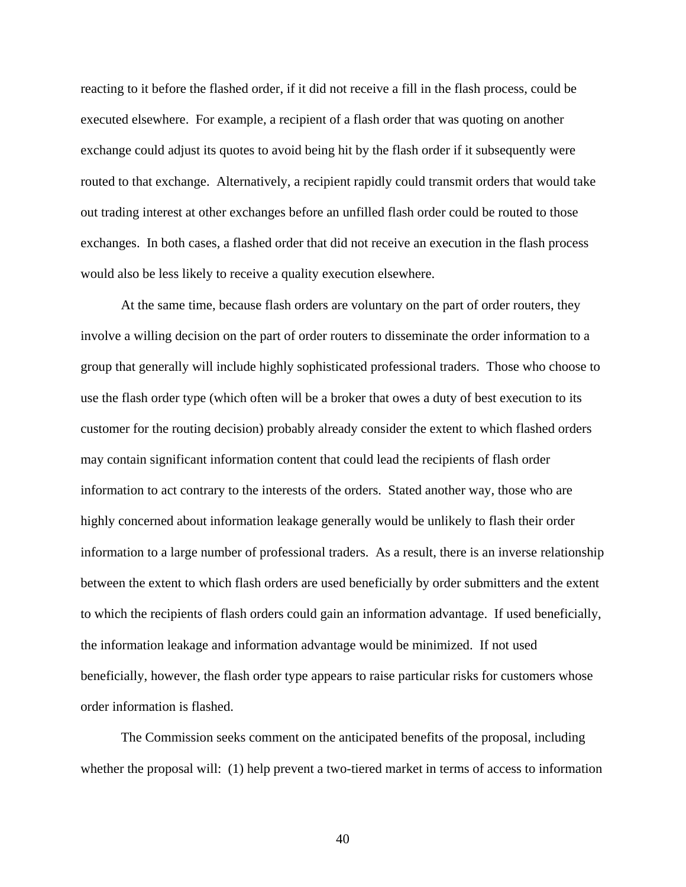reacting to it before the flashed order, if it did not receive a fill in the flash process, could be executed elsewhere. For example, a recipient of a flash order that was quoting on another exchange could adjust its quotes to avoid being hit by the flash order if it subsequently were routed to that exchange. Alternatively, a recipient rapidly could transmit orders that would take out trading interest at other exchanges before an unfilled flash order could be routed to those exchanges. In both cases, a flashed order that did not receive an execution in the flash process would also be less likely to receive a quality execution elsewhere.

At the same time, because flash orders are voluntary on the part of order routers, they involve a willing decision on the part of order routers to disseminate the order information to a group that generally will include highly sophisticated professional traders. Those who choose to use the flash order type (which often will be a broker that owes a duty of best execution to its customer for the routing decision) probably already consider the extent to which flashed orders may contain significant information content that could lead the recipients of flash order information to act contrary to the interests of the orders. Stated another way, those who are highly concerned about information leakage generally would be unlikely to flash their order information to a large number of professional traders. As a result, there is an inverse relationship between the extent to which flash orders are used beneficially by order submitters and the extent to which the recipients of flash orders could gain an information advantage. If used beneficially, the information leakage and information advantage would be minimized. If not used beneficially, however, the flash order type appears to raise particular risks for customers whose order information is flashed.

The Commission seeks comment on the anticipated benefits of the proposal, including whether the proposal will: (1) help prevent a two-tiered market in terms of access to information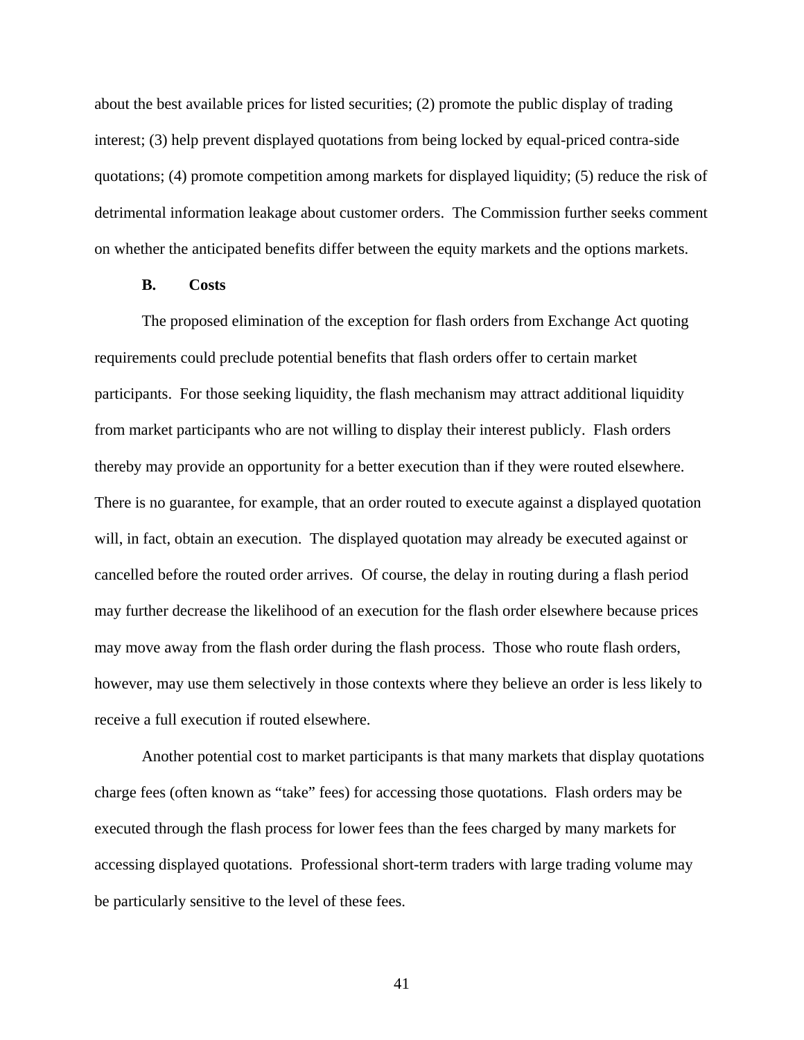about the best available prices for listed securities; (2) promote the public display of trading interest; (3) help prevent displayed quotations from being locked by equal-priced contra-side quotations; (4) promote competition among markets for displayed liquidity; (5) reduce the risk of detrimental information leakage about customer orders. The Commission further seeks comment on whether the anticipated benefits differ between the equity markets and the options markets.

### B. Costs

The proposed elimination of the exception for flash orders from Exchange Act quoting requirements could preclude potential benefits that flash orders offer to certain market participants. For those seeking liquidity, the flash mechanism may attract additional liquidity from market participants who are not willing to display their interest publicly. Flash orders thereby may provide an opportunity for a better execution than if they were routed elsewhere. There is no guarantee, for example, that an order routed to execute against a displayed quotation will, in fact, obtain an execution. The displayed quotation may already be executed against or cancelled before the routed order arrives. Of course, the delay in routing during a flash period may further decrease the likelihood of an execution for the flash order elsewhere because prices may move away from the flash order during the flash process. Those who route flash orders, however, may use them selectively in those contexts where they believe an order is less likely to receive a full execution if routed elsewhere.

Another potential cost to market participants is that many markets that display quotations charge fees (often known as "take" fees) for accessing those quotations. Flash orders may be executed through the flash process for lower fees than the fees charged by many markets for accessing displayed quotations. Professional short-term traders with large trading volume may be particularly sensitive to the level of these fees.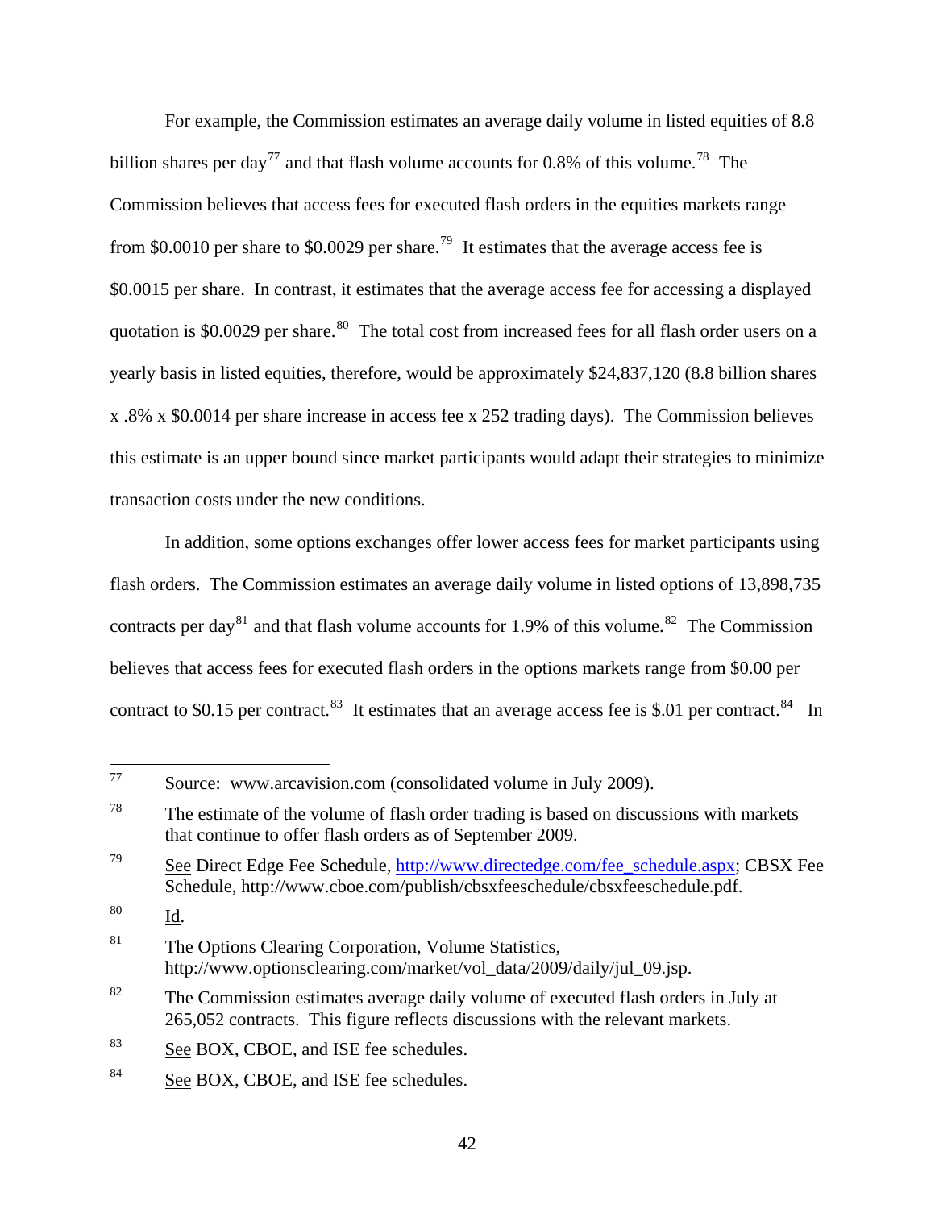For example, the Commission estimates an average daily volume in listed equities of 8.8 billion shares per day[77] and that flash volume accounts for 0.8% of this volume.[78] The Commission believes that access fees for executed flash orders in the equities markets range from $0.0010 per share to $0.0029 per share.[79] It estimates that the average access fee is $0.0015 per share. In contrast, it estimates that the average access fee for accessing a displayed quotation is $0.0029 per share.[80] The total cost from increased fees for all flash order users on a yearly basis in listed equities, therefore, would be approximately $24,837,120 (8.8 billion shares x .8% x $0.0014 per share increase in access fee x 252 trading days). The Commission believes this estimate is an upper bound since market participants would adapt their strategies to minimize transaction costs under the new conditions.

In addition, some options exchanges offer lower access fees for market participants using flash orders. The Commission estimates an average daily volume in listed options of 13,898,735 contracts per day[81] and that flash volume accounts for 1.9% of this volume.[82] The Commission believes that access fees for executed flash orders in the options markets range from $0.00 per contract to $0.15 per contract.[83] It estimates that an average access fee is $.01 per contract.[84] In

---

[77] Source: www.arcavision.com (consolidated volume in July 2009).

[78] The estimate of the volume of flash order trading is based on discussions with markets that continue to offer flash orders as of September 2009.

[79] See Direct Edge Fee Schedule, http://www.directedge.com/fee_schedule.aspx; CBSX Fee Schedule, http://www.cboe.com/publish/cbsxfeeschedule/cbsxfeeschedule.pdf.

[80] Id.

[81] The Options Clearing Corporation, Volume Statistics, http://www.optionsclearing.com/market/vol_data/2009/daily/jul_09.jsp.

[82] The Commission estimates average daily volume of executed flash orders in July at 265,052 contracts. This figure reflects discussions with the relevant markets.

[83] See BOX, CBOE, and ISE fee schedules.

[84] See BOX, CBOE, and ISE fee schedules.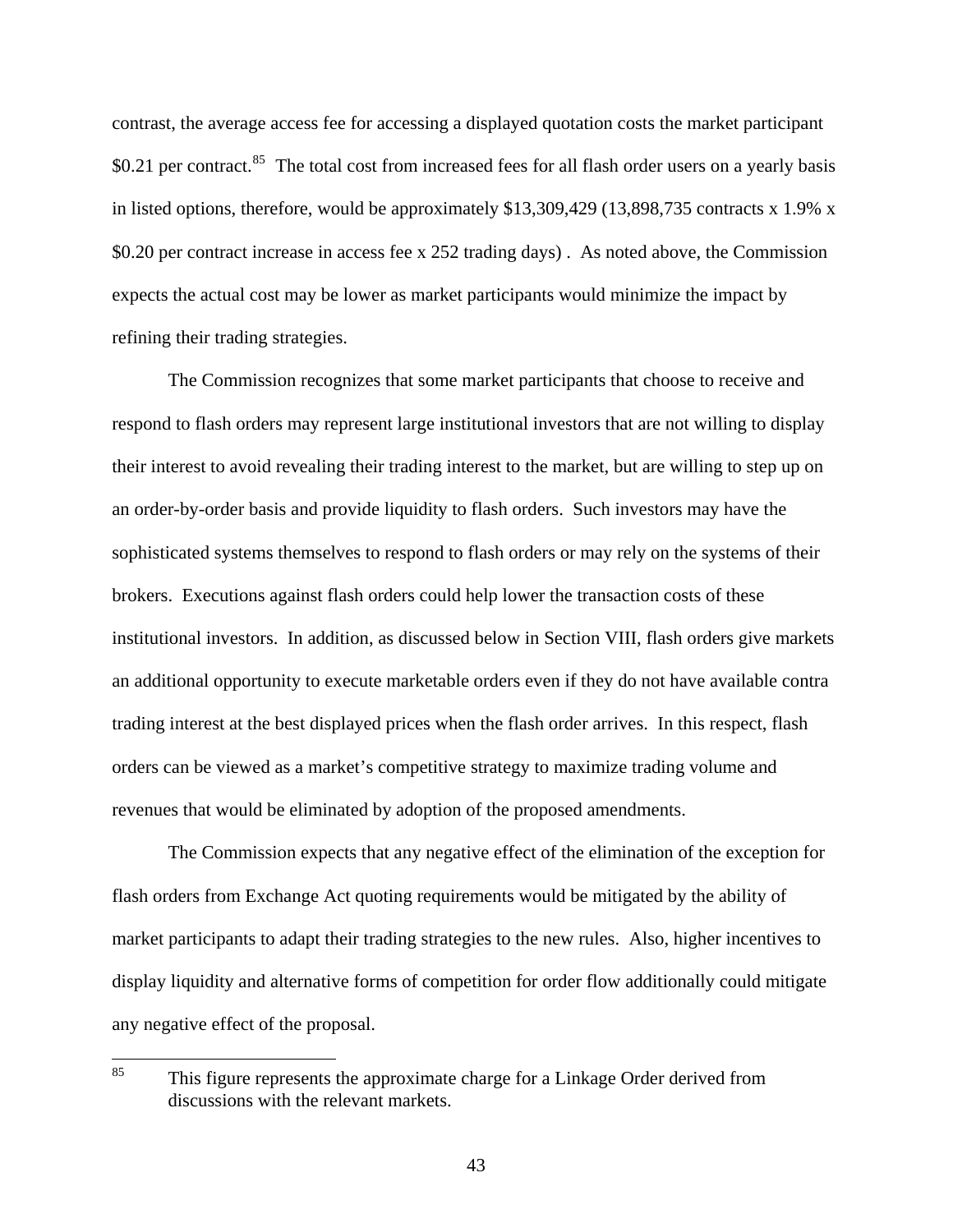contrast, the average access fee for accessing a displayed quotation costs the market participant $0.21 per contract.[85] The total cost from increased fees for all flash order users on a yearly basis in listed options, therefore, would be approximately $13,309,429 (13,898,735 contracts x 1.9% x $0.20 per contract increase in access fee x 252 trading days) . As noted above, the Commission expects the actual cost may be lower as market participants would minimize the impact by refining their trading strategies.

The Commission recognizes that some market participants that choose to receive and respond to flash orders may represent large institutional investors that are not willing to display their interest to avoid revealing their trading interest to the market, but are willing to step up on an order-by-order basis and provide liquidity to flash orders. Such investors may have the sophisticated systems themselves to respond to flash orders or may rely on the systems of their brokers. Executions against flash orders could help lower the transaction costs of these institutional investors. In addition, as discussed below in Section VIII, flash orders give markets an additional opportunity to execute marketable orders even if they do not have available contra trading interest at the best displayed prices when the flash order arrives. In this respect, flash orders can be viewed as a market's competitive strategy to maximize trading volume and revenues that would be eliminated by adoption of the proposed amendments.

The Commission expects that any negative effect of the elimination of the exception for flash orders from Exchange Act quoting requirements would be mitigated by the ability of market participants to adapt their trading strategies to the new rules. Also, higher incentives to display liquidity and alternative forms of competition for order flow additionally could mitigate any negative effect of the proposal.

---

[85] This figure represents the approximate charge for a Linkage Order derived from discussions with the relevant markets.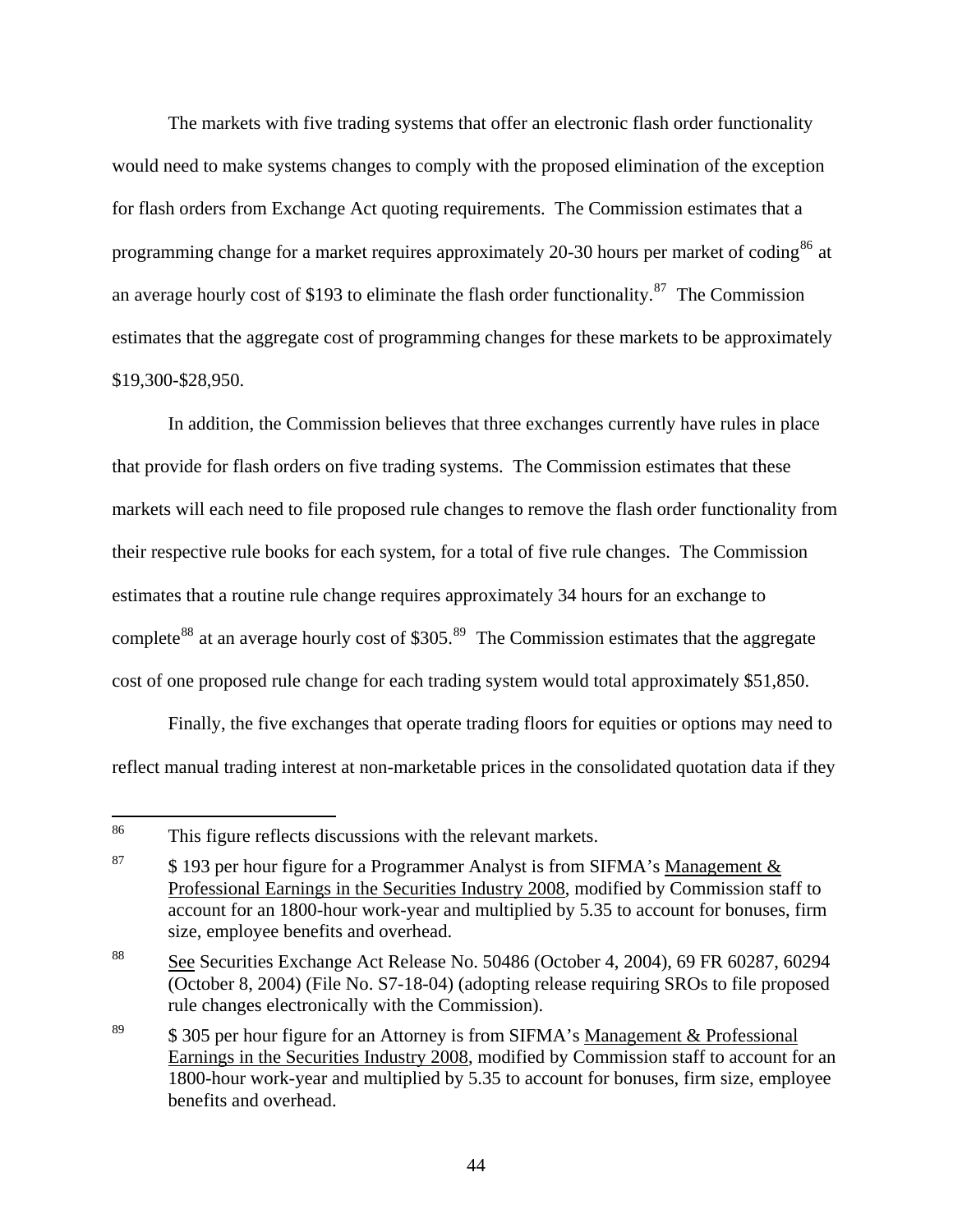The markets with five trading systems that offer an electronic flash order functionality would need to make systems changes to comply with the proposed elimination of the exception for flash orders from Exchange Act quoting requirements. The Commission estimates that a programming change for a market requires approximately 20-30 hours per market of coding[86] at an average hourly cost of $193 to eliminate the flash order functionality.[87] The Commission estimates that the aggregate cost of programming changes for these markets to be approximately $19,300-$28,950.

In addition, the Commission believes that three exchanges currently have rules in place that provide for flash orders on five trading systems. The Commission estimates that these markets will each need to file proposed rule changes to remove the flash order functionality from their respective rule books for each system, for a total of five rule changes. The Commission estimates that a routine rule change requires approximately 34 hours for an exchange to complete[88] at an average hourly cost of $305.[89] The Commission estimates that the aggregate cost of one proposed rule change for each trading system would total approximately $51,850.

Finally, the five exchanges that operate trading floors for equities or options may need to reflect manual trading interest at non-marketable prices in the consolidated quotation data if they

---

86 This figure reflects discussions with the relevant markets.

87 $ 193 per hour figure for a Programmer Analyst is from SIFMA's Management & Professional Earnings in the Securities Industry 2008, modified by Commission staff to account for an 1800-hour work-year and multiplied by 5.35 to account for bonuses, firm size, employee benefits and overhead.

88 See Securities Exchange Act Release No. 50486 (October 4, 2004), 69 FR 60287, 60294 (October 8, 2004) (File No. S7-18-04) (adopting release requiring SROs to file proposed rule changes electronically with the Commission).

89 $ 305 per hour figure for an Attorney is from SIFMA's Management & Professional Earnings in the Securities Industry 2008, modified by Commission staff to account for an 1800-hour work-year and multiplied by 5.35 to account for bonuses, firm size, employee benefits and overhead.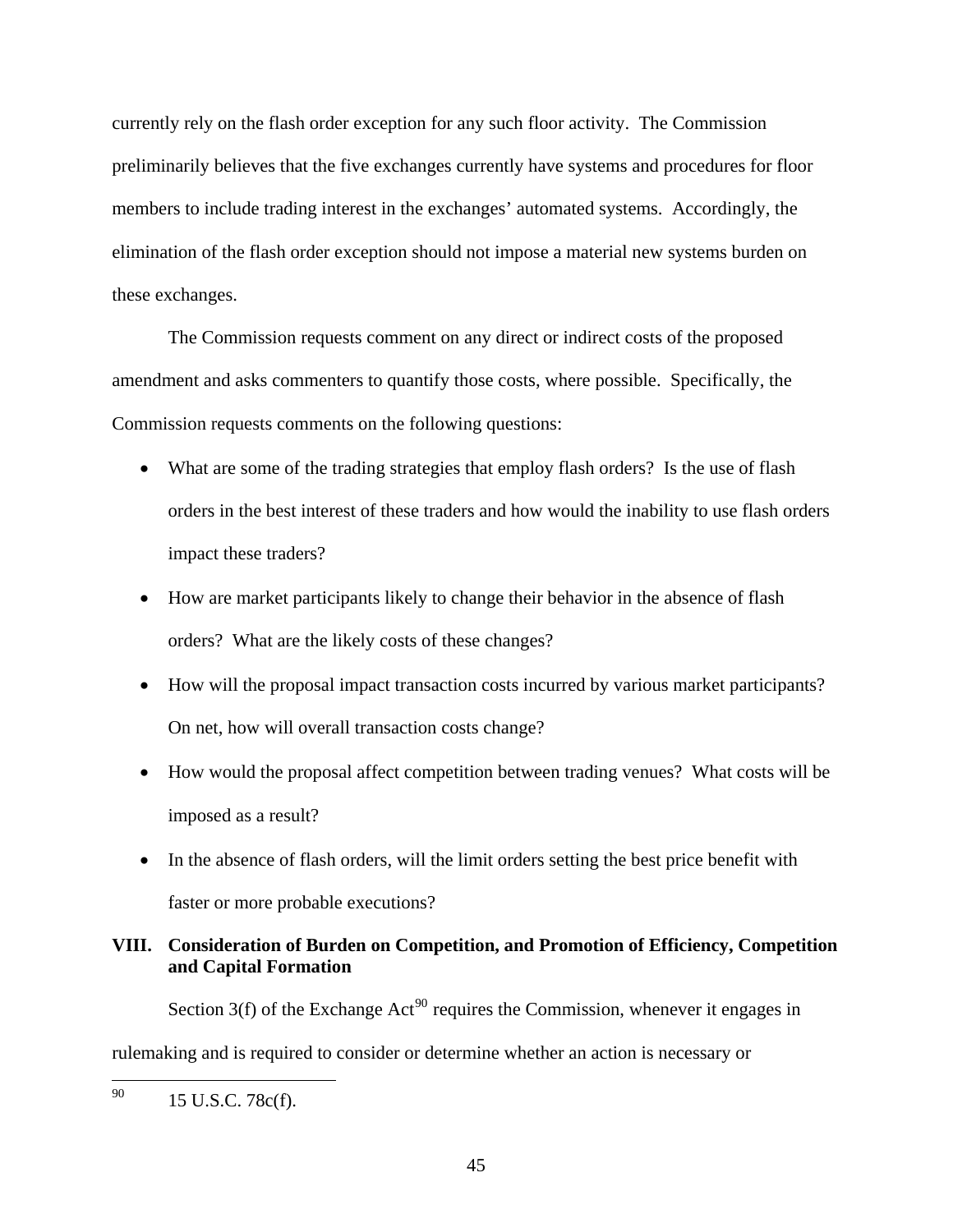currently rely on the flash order exception for any such floor activity. The Commission preliminarily believes that the five exchanges currently have systems and procedures for floor members to include trading interest in the exchanges' automated systems. Accordingly, the elimination of the flash order exception should not impose a material new systems burden on these exchanges.

The Commission requests comment on any direct or indirect costs of the proposed amendment and asks commenters to quantify those costs, where possible. Specifically, the Commission requests comments on the following questions:

- What are some of the trading strategies that employ flash orders? Is the use of flash orders in the best interest of these traders and how would the inability to use flash orders impact these traders?
- How are market participants likely to change their behavior in the absence of flash orders? What are the likely costs of these changes?
- How will the proposal impact transaction costs incurred by various market participants? On net, how will overall transaction costs change?
- How would the proposal affect competition between trading venues? What costs will be imposed as a result?
- In the absence of flash orders, will the limit orders setting the best price benefit with faster or more probable executions?

## VIII. Consideration of Burden on Competition, and Promotion of Efficiency, Competition and Capital Formation

Section 3(f) of the Exchange Act[90] requires the Commission, whenever it engages in rulemaking and is required to consider or determine whether an action is necessary or

---

[90] 15 U.S.C. 78c(f).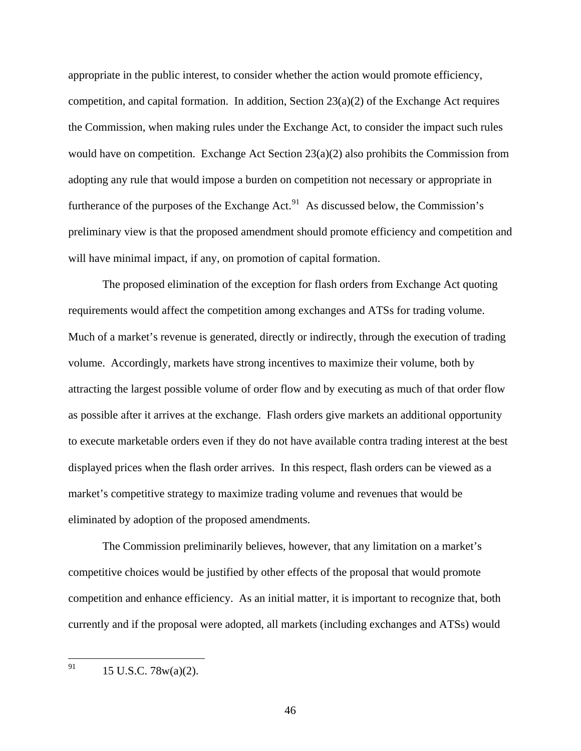appropriate in the public interest, to consider whether the action would promote efficiency, competition, and capital formation. In addition, Section 23(a)(2) of the Exchange Act requires the Commission, when making rules under the Exchange Act, to consider the impact such rules would have on competition. Exchange Act Section 23(a)(2) also prohibits the Commission from adopting any rule that would impose a burden on competition not necessary or appropriate in furtherance of the purposes of the Exchange Act.[91] As discussed below, the Commission's preliminary view is that the proposed amendment should promote efficiency and competition and will have minimal impact, if any, on promotion of capital formation.

The proposed elimination of the exception for flash orders from Exchange Act quoting requirements would affect the competition among exchanges and ATSs for trading volume. Much of a market's revenue is generated, directly or indirectly, through the execution of trading volume. Accordingly, markets have strong incentives to maximize their volume, both by attracting the largest possible volume of order flow and by executing as much of that order flow as possible after it arrives at the exchange. Flash orders give markets an additional opportunity to execute marketable orders even if they do not have available contra trading interest at the best displayed prices when the flash order arrives. In this respect, flash orders can be viewed as a market's competitive strategy to maximize trading volume and revenues that would be eliminated by adoption of the proposed amendments.

The Commission preliminarily believes, however, that any limitation on a market's competitive choices would be justified by other effects of the proposal that would promote competition and enhance efficiency. As an initial matter, it is important to recognize that, both currently and if the proposal were adopted, all markets (including exchanges and ATSs) would

---

[91] 15 U.S.C. 78w(a)(2).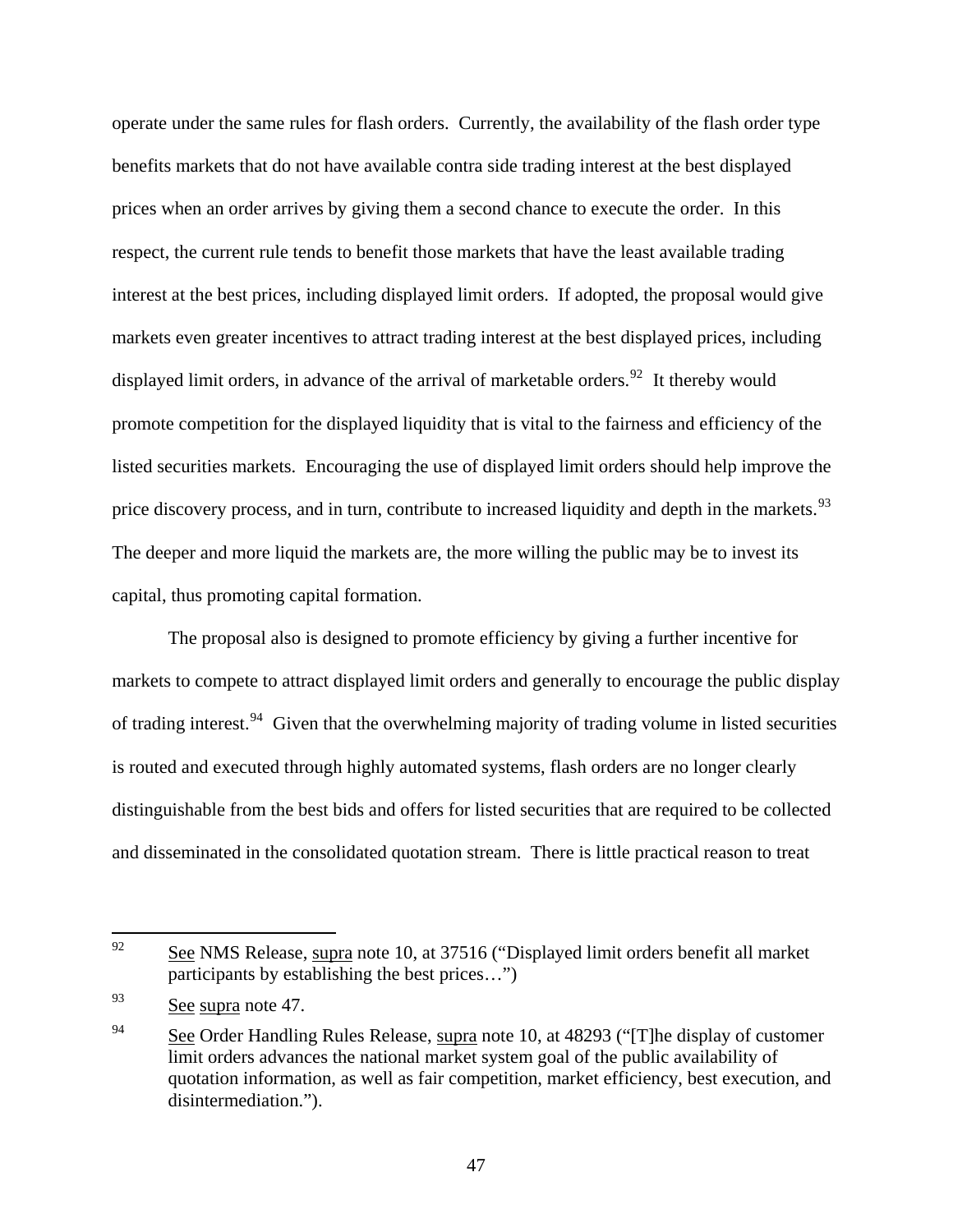operate under the same rules for flash orders. Currently, the availability of the flash order type benefits markets that do not have available contra side trading interest at the best displayed prices when an order arrives by giving them a second chance to execute the order. In this respect, the current rule tends to benefit those markets that have the least available trading interest at the best prices, including displayed limit orders. If adopted, the proposal would give markets even greater incentives to attract trading interest at the best displayed prices, including displayed limit orders, in advance of the arrival of marketable orders.[92] It thereby would promote competition for the displayed liquidity that is vital to the fairness and efficiency of the listed securities markets. Encouraging the use of displayed limit orders should help improve the price discovery process, and in turn, contribute to increased liquidity and depth in the markets.[93] The deeper and more liquid the markets are, the more willing the public may be to invest its capital, thus promoting capital formation.

The proposal also is designed to promote efficiency by giving a further incentive for markets to compete to attract displayed limit orders and generally to encourage the public display of trading interest.[94] Given that the overwhelming majority of trading volume in listed securities is routed and executed through highly automated systems, flash orders are no longer clearly distinguishable from the best bids and offers for listed securities that are required to be collected and disseminated in the consolidated quotation stream. There is little practical reason to treat

---

[92] See NMS Release, supra note 10, at 37516 ("Displayed limit orders benefit all market participants by establishing the best prices…")

[93] See supra note 47.

[94] See Order Handling Rules Release, supra note 10, at 48293 ("[T]he display of customer limit orders advances the national market system goal of the public availability of quotation information, as well as fair competition, market efficiency, best execution, and disintermediation.").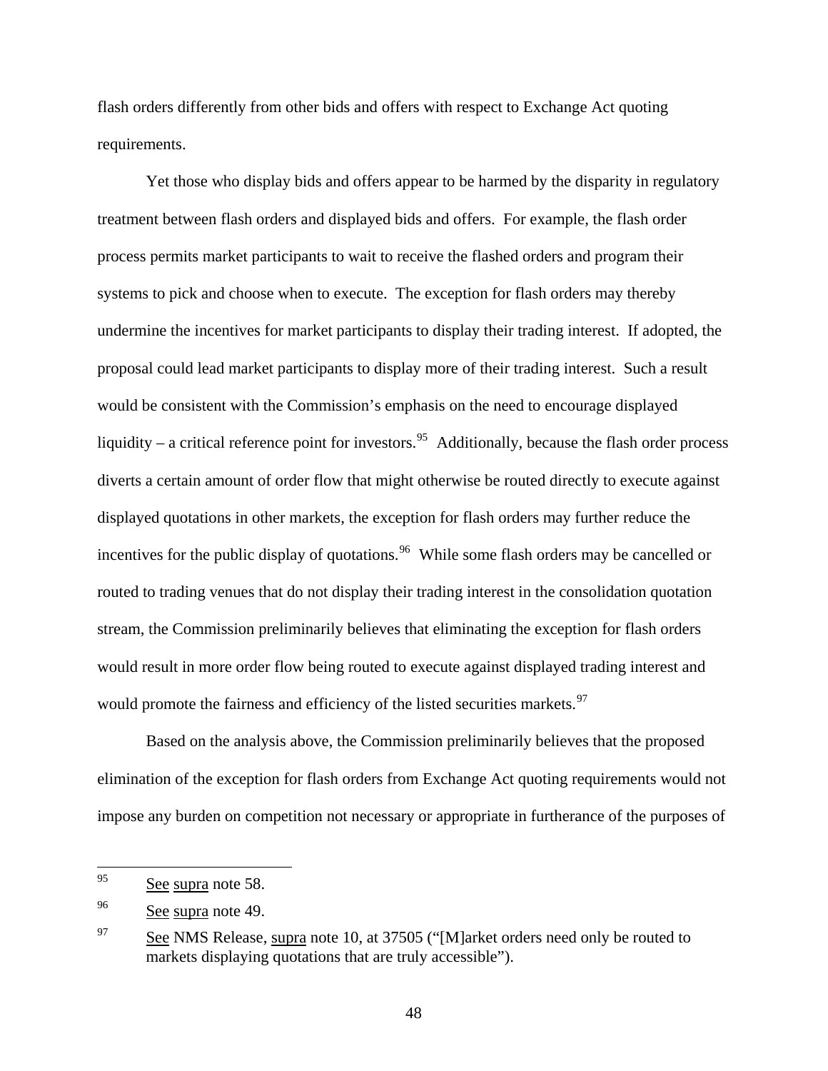flash orders differently from other bids and offers with respect to Exchange Act quoting requirements.

Yet those who display bids and offers appear to be harmed by the disparity in regulatory treatment between flash orders and displayed bids and offers. For example, the flash order process permits market participants to wait to receive the flashed orders and program their systems to pick and choose when to execute. The exception for flash orders may thereby undermine the incentives for market participants to display their trading interest. If adopted, the proposal could lead market participants to display more of their trading interest. Such a result would be consistent with the Commission's emphasis on the need to encourage displayed liquidity – a critical reference point for investors.[95] Additionally, because the flash order process diverts a certain amount of order flow that might otherwise be routed directly to execute against displayed quotations in other markets, the exception for flash orders may further reduce the incentives for the public display of quotations.[96] While some flash orders may be cancelled or routed to trading venues that do not display their trading interest in the consolidation quotation stream, the Commission preliminarily believes that eliminating the exception for flash orders would result in more order flow being routed to execute against displayed trading interest and would promote the fairness and efficiency of the listed securities markets.[97]

Based on the analysis above, the Commission preliminarily believes that the proposed elimination of the exception for flash orders from Exchange Act quoting requirements would not impose any burden on competition not necessary or appropriate in furtherance of the purposes of

---

[95] See supra note 58.

[96] See supra note 49.

[97] See NMS Release, supra note 10, at 37505 ("[M]arket orders need only be routed to markets displaying quotations that are truly accessible").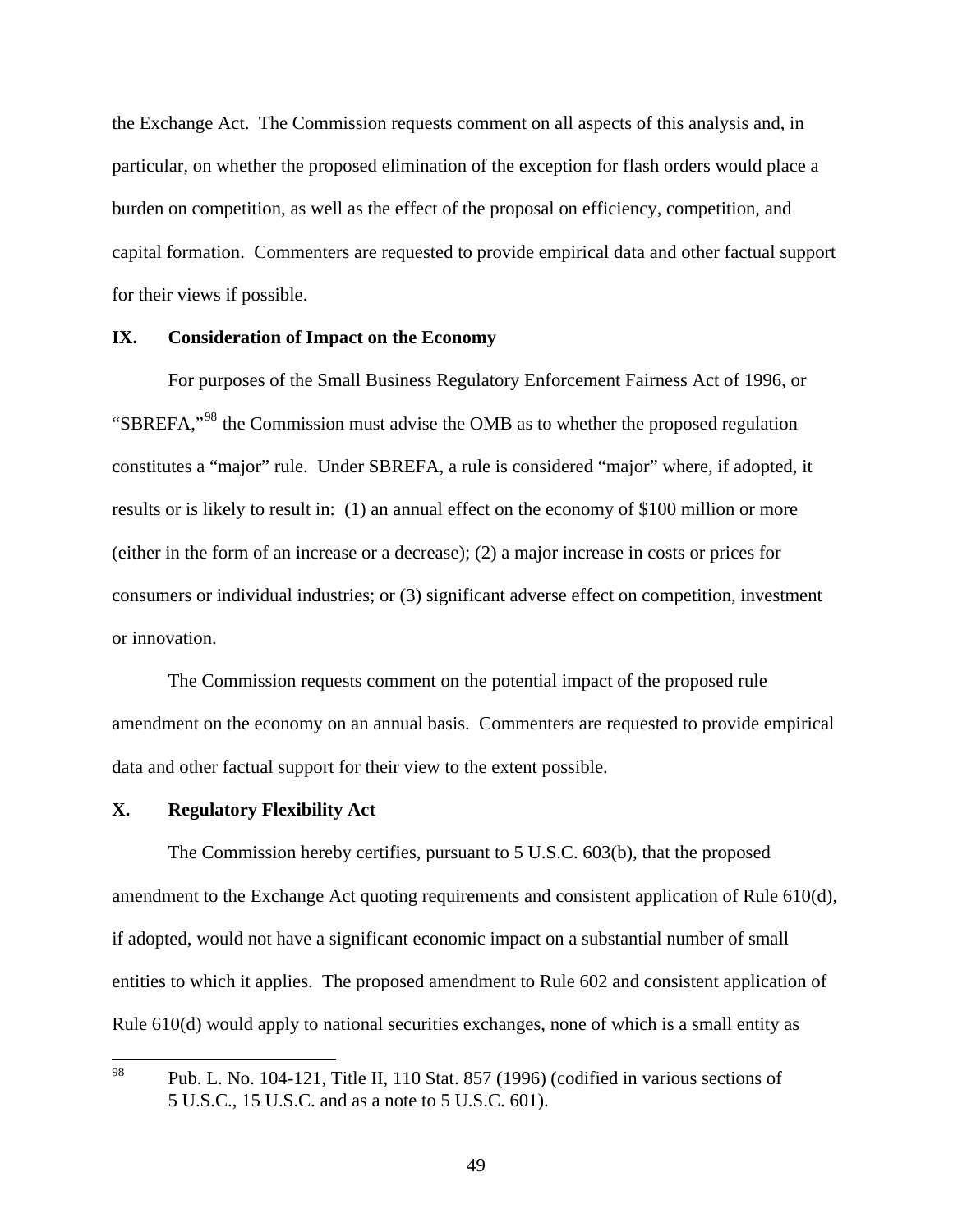the Exchange Act. The Commission requests comment on all aspects of this analysis and, in particular, on whether the proposed elimination of the exception for flash orders would place a burden on competition, as well as the effect of the proposal on efficiency, competition, and capital formation. Commenters are requested to provide empirical data and other factual support for their views if possible.

## IX. Consideration of Impact on the Economy

For purposes of the Small Business Regulatory Enforcement Fairness Act of 1996, or "SBREFA,"[98] the Commission must advise the OMB as to whether the proposed regulation constitutes a "major" rule. Under SBREFA, a rule is considered "major" where, if adopted, it results or is likely to result in: (1) an annual effect on the economy of $100 million or more (either in the form of an increase or a decrease); (2) a major increase in costs or prices for consumers or individual industries; or (3) significant adverse effect on competition, investment or innovation.

The Commission requests comment on the potential impact of the proposed rule amendment on the economy on an annual basis. Commenters are requested to provide empirical data and other factual support for their view to the extent possible.

## X. Regulatory Flexibility Act

The Commission hereby certifies, pursuant to 5 U.S.C. 603(b), that the proposed amendment to the Exchange Act quoting requirements and consistent application of Rule 610(d), if adopted, would not have a significant economic impact on a substantial number of small entities to which it applies. The proposed amendment to Rule 602 and consistent application of Rule 610(d) would apply to national securities exchanges, none of which is a small entity as

---

[98] Pub. L. No. 104-121, Title II, 110 Stat. 857 (1996) (codified in various sections of 5 U.S.C., 15 U.S.C. and as a note to 5 U.S.C. 601).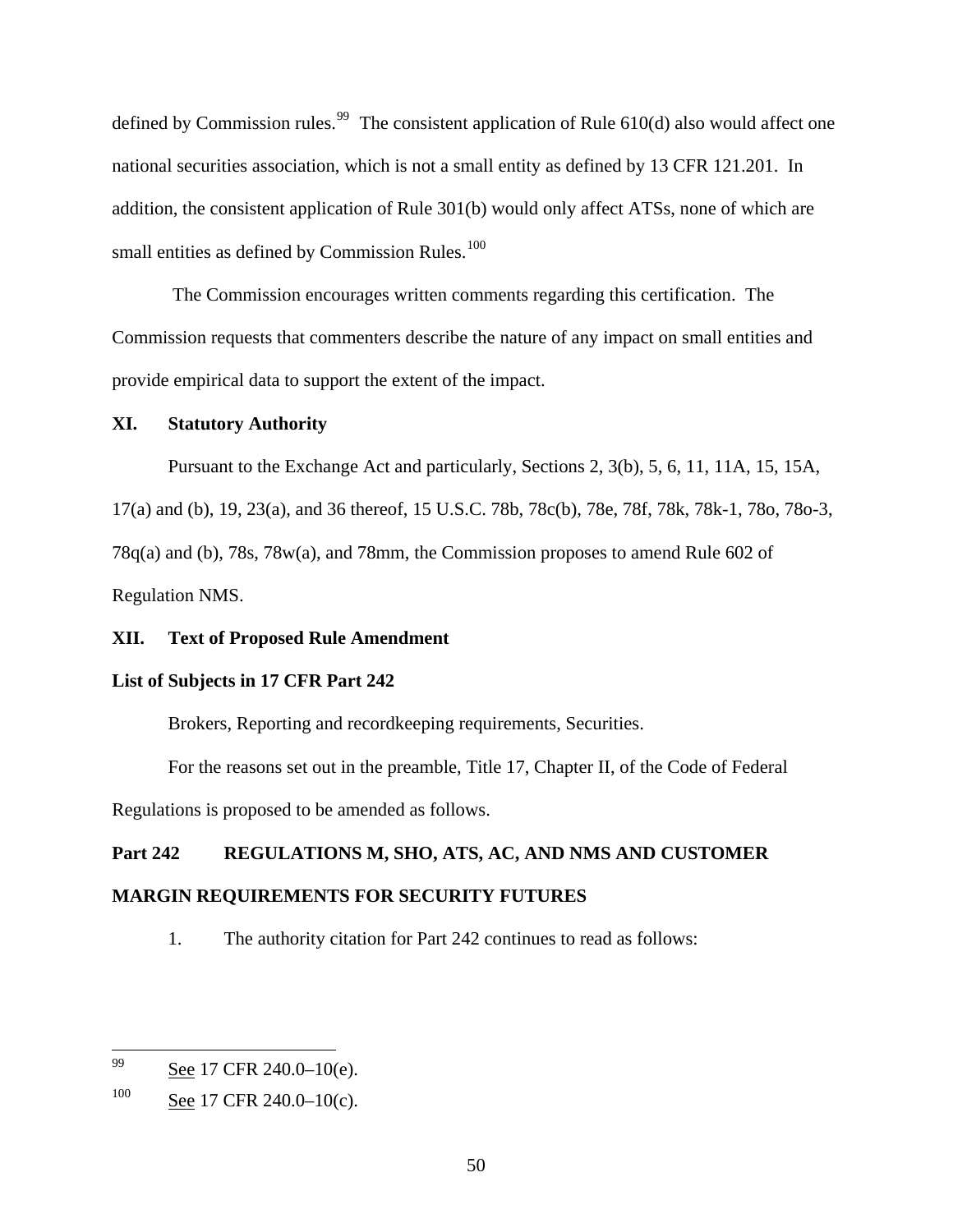defined by Commission rules.[99] The consistent application of Rule 610(d) also would affect one national securities association, which is not a small entity as defined by 13 CFR 121.201. In addition, the consistent application of Rule 301(b) would only affect ATSs, none of which are small entities as defined by Commission Rules.[100]

The Commission encourages written comments regarding this certification. The Commission requests that commenters describe the nature of any impact on small entities and provide empirical data to support the extent of the impact.

## XI. Statutory Authority

Pursuant to the Exchange Act and particularly, Sections 2, 3(b), 5, 6, 11, 11A, 15, 15A, 17(a) and (b), 19, 23(a), and 36 thereof, 15 U.S.C. 78b, 78c(b), 78e, 78f, 78k, 78k-1, 78o, 78o-3, 78q(a) and (b), 78s, 78w(a), and 78mm, the Commission proposes to amend Rule 602 of Regulation NMS.

## XII. Text of Proposed Rule Amendment

**List of Subjects in 17 CFR Part 242**

Brokers, Reporting and recordkeeping requirements, Securities.

For the reasons set out in the preamble, Title 17, Chapter II, of the Code of Federal Regulations is proposed to be amended as follows.

**Part 242 REGULATIONS M, SHO, ATS, AC, AND NMS AND CUSTOMER MARGIN REQUIREMENTS FOR SECURITY FUTURES**

1. The authority citation for Part 242 continues to read as follows:

---

[99] See 17 CFR 240.0–10(e).

[100] See 17 CFR 240.0–10(c).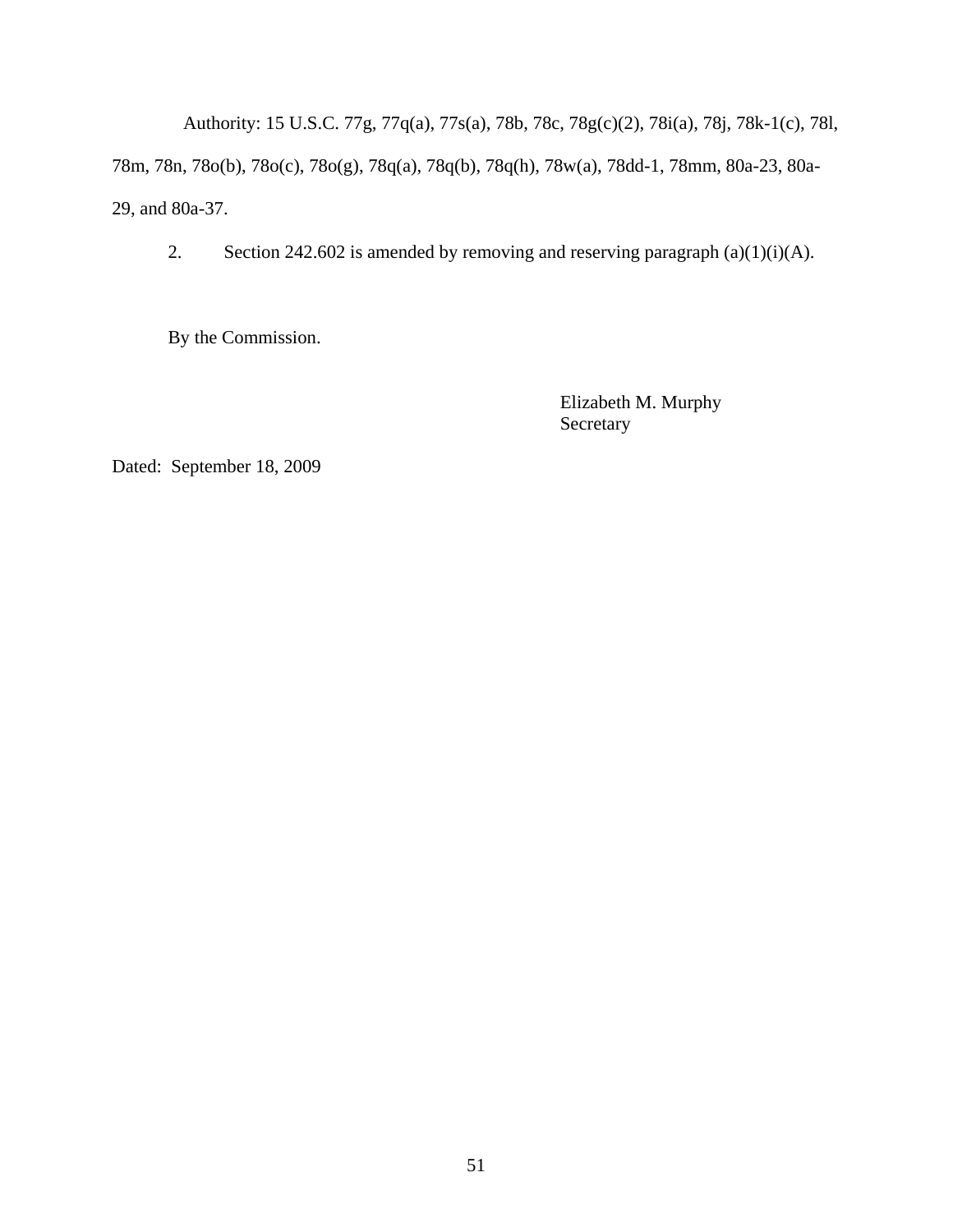Authority: 15 U.S.C. 77g, 77q(a), 77s(a), 78b, 78c, 78g(c)(2), 78i(a), 78j, 78k-1(c), 78l, 78m, 78n, 78o(b), 78o(c), 78o(g), 78q(a), 78q(b), 78q(h), 78w(a), 78dd-1, 78mm, 80a-23, 80a-29, and 80a-37.

2. Section 242.602 is amended by removing and reserving paragraph (a)(1)(i)(A).

By the Commission.

Elizabeth M. Murphy
Secretary

Dated: September 18, 2009